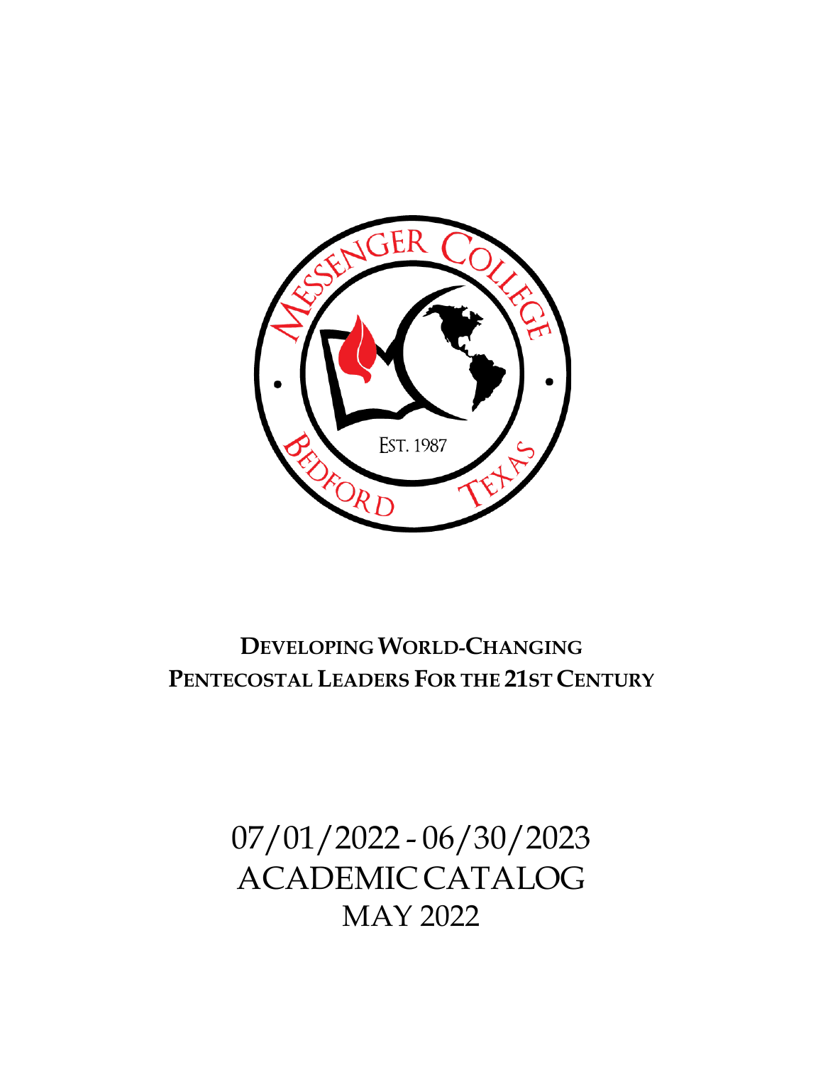MESSENGER COLLEGE

EST. 1987

BEDFORD TEXAS

# DEVELOPING WORLD-CHANGING PENTECOSTAL LEADERS FOR THE 21ST CENTURY

07/01/2022 - 06/30/2023

ACADEMIC CATALOG

MAY 2022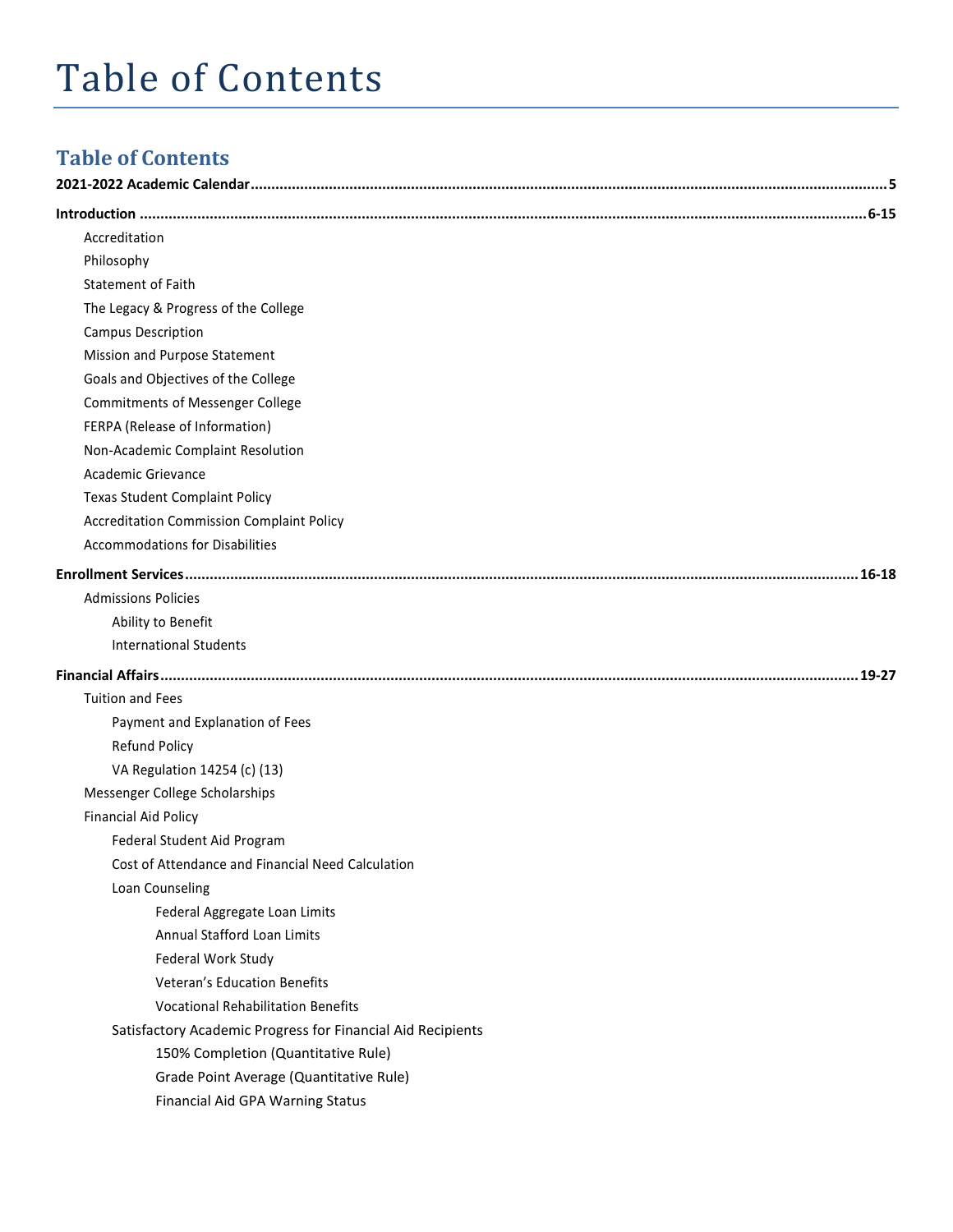# Table of Contents

## Table of Contents

**2021-2022 Academic Calendar** .......... **5**

**Introduction** .......... **6-15**

- Accreditation
- Philosophy
- Statement of Faith
- The Legacy & Progress of the College
- Campus Description
- Mission and Purpose Statement
- Goals and Objectives of the College
- Commitments of Messenger College
- FERPA (Release of Information)
- Non-Academic Complaint Resolution
- Academic Grievance
- Texas Student Complaint Policy
- Accreditation Commission Complaint Policy
- Accommodations for Disabilities

**Enrollment Services** .......... **16-18**

- Admissions Policies
  - Ability to Benefit
  - International Students

**Financial Affairs** .......... **19-27**

- Tuition and Fees
  - Payment and Explanation of Fees
  - Refund Policy
  - VA Regulation 14254 (c) (13)
- Messenger College Scholarships
- Financial Aid Policy
  - Federal Student Aid Program
  - Cost of Attendance and Financial Need Calculation
  - Loan Counseling
    - Federal Aggregate Loan Limits
    - Annual Stafford Loan Limits
    - Federal Work Study
    - Veteran's Education Benefits
    - Vocational Rehabilitation Benefits
  - Satisfactory Academic Progress for Financial Aid Recipients
    - 150% Completion (Quantitative Rule)
    - Grade Point Average (Quantitative Rule)
    - Financial Aid GPA Warning Status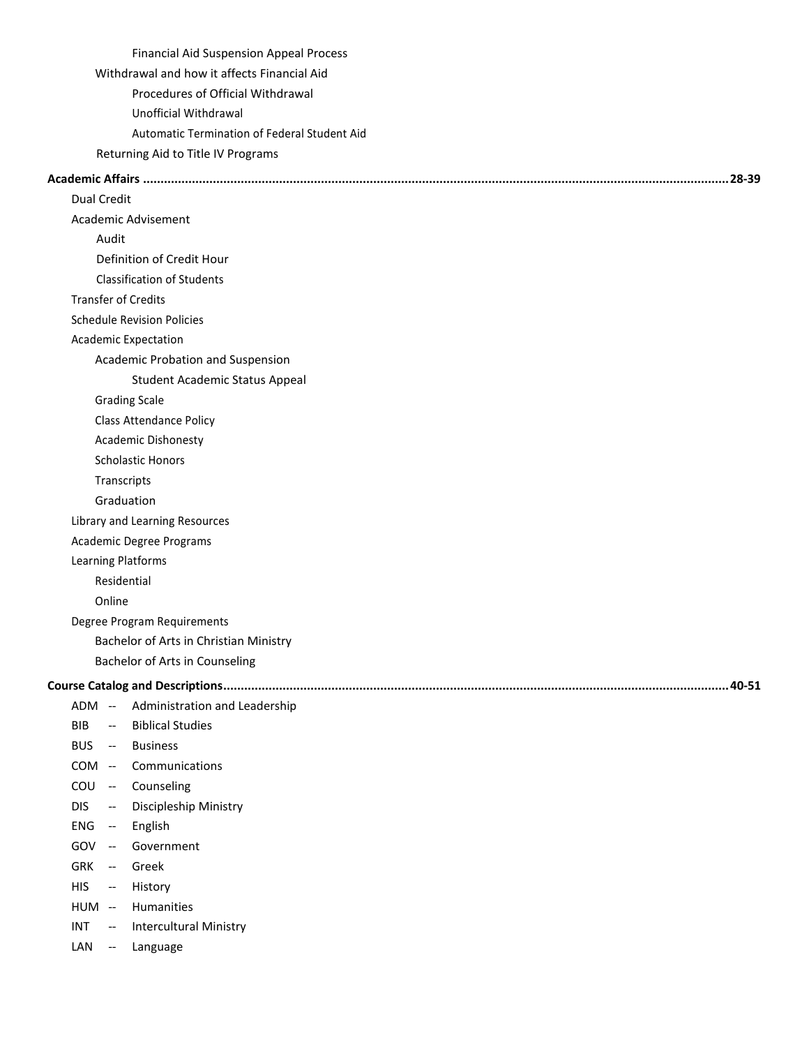- Financial Aid Suspension Appeal Process
- Withdrawal and how it affects Financial Aid
  - Procedures of Official Withdrawal
  - Unofficial Withdrawal
  - Automatic Termination of Federal Student Aid
- Returning Aid to Title IV Programs

**Academic Affairs ........................................................................ 28-39**

- Dual Credit
- Academic Advisement
  - Audit
  - Definition of Credit Hour
  - Classification of Students
- Transfer of Credits
- Schedule Revision Policies
- Academic Expectation
  - Academic Probation and Suspension
    - Student Academic Status Appeal
  - Grading Scale
  - Class Attendance Policy
  - Academic Dishonesty
  - Scholastic Honors
  - Transcripts
  - Graduation
- Library and Learning Resources
- Academic Degree Programs
- Learning Platforms
  - Residential
  - Online
- Degree Program Requirements
  - Bachelor of Arts in Christian Ministry
  - Bachelor of Arts in Counseling

**Course Catalog and Descriptions ........................................................................ 40-51**

- ADM -- Administration and Leadership
- BIB -- Biblical Studies
- BUS -- Business
- COM -- Communications
- COU -- Counseling
- DIS -- Discipleship Ministry
- ENG -- English
- GOV -- Government
- GRK -- Greek
- HIS -- History
- HUM -- Humanities
- INT -- Intercultural Ministry
- LAN -- Language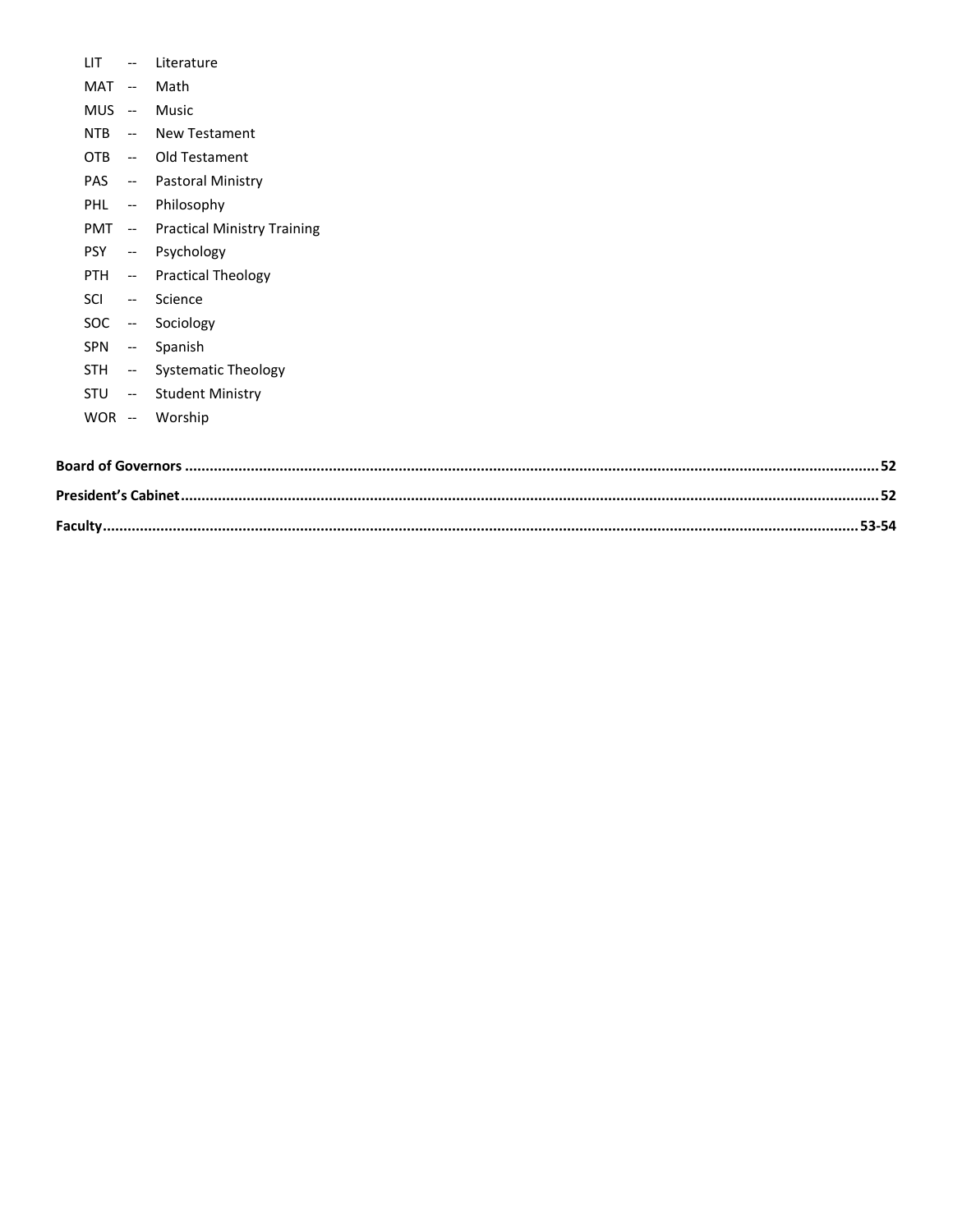LIT -- Literature
MAT -- Math
MUS -- Music
NTB -- New Testament
OTB -- Old Testament
PAS -- Pastoral Ministry
PHL -- Philosophy
PMT -- Practical Ministry Training
PSY -- Psychology
PTH -- Practical Theology
SCI -- Science
SOC -- Sociology
SPN -- Spanish
STH -- Systematic Theology
STU -- Student Ministry
WOR -- Worship

**Board of Governors ........................................................................................................................................ 52**

**President's Cabinet ........................................................................................................................................ 52**

**Faculty ........................................................................................................................................ 53-54**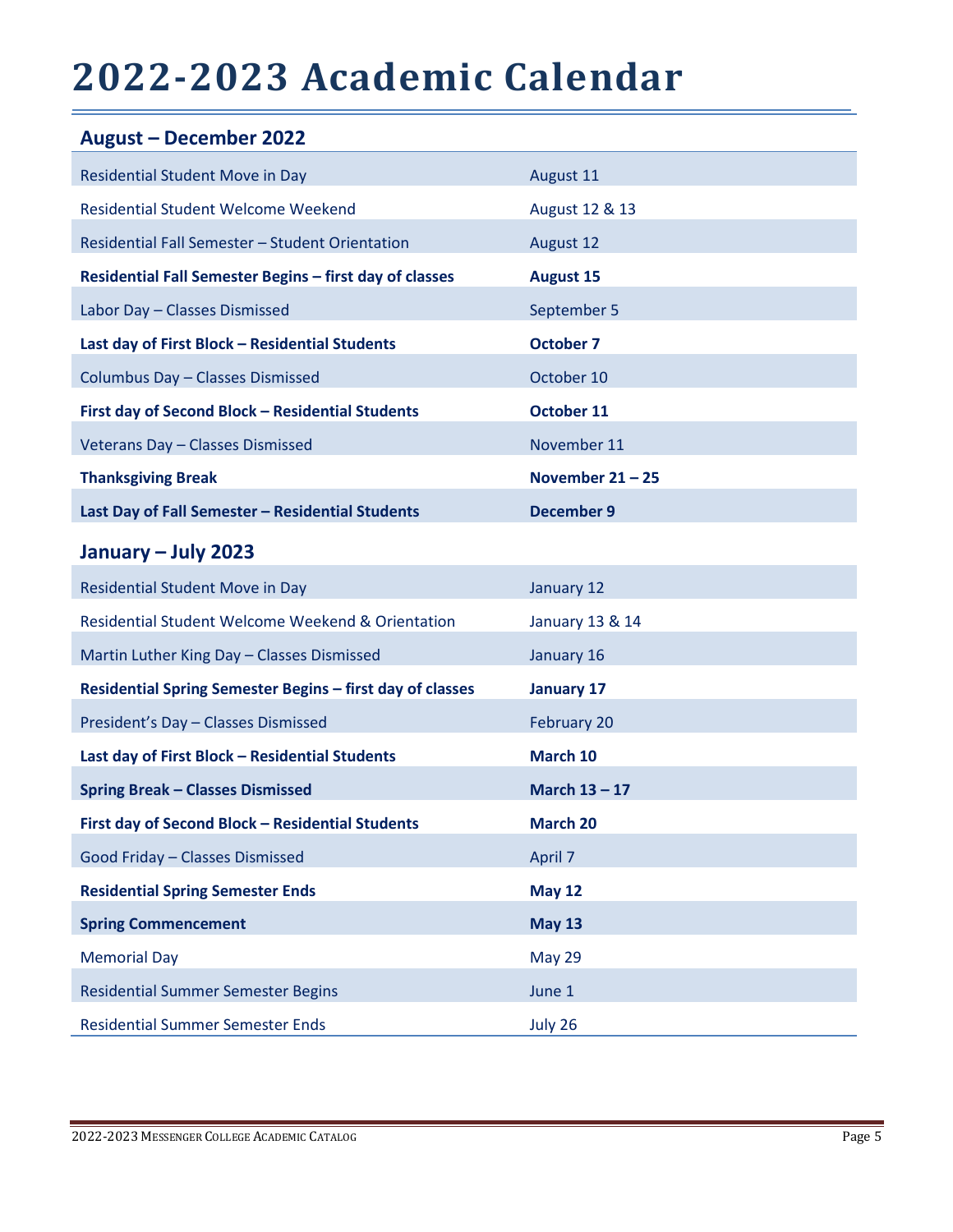# 2022-2023 Academic Calendar

## August – December 2022

| | |
|---|---|
| Residential Student Move in Day | August 11 |
| Residential Student Welcome Weekend | August 12 & 13 |
| Residential Fall Semester – Student Orientation | August 12 |
| **Residential Fall Semester Begins – first day of classes** | **August 15** |
| Labor Day – Classes Dismissed | September 5 |
| **Last day of First Block – Residential Students** | **October 7** |
| Columbus Day – Classes Dismissed | October 10 |
| **First day of Second Block – Residential Students** | **October 11** |
| Veterans Day – Classes Dismissed | November 11 |
| **Thanksgiving Break** | **November 21 – 25** |
| **Last Day of Fall Semester – Residential Students** | **December 9** |

## January – July 2023

| | |
|---|---|
| Residential Student Move in Day | January 12 |
| Residential Student Welcome Weekend & Orientation | January 13 & 14 |
| Martin Luther King Day – Classes Dismissed | January 16 |
| **Residential Spring Semester Begins – first day of classes** | **January 17** |
| President's Day – Classes Dismissed | February 20 |
| **Last day of First Block – Residential Students** | **March 10** |
| **Spring Break – Classes Dismissed** | **March 13 – 17** |
| **First day of Second Block – Residential Students** | **March 20** |
| Good Friday – Classes Dismissed | April 7 |
| **Residential Spring Semester Ends** | **May 12** |
| **Spring Commencement** | **May 13** |
| Memorial Day | May 29 |
| Residential Summer Semester Begins | June 1 |
| Residential Summer Semester Ends | July 26 |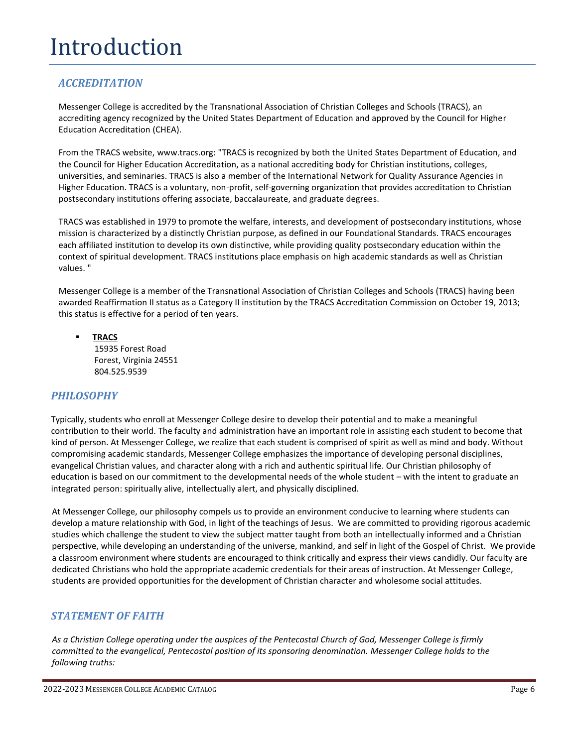# Introduction

## *ACCREDITATION*

Messenger College is accredited by the Transnational Association of Christian Colleges and Schools (TRACS), an accrediting agency recognized by the United States Department of Education and approved by the Council for Higher Education Accreditation (CHEA).

From the TRACS website, www.tracs.org: "TRACS is recognized by both the United States Department of Education, and the Council for Higher Education Accreditation, as a national accrediting body for Christian institutions, colleges, universities, and seminaries. TRACS is also a member of the International Network for Quality Assurance Agencies in Higher Education. TRACS is a voluntary, non-profit, self-governing organization that provides accreditation to Christian postsecondary institutions offering associate, baccalaureate, and graduate degrees.

TRACS was established in 1979 to promote the welfare, interests, and development of postsecondary institutions, whose mission is characterized by a distinctly Christian purpose, as defined in our Foundational Standards. TRACS encourages each affiliated institution to develop its own distinctive, while providing quality postsecondary education within the context of spiritual development. TRACS institutions place emphasis on high academic standards as well as Christian values. "

Messenger College is a member of the Transnational Association of Christian Colleges and Schools (TRACS) having been awarded Reaffirmation II status as a Category II institution by the TRACS Accreditation Commission on October 19, 2013; this status is effective for a period of ten years.

- **TRACS**
  15935 Forest Road
  Forest, Virginia 24551
  804.525.9539

## *PHILOSOPHY*

Typically, students who enroll at Messenger College desire to develop their potential and to make a meaningful contribution to their world. The faculty and administration have an important role in assisting each student to become that kind of person. At Messenger College, we realize that each student is comprised of spirit as well as mind and body. Without compromising academic standards, Messenger College emphasizes the importance of developing personal disciplines, evangelical Christian values, and character along with a rich and authentic spiritual life. Our Christian philosophy of education is based on our commitment to the developmental needs of the whole student – with the intent to graduate an integrated person: spiritually alive, intellectually alert, and physically disciplined.

At Messenger College, our philosophy compels us to provide an environment conducive to learning where students can develop a mature relationship with God, in light of the teachings of Jesus. We are committed to providing rigorous academic studies which challenge the student to view the subject matter taught from both an intellectually informed and a Christian perspective, while developing an understanding of the universe, mankind, and self in light of the Gospel of Christ. We provide a classroom environment where students are encouraged to think critically and express their views candidly. Our faculty are dedicated Christians who hold the appropriate academic credentials for their areas of instruction. At Messenger College, students are provided opportunities for the development of Christian character and wholesome social attitudes.

## *STATEMENT OF FAITH*

*As a Christian College operating under the auspices of the Pentecostal Church of God, Messenger College is firmly committed to the evangelical, Pentecostal position of its sponsoring denomination. Messenger College holds to the following truths:*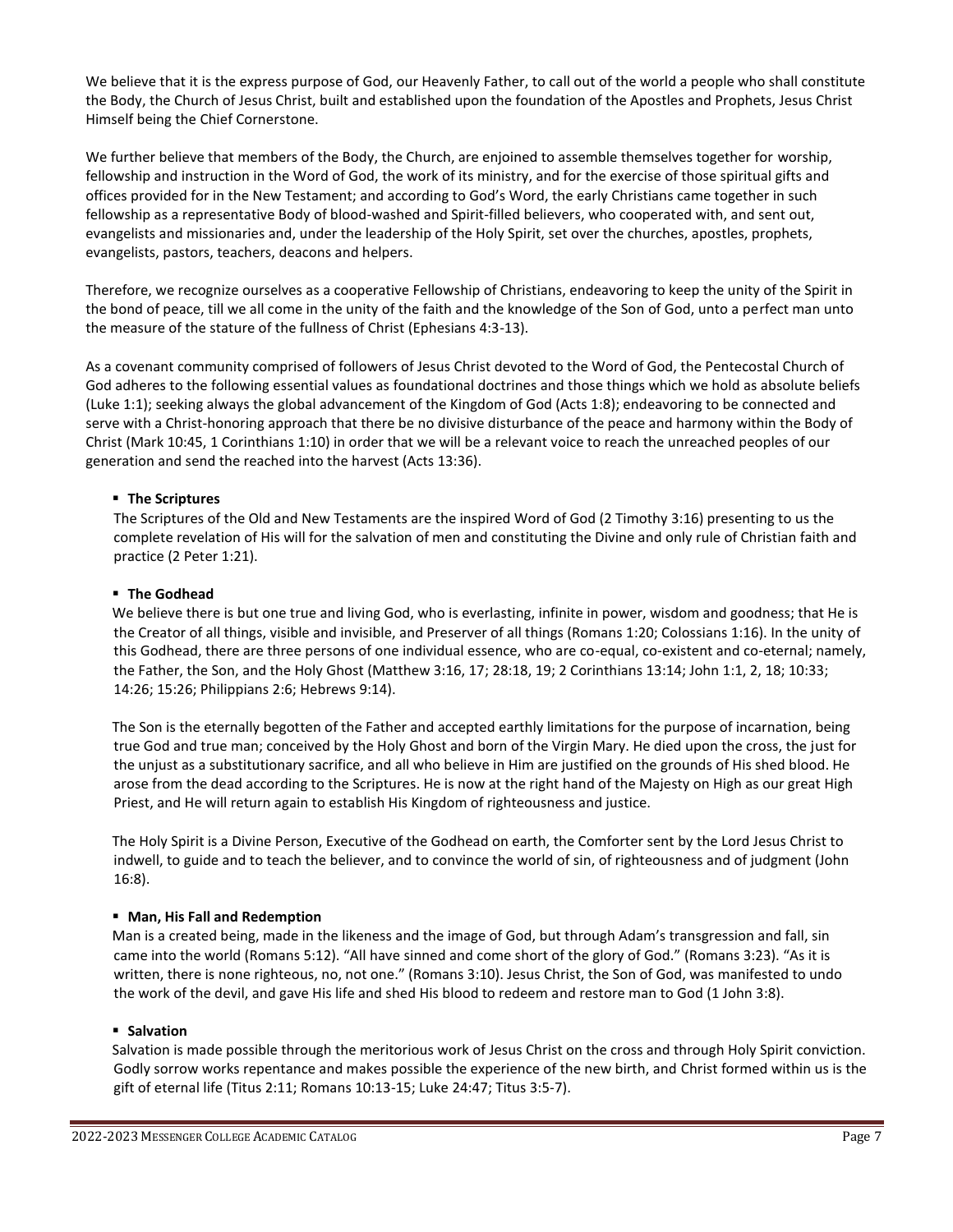We believe that it is the express purpose of God, our Heavenly Father, to call out of the world a people who shall constitute the Body, the Church of Jesus Christ, built and established upon the foundation of the Apostles and Prophets, Jesus Christ Himself being the Chief Cornerstone.

We further believe that members of the Body, the Church, are enjoined to assemble themselves together for worship, fellowship and instruction in the Word of God, the work of its ministry, and for the exercise of those spiritual gifts and offices provided for in the New Testament; and according to God's Word, the early Christians came together in such fellowship as a representative Body of blood-washed and Spirit-filled believers, who cooperated with, and sent out, evangelists and missionaries and, under the leadership of the Holy Spirit, set over the churches, apostles, prophets, evangelists, pastors, teachers, deacons and helpers.

Therefore, we recognize ourselves as a cooperative Fellowship of Christians, endeavoring to keep the unity of the Spirit in the bond of peace, till we all come in the unity of the faith and the knowledge of the Son of God, unto a perfect man unto the measure of the stature of the fullness of Christ (Ephesians 4:3-13).

As a covenant community comprised of followers of Jesus Christ devoted to the Word of God, the Pentecostal Church of God adheres to the following essential values as foundational doctrines and those things which we hold as absolute beliefs (Luke 1:1); seeking always the global advancement of the Kingdom of God (Acts 1:8); endeavoring to be connected and serve with a Christ-honoring approach that there be no divisive disturbance of the peace and harmony within the Body of Christ (Mark 10:45, 1 Corinthians 1:10) in order that we will be a relevant voice to reach the unreached peoples of our generation and send the reached into the harvest (Acts 13:36).

- **The Scriptures**

  The Scriptures of the Old and New Testaments are the inspired Word of God (2 Timothy 3:16) presenting to us the complete revelation of His will for the salvation of men and constituting the Divine and only rule of Christian faith and practice (2 Peter 1:21).

- **The Godhead**

  We believe there is but one true and living God, who is everlasting, infinite in power, wisdom and goodness; that He is the Creator of all things, visible and invisible, and Preserver of all things (Romans 1:20; Colossians 1:16). In the unity of this Godhead, there are three persons of one individual essence, who are co-equal, co-existent and co-eternal; namely, the Father, the Son, and the Holy Ghost (Matthew 3:16, 17; 28:18, 19; 2 Corinthians 13:14; John 1:1, 2, 18; 10:33; 14:26; 15:26; Philippians 2:6; Hebrews 9:14).

  The Son is the eternally begotten of the Father and accepted earthly limitations for the purpose of incarnation, being true God and true man; conceived by the Holy Ghost and born of the Virgin Mary. He died upon the cross, the just for the unjust as a substitutionary sacrifice, and all who believe in Him are justified on the grounds of His shed blood. He arose from the dead according to the Scriptures. He is now at the right hand of the Majesty on High as our great High Priest, and He will return again to establish His Kingdom of righteousness and justice.

  The Holy Spirit is a Divine Person, Executive of the Godhead on earth, the Comforter sent by the Lord Jesus Christ to indwell, to guide and to teach the believer, and to convince the world of sin, of righteousness and of judgment (John 16:8).

- **Man, His Fall and Redemption**

  Man is a created being, made in the likeness and the image of God, but through Adam's transgression and fall, sin came into the world (Romans 5:12). "All have sinned and come short of the glory of God." (Romans 3:23). "As it is written, there is none righteous, no, not one." (Romans 3:10). Jesus Christ, the Son of God, was manifested to undo the work of the devil, and gave His life and shed His blood to redeem and restore man to God (1 John 3:8).

- **Salvation**

  Salvation is made possible through the meritorious work of Jesus Christ on the cross and through Holy Spirit conviction. Godly sorrow works repentance and makes possible the experience of the new birth, and Christ formed within us is the gift of eternal life (Titus 2:11; Romans 10:13-15; Luke 24:47; Titus 3:5-7).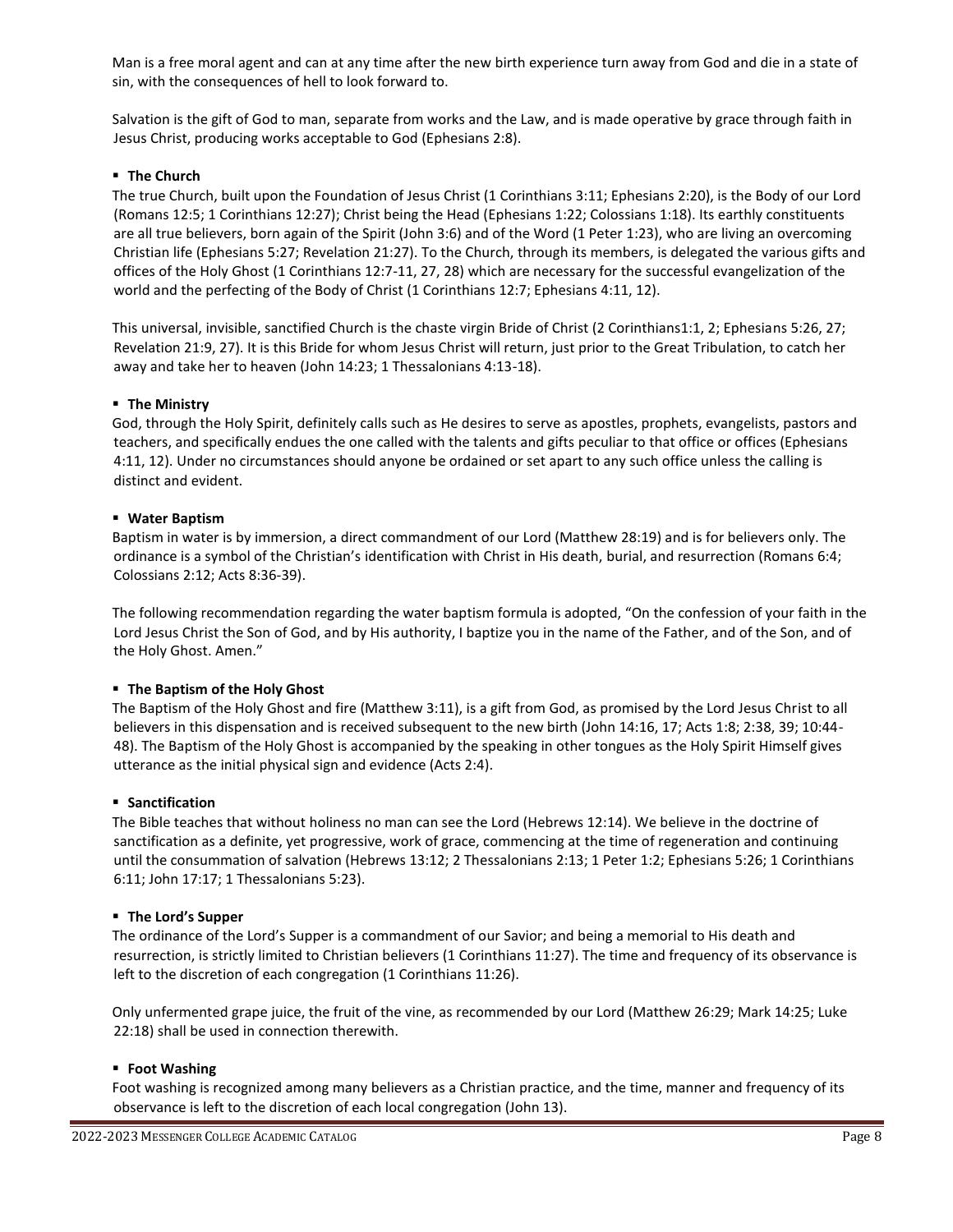Man is a free moral agent and can at any time after the new birth experience turn away from God and die in a state of sin, with the consequences of hell to look forward to.

Salvation is the gift of God to man, separate from works and the Law, and is made operative by grace through faith in Jesus Christ, producing works acceptable to God (Ephesians 2:8).

- **The Church**

The true Church, built upon the Foundation of Jesus Christ (1 Corinthians 3:11; Ephesians 2:20), is the Body of our Lord (Romans 12:5; 1 Corinthians 12:27); Christ being the Head (Ephesians 1:22; Colossians 1:18). Its earthly constituents are all true believers, born again of the Spirit (John 3:6) and of the Word (1 Peter 1:23), who are living an overcoming Christian life (Ephesians 5:27; Revelation 21:27). To the Church, through its members, is delegated the various gifts and offices of the Holy Ghost (1 Corinthians 12:7-11, 27, 28) which are necessary for the successful evangelization of the world and the perfecting of the Body of Christ (1 Corinthians 12:7; Ephesians 4:11, 12).

This universal, invisible, sanctified Church is the chaste virgin Bride of Christ (2 Corinthians1:1, 2; Ephesians 5:26, 27; Revelation 21:9, 27). It is this Bride for whom Jesus Christ will return, just prior to the Great Tribulation, to catch her away and take her to heaven (John 14:23; 1 Thessalonians 4:13-18).

- **The Ministry**

God, through the Holy Spirit, definitely calls such as He desires to serve as apostles, prophets, evangelists, pastors and teachers, and specifically endues the one called with the talents and gifts peculiar to that office or offices (Ephesians 4:11, 12). Under no circumstances should anyone be ordained or set apart to any such office unless the calling is distinct and evident.

- **Water Baptism**

Baptism in water is by immersion, a direct commandment of our Lord (Matthew 28:19) and is for believers only. The ordinance is a symbol of the Christian's identification with Christ in His death, burial, and resurrection (Romans 6:4; Colossians 2:12; Acts 8:36-39).

The following recommendation regarding the water baptism formula is adopted, "On the confession of your faith in the Lord Jesus Christ the Son of God, and by His authority, I baptize you in the name of the Father, and of the Son, and of the Holy Ghost. Amen."

- **The Baptism of the Holy Ghost**

The Baptism of the Holy Ghost and fire (Matthew 3:11), is a gift from God, as promised by the Lord Jesus Christ to all believers in this dispensation and is received subsequent to the new birth (John 14:16, 17; Acts 1:8; 2:38, 39; 10:44-48). The Baptism of the Holy Ghost is accompanied by the speaking in other tongues as the Holy Spirit Himself gives utterance as the initial physical sign and evidence (Acts 2:4).

- **Sanctification**

The Bible teaches that without holiness no man can see the Lord (Hebrews 12:14). We believe in the doctrine of sanctification as a definite, yet progressive, work of grace, commencing at the time of regeneration and continuing until the consummation of salvation (Hebrews 13:12; 2 Thessalonians 2:13; 1 Peter 1:2; Ephesians 5:26; 1 Corinthians 6:11; John 17:17; 1 Thessalonians 5:23).

- **The Lord's Supper**

The ordinance of the Lord's Supper is a commandment of our Savior; and being a memorial to His death and resurrection, is strictly limited to Christian believers (1 Corinthians 11:27). The time and frequency of its observance is left to the discretion of each congregation (1 Corinthians 11:26).

Only unfermented grape juice, the fruit of the vine, as recommended by our Lord (Matthew 26:29; Mark 14:25; Luke 22:18) shall be used in connection therewith.

- **Foot Washing**

Foot washing is recognized among many believers as a Christian practice, and the time, manner and frequency of its observance is left to the discretion of each local congregation (John 13).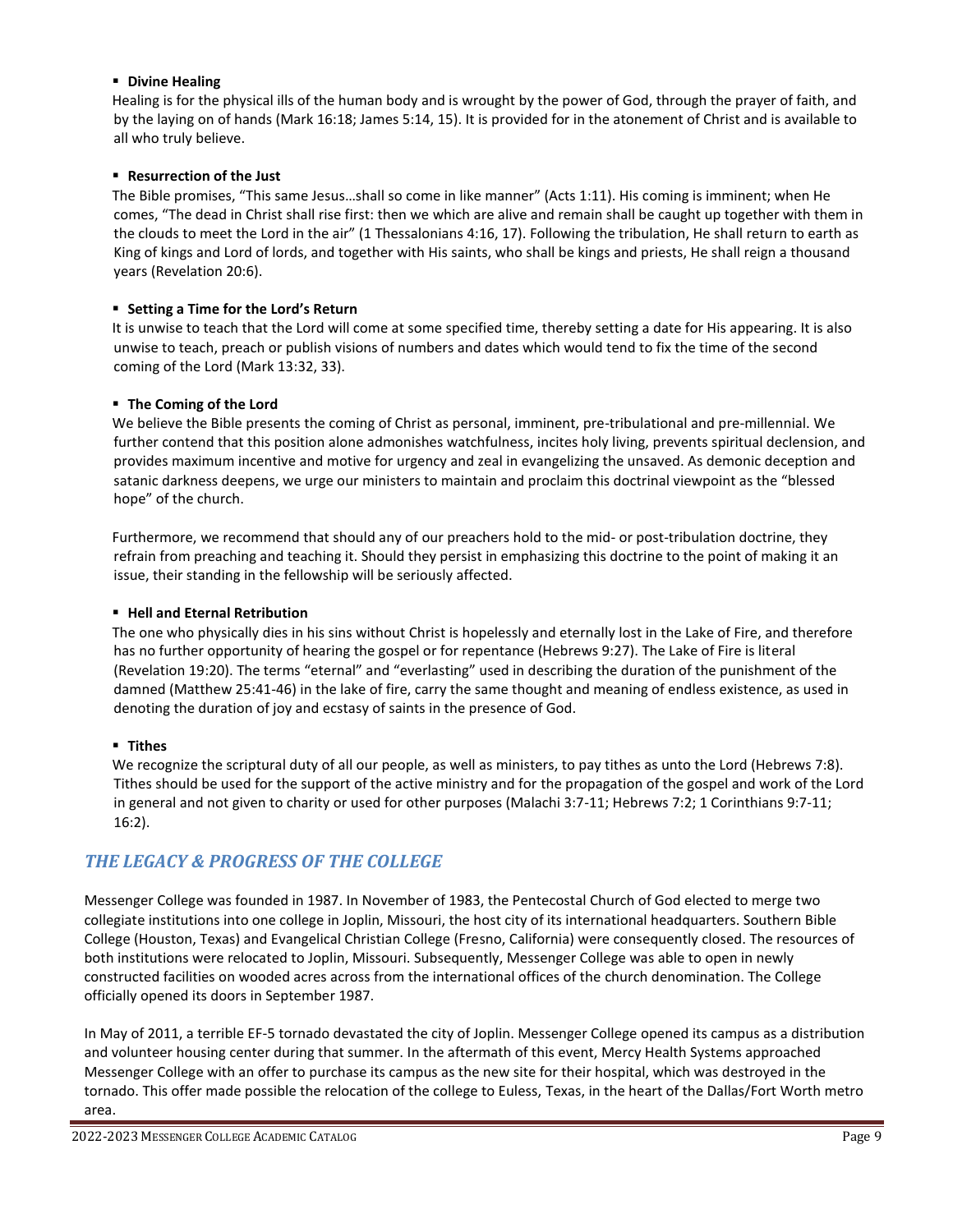- **Divine Healing**

  Healing is for the physical ills of the human body and is wrought by the power of God, through the prayer of faith, and by the laying on of hands (Mark 16:18; James 5:14, 15). It is provided for in the atonement of Christ and is available to all who truly believe.

- **Resurrection of the Just**

  The Bible promises, "This same Jesus…shall so come in like manner" (Acts 1:11). His coming is imminent; when He comes, "The dead in Christ shall rise first: then we which are alive and remain shall be caught up together with them in the clouds to meet the Lord in the air" (1 Thessalonians 4:16, 17). Following the tribulation, He shall return to earth as King of kings and Lord of lords, and together with His saints, who shall be kings and priests, He shall reign a thousand years (Revelation 20:6).

- **Setting a Time for the Lord's Return**

  It is unwise to teach that the Lord will come at some specified time, thereby setting a date for His appearing. It is also unwise to teach, preach or publish visions of numbers and dates which would tend to fix the time of the second coming of the Lord (Mark 13:32, 33).

- **The Coming of the Lord**

  We believe the Bible presents the coming of Christ as personal, imminent, pre-tribulational and pre-millennial. We further contend that this position alone admonishes watchfulness, incites holy living, prevents spiritual declension, and provides maximum incentive and motive for urgency and zeal in evangelizing the unsaved. As demonic deception and satanic darkness deepens, we urge our ministers to maintain and proclaim this doctrinal viewpoint as the "blessed hope" of the church.

  Furthermore, we recommend that should any of our preachers hold to the mid- or post-tribulation doctrine, they refrain from preaching and teaching it. Should they persist in emphasizing this doctrine to the point of making it an issue, their standing in the fellowship will be seriously affected.

- **Hell and Eternal Retribution**

  The one who physically dies in his sins without Christ is hopelessly and eternally lost in the Lake of Fire, and therefore has no further opportunity of hearing the gospel or for repentance (Hebrews 9:27). The Lake of Fire is literal (Revelation 19:20). The terms "eternal" and "everlasting" used in describing the duration of the punishment of the damned (Matthew 25:41-46) in the lake of fire, carry the same thought and meaning of endless existence, as used in denoting the duration of joy and ecstasy of saints in the presence of God.

- **Tithes**

  We recognize the scriptural duty of all our people, as well as ministers, to pay tithes as unto the Lord (Hebrews 7:8). Tithes should be used for the support of the active ministry and for the propagation of the gospel and work of the Lord in general and not given to charity or used for other purposes (Malachi 3:7-11; Hebrews 7:2; 1 Corinthians 9:7-11; 16:2).

## *THE LEGACY & PROGRESS OF THE COLLEGE*

Messenger College was founded in 1987. In November of 1983, the Pentecostal Church of God elected to merge two collegiate institutions into one college in Joplin, Missouri, the host city of its international headquarters. Southern Bible College (Houston, Texas) and Evangelical Christian College (Fresno, California) were consequently closed. The resources of both institutions were relocated to Joplin, Missouri. Subsequently, Messenger College was able to open in newly constructed facilities on wooded acres across from the international offices of the church denomination. The College officially opened its doors in September 1987.

In May of 2011, a terrible EF-5 tornado devastated the city of Joplin. Messenger College opened its campus as a distribution and volunteer housing center during that summer. In the aftermath of this event, Mercy Health Systems approached Messenger College with an offer to purchase its campus as the new site for their hospital, which was destroyed in the tornado. This offer made possible the relocation of the college to Euless, Texas, in the heart of the Dallas/Fort Worth metro area.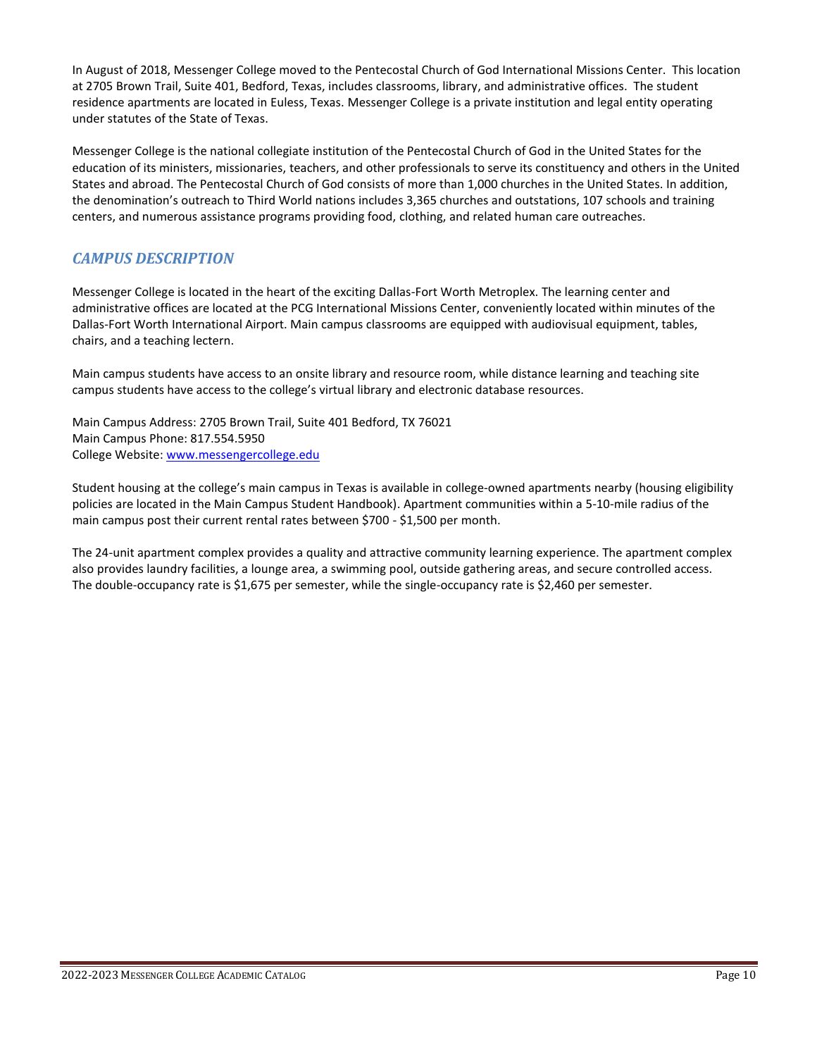In August of 2018, Messenger College moved to the Pentecostal Church of God International Missions Center. This location at 2705 Brown Trail, Suite 401, Bedford, Texas, includes classrooms, library, and administrative offices. The student residence apartments are located in Euless, Texas. Messenger College is a private institution and legal entity operating under statutes of the State of Texas.

Messenger College is the national collegiate institution of the Pentecostal Church of God in the United States for the education of its ministers, missionaries, teachers, and other professionals to serve its constituency and others in the United States and abroad. The Pentecostal Church of God consists of more than 1,000 churches in the United States. In addition, the denomination's outreach to Third World nations includes 3,365 churches and outstations, 107 schools and training centers, and numerous assistance programs providing food, clothing, and related human care outreaches.

## *CAMPUS DESCRIPTION*

Messenger College is located in the heart of the exciting Dallas-Fort Worth Metroplex. The learning center and administrative offices are located at the PCG International Missions Center, conveniently located within minutes of the Dallas-Fort Worth International Airport. Main campus classrooms are equipped with audiovisual equipment, tables, chairs, and a teaching lectern.

Main campus students have access to an onsite library and resource room, while distance learning and teaching site campus students have access to the college's virtual library and electronic database resources.

Main Campus Address: 2705 Brown Trail, Suite 401 Bedford, TX 76021
Main Campus Phone: 817.554.5950
College Website: www.messengercollege.edu

Student housing at the college's main campus in Texas is available in college-owned apartments nearby (housing eligibility policies are located in the Main Campus Student Handbook). Apartment communities within a 5-10-mile radius of the main campus post their current rental rates between $700 - $1,500 per month.

The 24-unit apartment complex provides a quality and attractive community learning experience. The apartment complex also provides laundry facilities, a lounge area, a swimming pool, outside gathering areas, and secure controlled access. The double-occupancy rate is $1,675 per semester, while the single-occupancy rate is $2,460 per semester.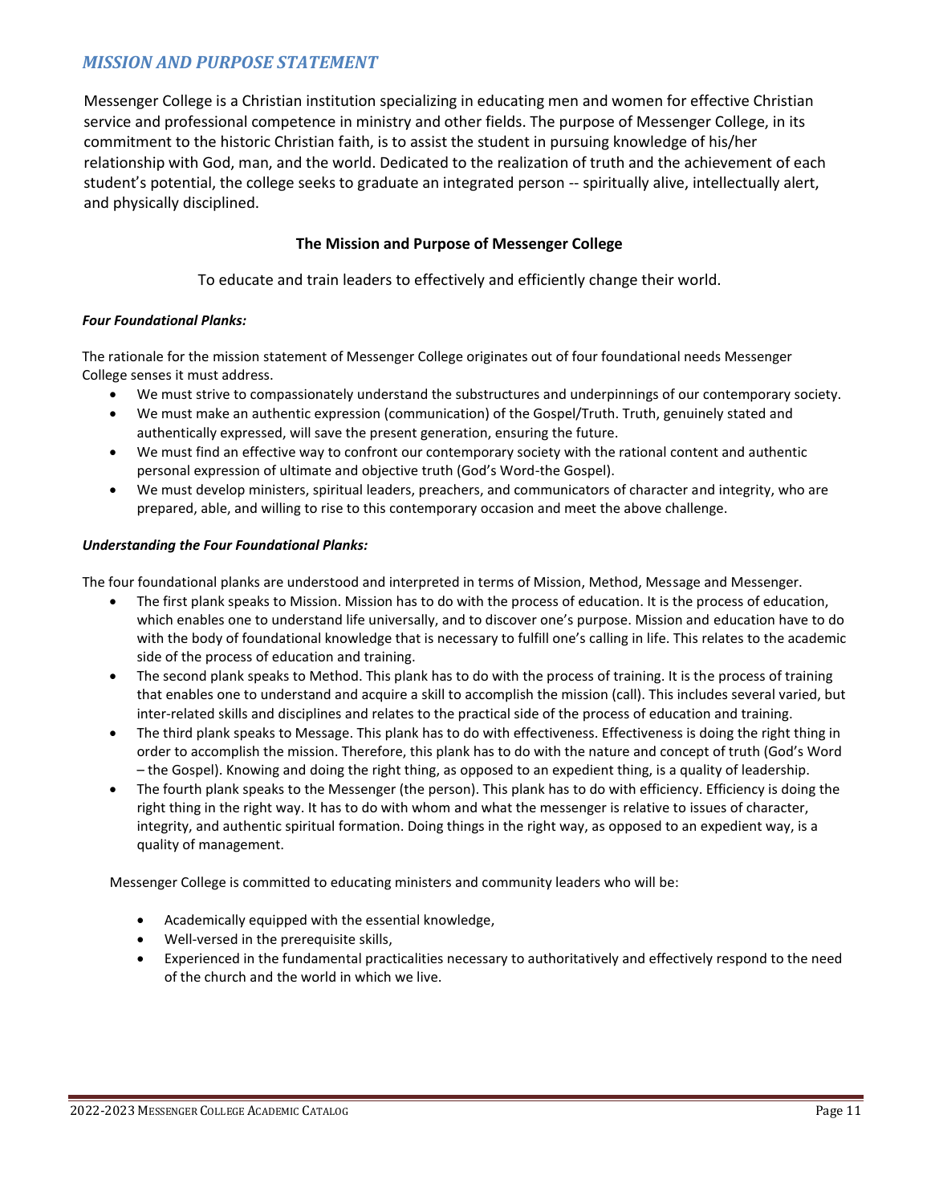## *MISSION AND PURPOSE STATEMENT*

Messenger College is a Christian institution specializing in educating men and women for effective Christian service and professional competence in ministry and other fields. The purpose of Messenger College, in its commitment to the historic Christian faith, is to assist the student in pursuing knowledge of his/her relationship with God, man, and the world. Dedicated to the realization of truth and the achievement of each student's potential, the college seeks to graduate an integrated person -- spiritually alive, intellectually alert, and physically disciplined.

### The Mission and Purpose of Messenger College

To educate and train leaders to effectively and efficiently change their world.

***Four Foundational Planks:***

The rationale for the mission statement of Messenger College originates out of four foundational needs Messenger College senses it must address.

- We must strive to compassionately understand the substructures and underpinnings of our contemporary society.
- We must make an authentic expression (communication) of the Gospel/Truth. Truth, genuinely stated and authentically expressed, will save the present generation, ensuring the future.
- We must find an effective way to confront our contemporary society with the rational content and authentic personal expression of ultimate and objective truth (God's Word-the Gospel).
- We must develop ministers, spiritual leaders, preachers, and communicators of character and integrity, who are prepared, able, and willing to rise to this contemporary occasion and meet the above challenge.

***Understanding the Four Foundational Planks:***

The four foundational planks are understood and interpreted in terms of Mission, Method, Message and Messenger.

- The first plank speaks to Mission. Mission has to do with the process of education. It is the process of education, which enables one to understand life universally, and to discover one's purpose. Mission and education have to do with the body of foundational knowledge that is necessary to fulfill one's calling in life. This relates to the academic side of the process of education and training.
- The second plank speaks to Method. This plank has to do with the process of training. It is the process of training that enables one to understand and acquire a skill to accomplish the mission (call). This includes several varied, but inter-related skills and disciplines and relates to the practical side of the process of education and training.
- The third plank speaks to Message. This plank has to do with effectiveness. Effectiveness is doing the right thing in order to accomplish the mission. Therefore, this plank has to do with the nature and concept of truth (God's Word – the Gospel). Knowing and doing the right thing, as opposed to an expedient thing, is a quality of leadership.
- The fourth plank speaks to the Messenger (the person). This plank has to do with efficiency. Efficiency is doing the right thing in the right way. It has to do with whom and what the messenger is relative to issues of character, integrity, and authentic spiritual formation. Doing things in the right way, as opposed to an expedient way, is a quality of management.

Messenger College is committed to educating ministers and community leaders who will be:

- Academically equipped with the essential knowledge,
- Well-versed in the prerequisite skills,
- Experienced in the fundamental practicalities necessary to authoritatively and effectively respond to the need of the church and the world in which we live.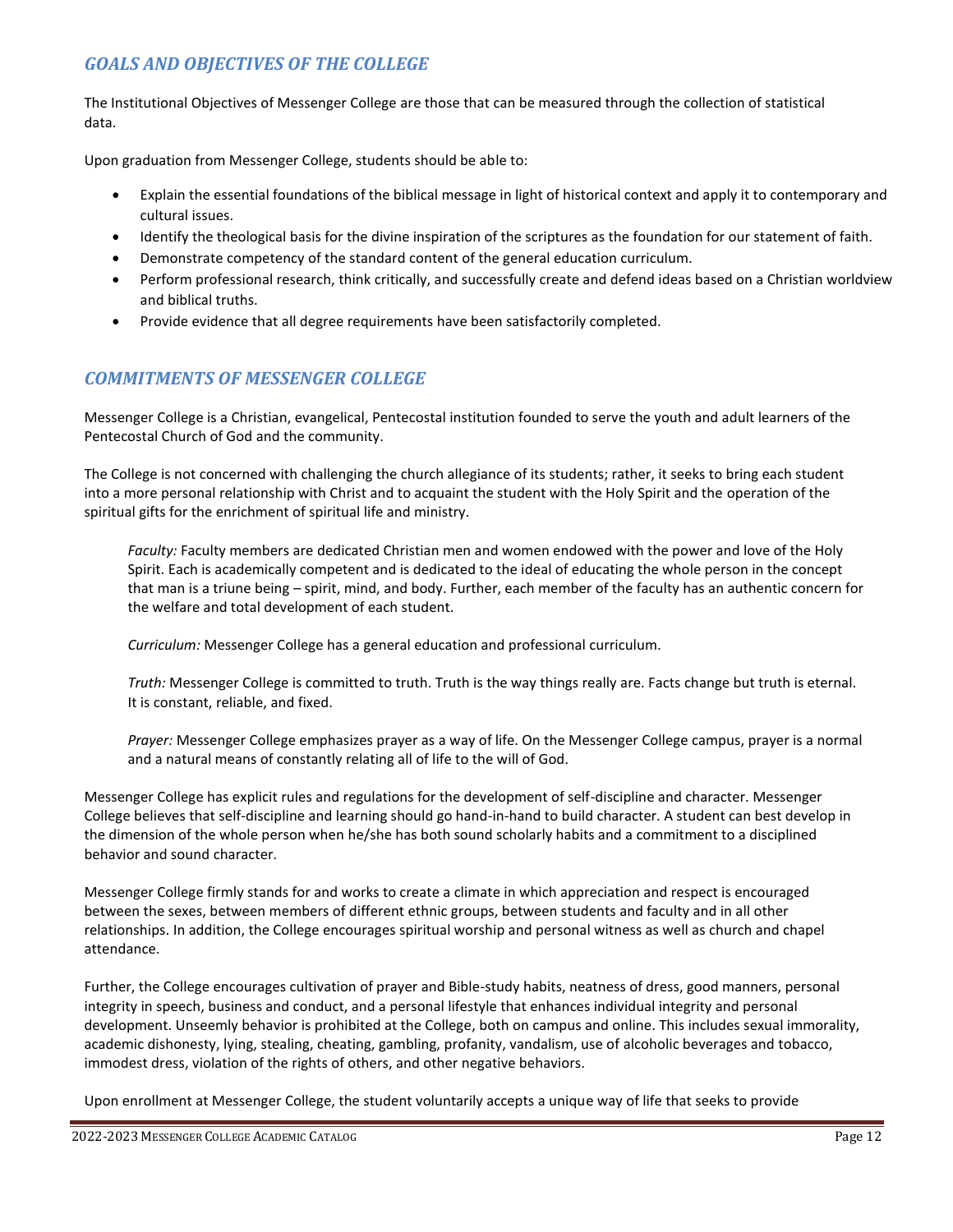## *GOALS AND OBJECTIVES OF THE COLLEGE*

The Institutional Objectives of Messenger College are those that can be measured through the collection of statistical data.

Upon graduation from Messenger College, students should be able to:

- Explain the essential foundations of the biblical message in light of historical context and apply it to contemporary and cultural issues.
- Identify the theological basis for the divine inspiration of the scriptures as the foundation for our statement of faith.
- Demonstrate competency of the standard content of the general education curriculum.
- Perform professional research, think critically, and successfully create and defend ideas based on a Christian worldview and biblical truths.
- Provide evidence that all degree requirements have been satisfactorily completed.

## *COMMITMENTS OF MESSENGER COLLEGE*

Messenger College is a Christian, evangelical, Pentecostal institution founded to serve the youth and adult learners of the Pentecostal Church of God and the community.

The College is not concerned with challenging the church allegiance of its students; rather, it seeks to bring each student into a more personal relationship with Christ and to acquaint the student with the Holy Spirit and the operation of the spiritual gifts for the enrichment of spiritual life and ministry.

> *Faculty:* Faculty members are dedicated Christian men and women endowed with the power and love of the Holy Spirit. Each is academically competent and is dedicated to the ideal of educating the whole person in the concept that man is a triune being – spirit, mind, and body. Further, each member of the faculty has an authentic concern for the welfare and total development of each student.
>
> *Curriculum:* Messenger College has a general education and professional curriculum.
>
> *Truth:* Messenger College is committed to truth. Truth is the way things really are. Facts change but truth is eternal. It is constant, reliable, and fixed.
>
> *Prayer:* Messenger College emphasizes prayer as a way of life. On the Messenger College campus, prayer is a normal and a natural means of constantly relating all of life to the will of God.

Messenger College has explicit rules and regulations for the development of self-discipline and character. Messenger College believes that self-discipline and learning should go hand-in-hand to build character. A student can best develop in the dimension of the whole person when he/she has both sound scholarly habits and a commitment to a disciplined behavior and sound character.

Messenger College firmly stands for and works to create a climate in which appreciation and respect is encouraged between the sexes, between members of different ethnic groups, between students and faculty and in all other relationships. In addition, the College encourages spiritual worship and personal witness as well as church and chapel attendance.

Further, the College encourages cultivation of prayer and Bible-study habits, neatness of dress, good manners, personal integrity in speech, business and conduct, and a personal lifestyle that enhances individual integrity and personal development. Unseemly behavior is prohibited at the College, both on campus and online. This includes sexual immorality, academic dishonesty, lying, stealing, cheating, gambling, profanity, vandalism, use of alcoholic beverages and tobacco, immodest dress, violation of the rights of others, and other negative behaviors.

Upon enrollment at Messenger College, the student voluntarily accepts a unique way of life that seeks to provide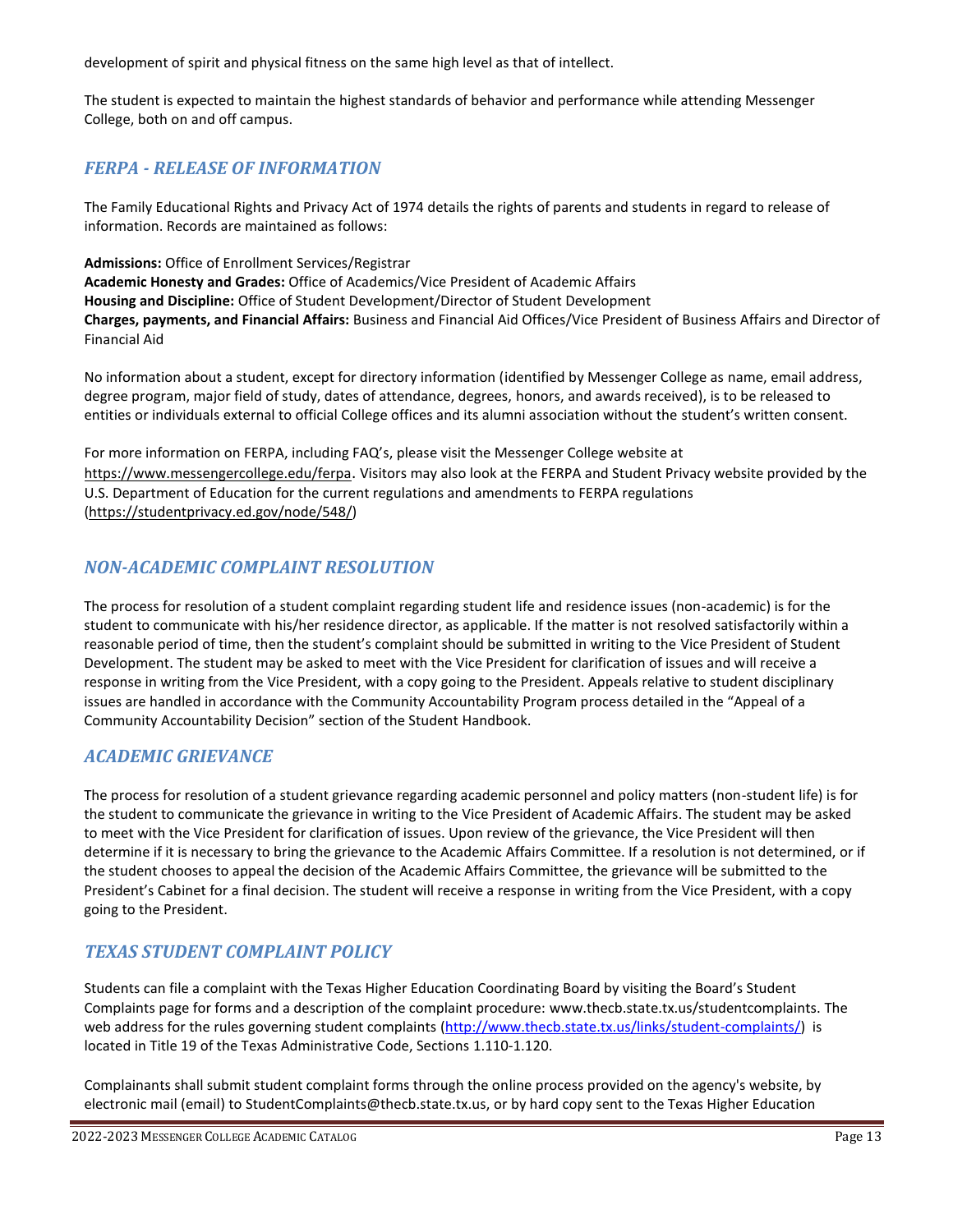development of spirit and physical fitness on the same high level as that of intellect.

The student is expected to maintain the highest standards of behavior and performance while attending Messenger College, both on and off campus.

## *FERPA - RELEASE OF INFORMATION*

The Family Educational Rights and Privacy Act of 1974 details the rights of parents and students in regard to release of information. Records are maintained as follows:

**Admissions:** Office of Enrollment Services/Registrar
**Academic Honesty and Grades:** Office of Academics/Vice President of Academic Affairs
**Housing and Discipline:** Office of Student Development/Director of Student Development
**Charges, payments, and Financial Affairs:** Business and Financial Aid Offices/Vice President of Business Affairs and Director of Financial Aid

No information about a student, except for directory information (identified by Messenger College as name, email address, degree program, major field of study, dates of attendance, degrees, honors, and awards received), is to be released to entities or individuals external to official College offices and its alumni association without the student's written consent.

For more information on FERPA, including FAQ's, please visit the Messenger College website at https://www.messengercollege.edu/ferpa. Visitors may also look at the FERPA and Student Privacy website provided by the U.S. Department of Education for the current regulations and amendments to FERPA regulations (https://studentprivacy.ed.gov/node/548/)

## *NON-ACADEMIC COMPLAINT RESOLUTION*

The process for resolution of a student complaint regarding student life and residence issues (non-academic) is for the student to communicate with his/her residence director, as applicable. If the matter is not resolved satisfactorily within a reasonable period of time, then the student's complaint should be submitted in writing to the Vice President of Student Development. The student may be asked to meet with the Vice President for clarification of issues and will receive a response in writing from the Vice President, with a copy going to the President. Appeals relative to student disciplinary issues are handled in accordance with the Community Accountability Program process detailed in the "Appeal of a Community Accountability Decision" section of the Student Handbook.

## *ACADEMIC GRIEVANCE*

The process for resolution of a student grievance regarding academic personnel and policy matters (non-student life) is for the student to communicate the grievance in writing to the Vice President of Academic Affairs. The student may be asked to meet with the Vice President for clarification of issues. Upon review of the grievance, the Vice President will then determine if it is necessary to bring the grievance to the Academic Affairs Committee. If a resolution is not determined, or if the student chooses to appeal the decision of the Academic Affairs Committee, the grievance will be submitted to the President's Cabinet for a final decision. The student will receive a response in writing from the Vice President, with a copy going to the President.

## *TEXAS STUDENT COMPLAINT POLICY*

Students can file a complaint with the Texas Higher Education Coordinating Board by visiting the Board's Student Complaints page for forms and a description of the complaint procedure: www.thecb.state.tx.us/studentcomplaints. The web address for the rules governing student complaints (http://www.thecb.state.tx.us/links/student-complaints/) is located in Title 19 of the Texas Administrative Code, Sections 1.110-1.120.

Complainants shall submit student complaint forms through the online process provided on the agency's website, by electronic mail (email) to StudentComplaints@thecb.state.tx.us, or by hard copy sent to the Texas Higher Education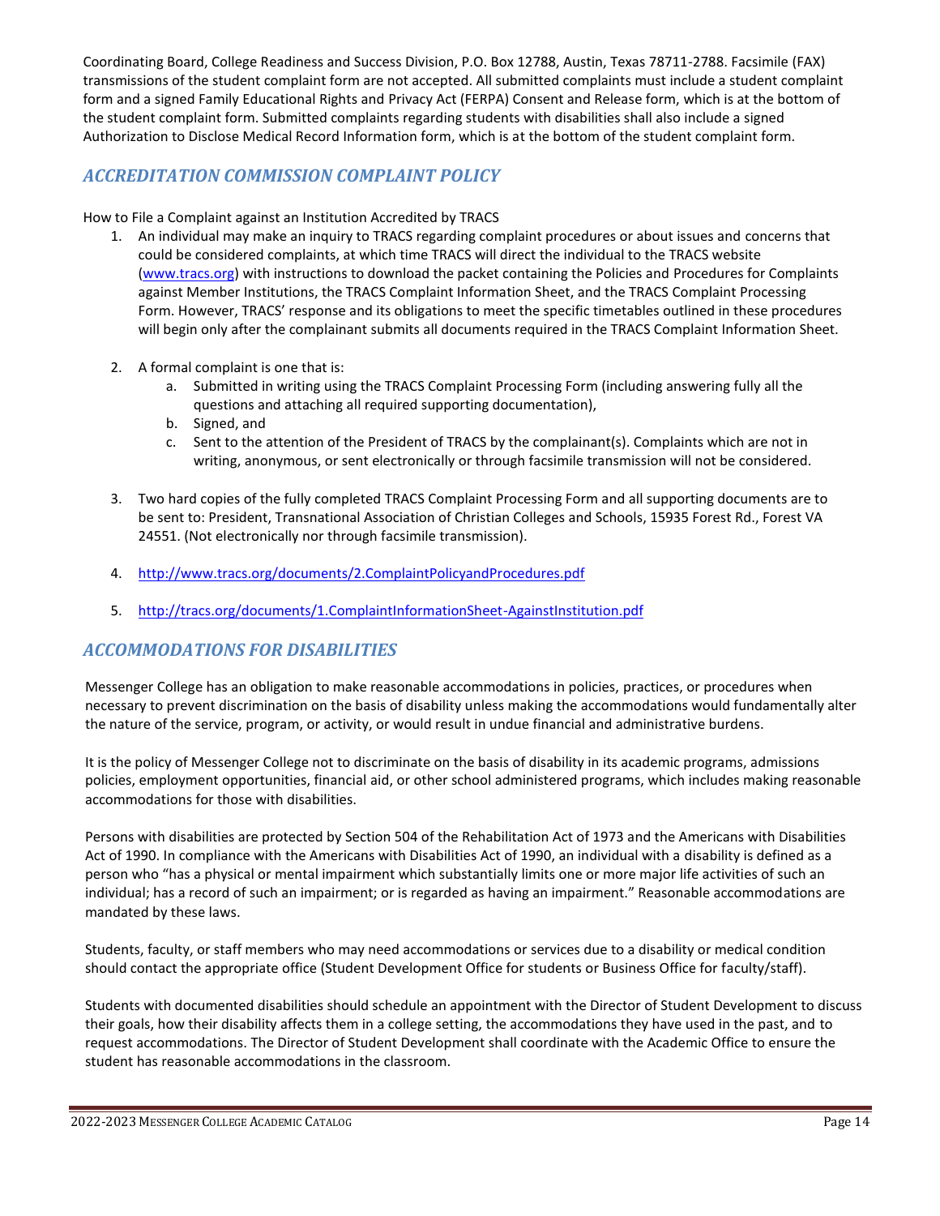Coordinating Board, College Readiness and Success Division, P.O. Box 12788, Austin, Texas 78711-2788. Facsimile (FAX) transmissions of the student complaint form are not accepted. All submitted complaints must include a student complaint form and a signed Family Educational Rights and Privacy Act (FERPA) Consent and Release form, which is at the bottom of the student complaint form. Submitted complaints regarding students with disabilities shall also include a signed Authorization to Disclose Medical Record Information form, which is at the bottom of the student complaint form.

## *ACCREDITATION COMMISSION COMPLAINT POLICY*

How to File a Complaint against an Institution Accredited by TRACS

1. An individual may make an inquiry to TRACS regarding complaint procedures or about issues and concerns that could be considered complaints, at which time TRACS will direct the individual to the TRACS website (www.tracs.org) with instructions to download the packet containing the Policies and Procedures for Complaints against Member Institutions, the TRACS Complaint Information Sheet, and the TRACS Complaint Processing Form. However, TRACS' response and its obligations to meet the specific timetables outlined in these procedures will begin only after the complainant submits all documents required in the TRACS Complaint Information Sheet.

2. A formal complaint is one that is:
    a. Submitted in writing using the TRACS Complaint Processing Form (including answering fully all the questions and attaching all required supporting documentation),
    b. Signed, and
    c. Sent to the attention of the President of TRACS by the complainant(s). Complaints which are not in writing, anonymous, or sent electronically or through facsimile transmission will not be considered.

3. Two hard copies of the fully completed TRACS Complaint Processing Form and all supporting documents are to be sent to: President, Transnational Association of Christian Colleges and Schools, 15935 Forest Rd., Forest VA 24551. (Not electronically nor through facsimile transmission).

4. http://www.tracs.org/documents/2.ComplaintPolicyandProcedures.pdf

5. http://tracs.org/documents/1.ComplaintInformationSheet-AgainstInstitution.pdf

## *ACCOMMODATIONS FOR DISABILITIES*

Messenger College has an obligation to make reasonable accommodations in policies, practices, or procedures when necessary to prevent discrimination on the basis of disability unless making the accommodations would fundamentally alter the nature of the service, program, or activity, or would result in undue financial and administrative burdens.

It is the policy of Messenger College not to discriminate on the basis of disability in its academic programs, admissions policies, employment opportunities, financial aid, or other school administered programs, which includes making reasonable accommodations for those with disabilities.

Persons with disabilities are protected by Section 504 of the Rehabilitation Act of 1973 and the Americans with Disabilities Act of 1990. In compliance with the Americans with Disabilities Act of 1990, an individual with a disability is defined as a person who "has a physical or mental impairment which substantially limits one or more major life activities of such an individual; has a record of such an impairment; or is regarded as having an impairment." Reasonable accommodations are mandated by these laws.

Students, faculty, or staff members who may need accommodations or services due to a disability or medical condition should contact the appropriate office (Student Development Office for students or Business Office for faculty/staff).

Students with documented disabilities should schedule an appointment with the Director of Student Development to discuss their goals, how their disability affects them in a college setting, the accommodations they have used in the past, and to request accommodations. The Director of Student Development shall coordinate with the Academic Office to ensure the student has reasonable accommodations in the classroom.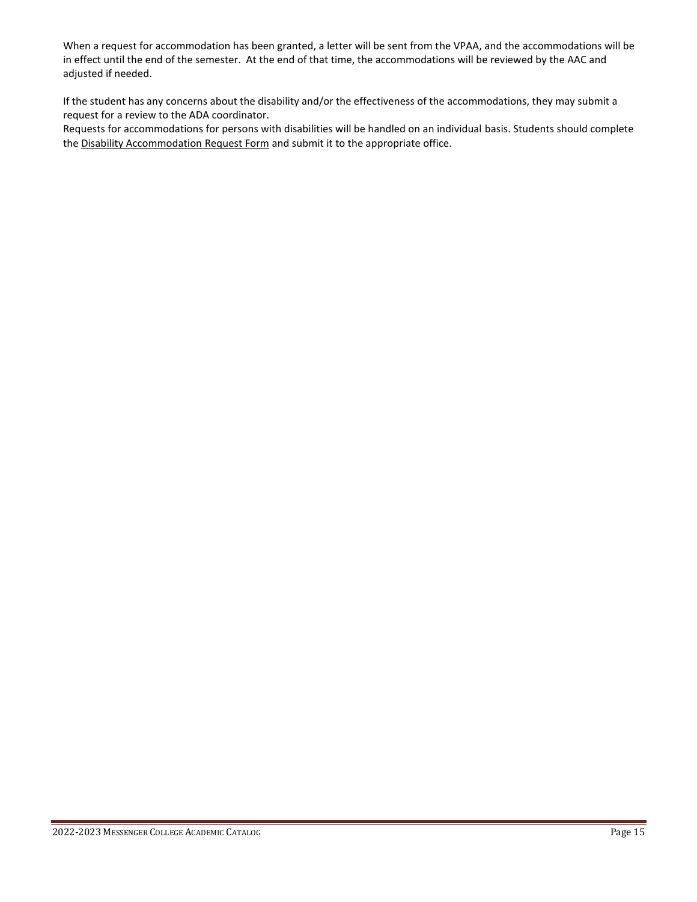When a request for accommodation has been granted, a letter will be sent from the VPAA, and the accommodations will be in effect until the end of the semester. At the end of that time, the accommodations will be reviewed by the AAC and adjusted if needed.

If the student has any concerns about the disability and/or the effectiveness of the accommodations, they may submit a request for a review to the ADA coordinator.
Requests for accommodations for persons with disabilities will be handled on an individual basis. Students should complete the Disability Accommodation Request Form and submit it to the appropriate office.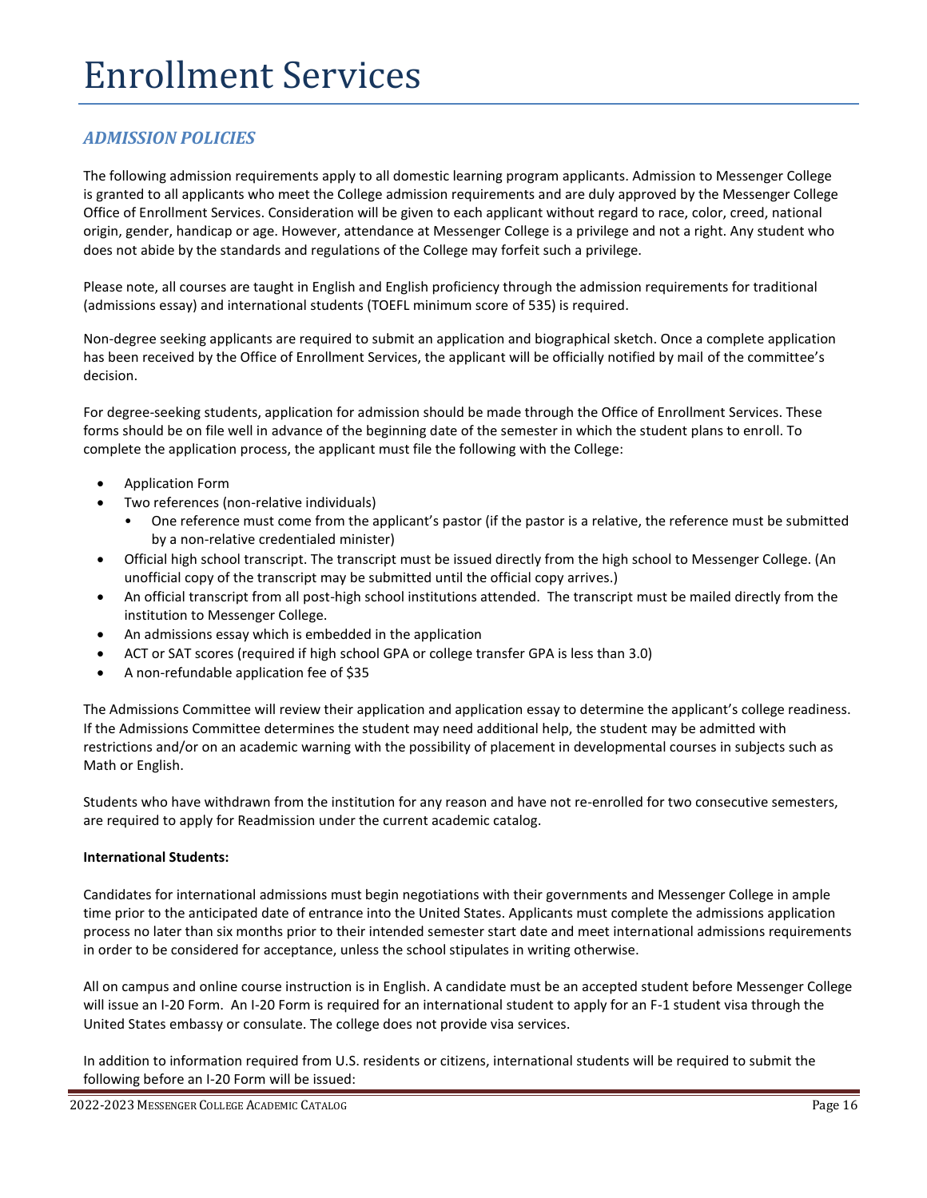# Enrollment Services

## *ADMISSION POLICIES*

The following admission requirements apply to all domestic learning program applicants. Admission to Messenger College is granted to all applicants who meet the College admission requirements and are duly approved by the Messenger College Office of Enrollment Services. Consideration will be given to each applicant without regard to race, color, creed, national origin, gender, handicap or age. However, attendance at Messenger College is a privilege and not a right. Any student who does not abide by the standards and regulations of the College may forfeit such a privilege.

Please note, all courses are taught in English and English proficiency through the admission requirements for traditional (admissions essay) and international students (TOEFL minimum score of 535) is required.

Non-degree seeking applicants are required to submit an application and biographical sketch. Once a complete application has been received by the Office of Enrollment Services, the applicant will be officially notified by mail of the committee's decision.

For degree-seeking students, application for admission should be made through the Office of Enrollment Services. These forms should be on file well in advance of the beginning date of the semester in which the student plans to enroll. To complete the application process, the applicant must file the following with the College:

- Application Form
- Two references (non-relative individuals)
  - One reference must come from the applicant's pastor (if the pastor is a relative, the reference must be submitted by a non-relative credentialed minister)
- Official high school transcript. The transcript must be issued directly from the high school to Messenger College. (An unofficial copy of the transcript may be submitted until the official copy arrives.)
- An official transcript from all post-high school institutions attended. The transcript must be mailed directly from the institution to Messenger College.
- An admissions essay which is embedded in the application
- ACT or SAT scores (required if high school GPA or college transfer GPA is less than 3.0)
- A non-refundable application fee of $35

The Admissions Committee will review their application and application essay to determine the applicant's college readiness. If the Admissions Committee determines the student may need additional help, the student may be admitted with restrictions and/or on an academic warning with the possibility of placement in developmental courses in subjects such as Math or English.

Students who have withdrawn from the institution for any reason and have not re-enrolled for two consecutive semesters, are required to apply for Readmission under the current academic catalog.

**International Students:**

Candidates for international admissions must begin negotiations with their governments and Messenger College in ample time prior to the anticipated date of entrance into the United States. Applicants must complete the admissions application process no later than six months prior to their intended semester start date and meet international admissions requirements in order to be considered for acceptance, unless the school stipulates in writing otherwise.

All on campus and online course instruction is in English. A candidate must be an accepted student before Messenger College will issue an I-20 Form. An I-20 Form is required for an international student to apply for an F-1 student visa through the United States embassy or consulate. The college does not provide visa services.

In addition to information required from U.S. residents or citizens, international students will be required to submit the following before an I-20 Form will be issued: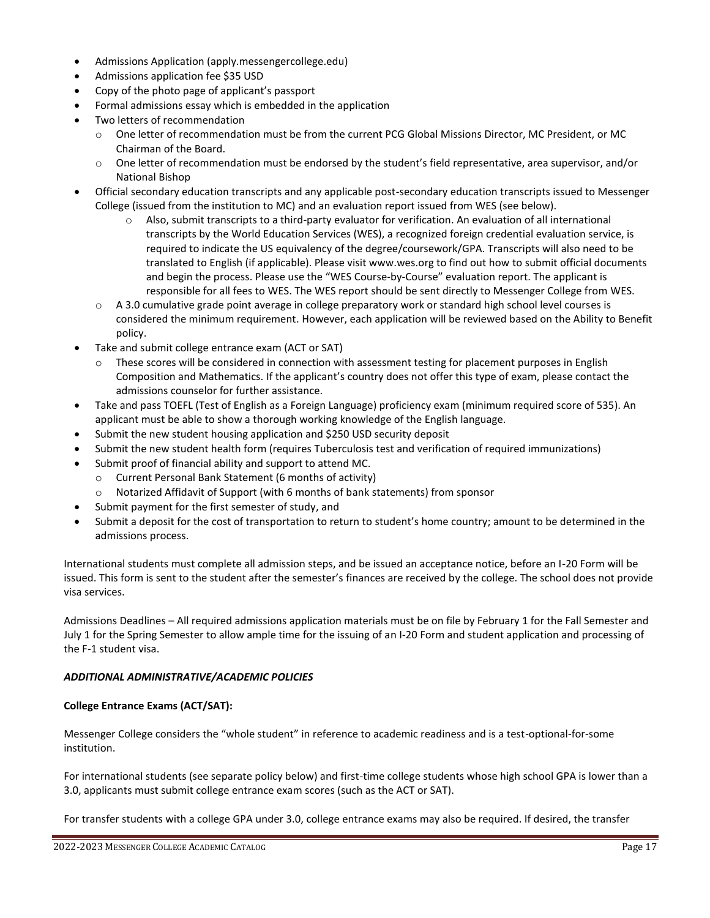- Admissions Application (apply.messengercollege.edu)
- Admissions application fee $35 USD
- Copy of the photo page of applicant's passport
- Formal admissions essay which is embedded in the application
- Two letters of recommendation
    - One letter of recommendation must be from the current PCG Global Missions Director, MC President, or MC Chairman of the Board.
    - One letter of recommendation must be endorsed by the student's field representative, area supervisor, and/or National Bishop
- Official secondary education transcripts and any applicable post-secondary education transcripts issued to Messenger College (issued from the institution to MC) and an evaluation report issued from WES (see below).
    - Also, submit transcripts to a third-party evaluator for verification. An evaluation of all international transcripts by the World Education Services (WES), a recognized foreign credential evaluation service, is required to indicate the US equivalency of the degree/coursework/GPA. Transcripts will also need to be translated to English (if applicable). Please visit www.wes.org to find out how to submit official documents and begin the process. Please use the "WES Course-by-Course" evaluation report. The applicant is responsible for all fees to WES. The WES report should be sent directly to Messenger College from WES.
    - A 3.0 cumulative grade point average in college preparatory work or standard high school level courses is considered the minimum requirement. However, each application will be reviewed based on the Ability to Benefit policy.
- Take and submit college entrance exam (ACT or SAT)
    - These scores will be considered in connection with assessment testing for placement purposes in English Composition and Mathematics. If the applicant's country does not offer this type of exam, please contact the admissions counselor for further assistance.
- Take and pass TOEFL (Test of English as a Foreign Language) proficiency exam (minimum required score of 535). An applicant must be able to show a thorough working knowledge of the English language.
- Submit the new student housing application and $250 USD security deposit
- Submit the new student health form (requires Tuberculosis test and verification of required immunizations)
- Submit proof of financial ability and support to attend MC.
    - Current Personal Bank Statement (6 months of activity)
    - Notarized Affidavit of Support (with 6 months of bank statements) from sponsor
- Submit payment for the first semester of study, and
- Submit a deposit for the cost of transportation to return to student's home country; amount to be determined in the admissions process.

International students must complete all admission steps, and be issued an acceptance notice, before an I-20 Form will be issued. This form is sent to the student after the semester's finances are received by the college. The school does not provide visa services.

Admissions Deadlines – All required admissions application materials must be on file by February 1 for the Fall Semester and July 1 for the Spring Semester to allow ample time for the issuing of an I-20 Form and student application and processing of the F-1 student visa.

***ADDITIONAL ADMINISTRATIVE/ACADEMIC POLICIES***

**College Entrance Exams (ACT/SAT):**

Messenger College considers the "whole student" in reference to academic readiness and is a test-optional-for-some institution.

For international students (see separate policy below) and first-time college students whose high school GPA is lower than a 3.0, applicants must submit college entrance exam scores (such as the ACT or SAT).

For transfer students with a college GPA under 3.0, college entrance exams may also be required. If desired, the transfer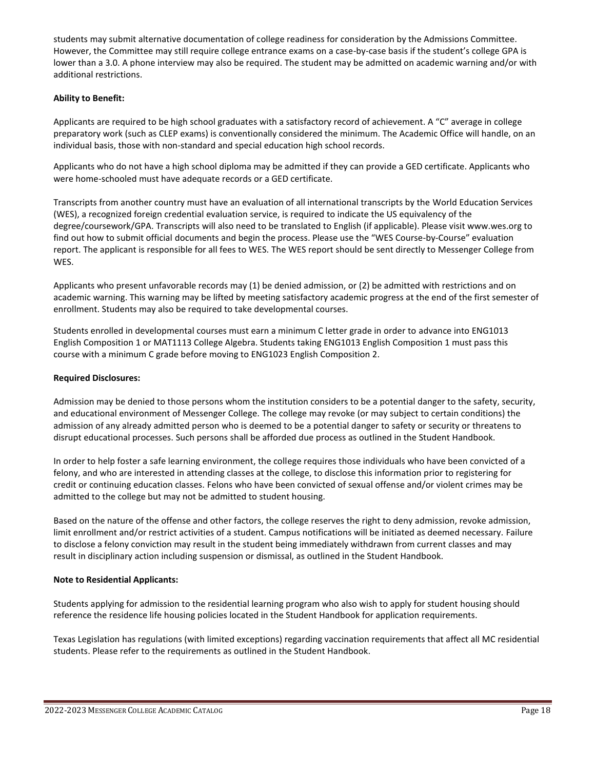students may submit alternative documentation of college readiness for consideration by the Admissions Committee. However, the Committee may still require college entrance exams on a case-by-case basis if the student's college GPA is lower than a 3.0. A phone interview may also be required. The student may be admitted on academic warning and/or with additional restrictions.

**Ability to Benefit:**

Applicants are required to be high school graduates with a satisfactory record of achievement. A "C" average in college preparatory work (such as CLEP exams) is conventionally considered the minimum. The Academic Office will handle, on an individual basis, those with non-standard and special education high school records.

Applicants who do not have a high school diploma may be admitted if they can provide a GED certificate. Applicants who were home-schooled must have adequate records or a GED certificate.

Transcripts from another country must have an evaluation of all international transcripts by the World Education Services (WES), a recognized foreign credential evaluation service, is required to indicate the US equivalency of the degree/coursework/GPA. Transcripts will also need to be translated to English (if applicable). Please visit www.wes.org to find out how to submit official documents and begin the process. Please use the "WES Course-by-Course" evaluation report. The applicant is responsible for all fees to WES. The WES report should be sent directly to Messenger College from WES.

Applicants who present unfavorable records may (1) be denied admission, or (2) be admitted with restrictions and on academic warning. This warning may be lifted by meeting satisfactory academic progress at the end of the first semester of enrollment. Students may also be required to take developmental courses.

Students enrolled in developmental courses must earn a minimum C letter grade in order to advance into ENG1013 English Composition 1 or MAT1113 College Algebra. Students taking ENG1013 English Composition 1 must pass this course with a minimum C grade before moving to ENG1023 English Composition 2.

**Required Disclosures:**

Admission may be denied to those persons whom the institution considers to be a potential danger to the safety, security, and educational environment of Messenger College. The college may revoke (or may subject to certain conditions) the admission of any already admitted person who is deemed to be a potential danger to safety or security or threatens to disrupt educational processes. Such persons shall be afforded due process as outlined in the Student Handbook.

In order to help foster a safe learning environment, the college requires those individuals who have been convicted of a felony, and who are interested in attending classes at the college, to disclose this information prior to registering for credit or continuing education classes. Felons who have been convicted of sexual offense and/or violent crimes may be admitted to the college but may not be admitted to student housing.

Based on the nature of the offense and other factors, the college reserves the right to deny admission, revoke admission, limit enrollment and/or restrict activities of a student. Campus notifications will be initiated as deemed necessary. Failure to disclose a felony conviction may result in the student being immediately withdrawn from current classes and may result in disciplinary action including suspension or dismissal, as outlined in the Student Handbook.

**Note to Residential Applicants:**

Students applying for admission to the residential learning program who also wish to apply for student housing should reference the residence life housing policies located in the Student Handbook for application requirements.

Texas Legislation has regulations (with limited exceptions) regarding vaccination requirements that affect all MC residential students. Please refer to the requirements as outlined in the Student Handbook.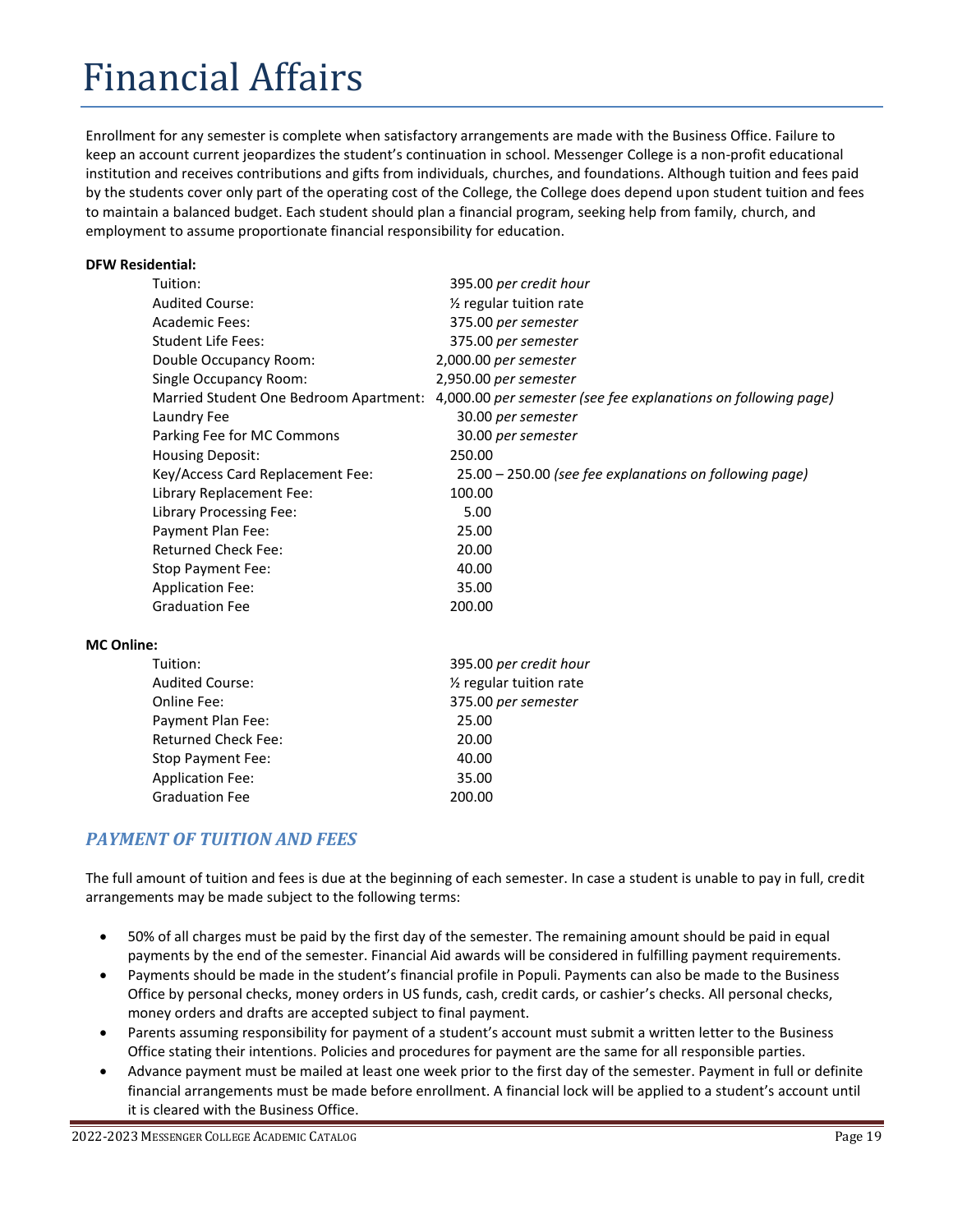# Financial Affairs

Enrollment for any semester is complete when satisfactory arrangements are made with the Business Office. Failure to keep an account current jeopardizes the student's continuation in school. Messenger College is a non-profit educational institution and receives contributions and gifts from individuals, churches, and foundations. Although tuition and fees paid by the students cover only part of the operating cost of the College, the College does depend upon student tuition and fees to maintain a balanced budget. Each student should plan a financial program, seeking help from family, church, and employment to assume proportionate financial responsibility for education.

**DFW Residential:**

| | |
|---|---|
| Tuition: | 395.00 *per credit hour* |
| Audited Course: | ½ regular tuition rate |
| Academic Fees: | 375.00 *per semester* |
| Student Life Fees: | 375.00 *per semester* |
| Double Occupancy Room: | 2,000.00 *per semester* |
| Single Occupancy Room: | 2,950.00 *per semester* |
| Married Student One Bedroom Apartment: | 4,000.00 *per semester (see fee explanations on following page)* |
| Laundry Fee | 30.00 *per semester* |
| Parking Fee for MC Commons | 30.00 *per semester* |
| Housing Deposit: | 250.00 |
| Key/Access Card Replacement Fee: | 25.00 – 250.00 *(see fee explanations on following page)* |
| Library Replacement Fee: | 100.00 |
| Library Processing Fee: | 5.00 |
| Payment Plan Fee: | 25.00 |
| Returned Check Fee: | 20.00 |
| Stop Payment Fee: | 40.00 |
| Application Fee: | 35.00 |
| Graduation Fee | 200.00 |

**MC Online:**

| | |
|---|---|
| Tuition: | 395.00 *per credit hour* |
| Audited Course: | ½ regular tuition rate |
| Online Fee: | 375.00 *per semester* |
| Payment Plan Fee: | 25.00 |
| Returned Check Fee: | 20.00 |
| Stop Payment Fee: | 40.00 |
| Application Fee: | 35.00 |
| Graduation Fee | 200.00 |

## *PAYMENT OF TUITION AND FEES*

The full amount of tuition and fees is due at the beginning of each semester. In case a student is unable to pay in full, credit arrangements may be made subject to the following terms:

- 50% of all charges must be paid by the first day of the semester. The remaining amount should be paid in equal payments by the end of the semester. Financial Aid awards will be considered in fulfilling payment requirements.
- Payments should be made in the student's financial profile in Populi. Payments can also be made to the Business Office by personal checks, money orders in US funds, cash, credit cards, or cashier's checks. All personal checks, money orders and drafts are accepted subject to final payment.
- Parents assuming responsibility for payment of a student's account must submit a written letter to the Business Office stating their intentions. Policies and procedures for payment are the same for all responsible parties.
- Advance payment must be mailed at least one week prior to the first day of the semester. Payment in full or definite financial arrangements must be made before enrollment. A financial lock will be applied to a student's account until it is cleared with the Business Office.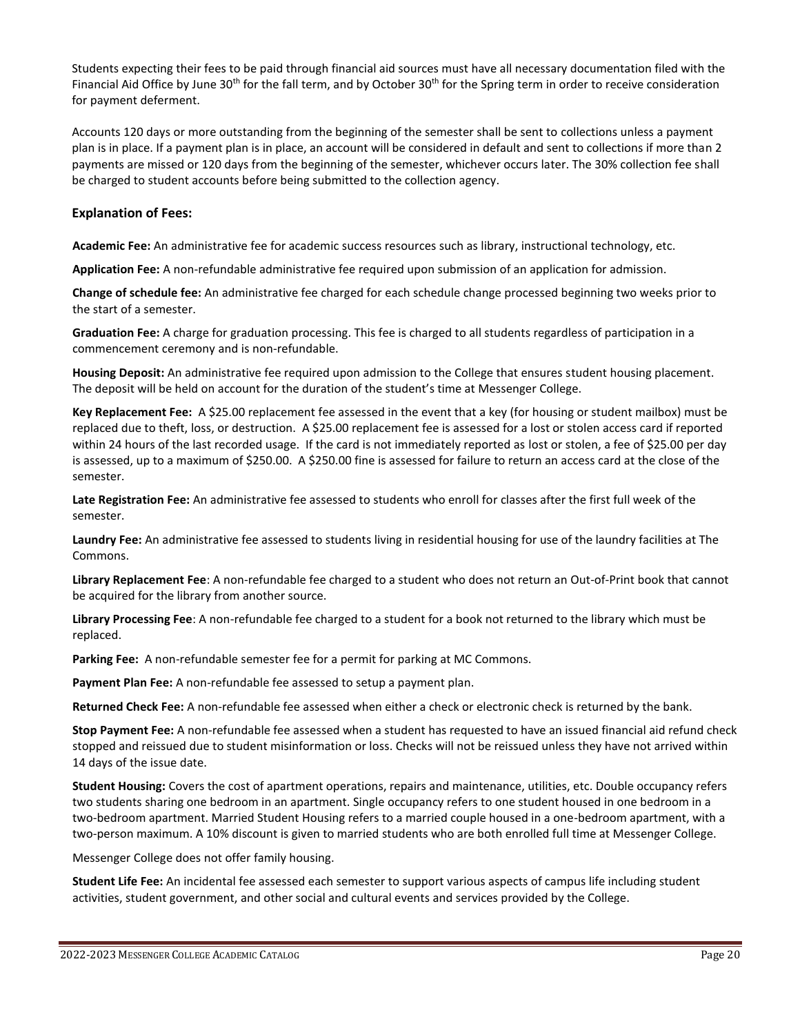Students expecting their fees to be paid through financial aid sources must have all necessary documentation filed with the Financial Aid Office by June 30th for the fall term, and by October 30th for the Spring term in order to receive consideration for payment deferment.

Accounts 120 days or more outstanding from the beginning of the semester shall be sent to collections unless a payment plan is in place. If a payment plan is in place, an account will be considered in default and sent to collections if more than 2 payments are missed or 120 days from the beginning of the semester, whichever occurs later. The 30% collection fee shall be charged to student accounts before being submitted to the collection agency.

### Explanation of Fees:

**Academic Fee:** An administrative fee for academic success resources such as library, instructional technology, etc.

**Application Fee:** A non-refundable administrative fee required upon submission of an application for admission.

**Change of schedule fee:** An administrative fee charged for each schedule change processed beginning two weeks prior to the start of a semester.

**Graduation Fee:** A charge for graduation processing. This fee is charged to all students regardless of participation in a commencement ceremony and is non-refundable.

**Housing Deposit:** An administrative fee required upon admission to the College that ensures student housing placement. The deposit will be held on account for the duration of the student's time at Messenger College.

**Key Replacement Fee:** A $25.00 replacement fee assessed in the event that a key (for housing or student mailbox) must be replaced due to theft, loss, or destruction. A $25.00 replacement fee is assessed for a lost or stolen access card if reported within 24 hours of the last recorded usage. If the card is not immediately reported as lost or stolen, a fee of $25.00 per day is assessed, up to a maximum of $250.00. A $250.00 fine is assessed for failure to return an access card at the close of the semester.

**Late Registration Fee:** An administrative fee assessed to students who enroll for classes after the first full week of the semester.

**Laundry Fee:** An administrative fee assessed to students living in residential housing for use of the laundry facilities at The Commons.

**Library Replacement Fee**: A non-refundable fee charged to a student who does not return an Out-of-Print book that cannot be acquired for the library from another source.

**Library Processing Fee**: A non-refundable fee charged to a student for a book not returned to the library which must be replaced.

**Parking Fee:** A non-refundable semester fee for a permit for parking at MC Commons.

**Payment Plan Fee:** A non-refundable fee assessed to setup a payment plan.

**Returned Check Fee:** A non-refundable fee assessed when either a check or electronic check is returned by the bank.

**Stop Payment Fee:** A non-refundable fee assessed when a student has requested to have an issued financial aid refund check stopped and reissued due to student misinformation or loss. Checks will not be reissued unless they have not arrived within 14 days of the issue date.

**Student Housing:** Covers the cost of apartment operations, repairs and maintenance, utilities, etc. Double occupancy refers two students sharing one bedroom in an apartment. Single occupancy refers to one student housed in one bedroom in a two-bedroom apartment. Married Student Housing refers to a married couple housed in a one-bedroom apartment, with a two-person maximum. A 10% discount is given to married students who are both enrolled full time at Messenger College.

Messenger College does not offer family housing.

**Student Life Fee:** An incidental fee assessed each semester to support various aspects of campus life including student activities, student government, and other social and cultural events and services provided by the College.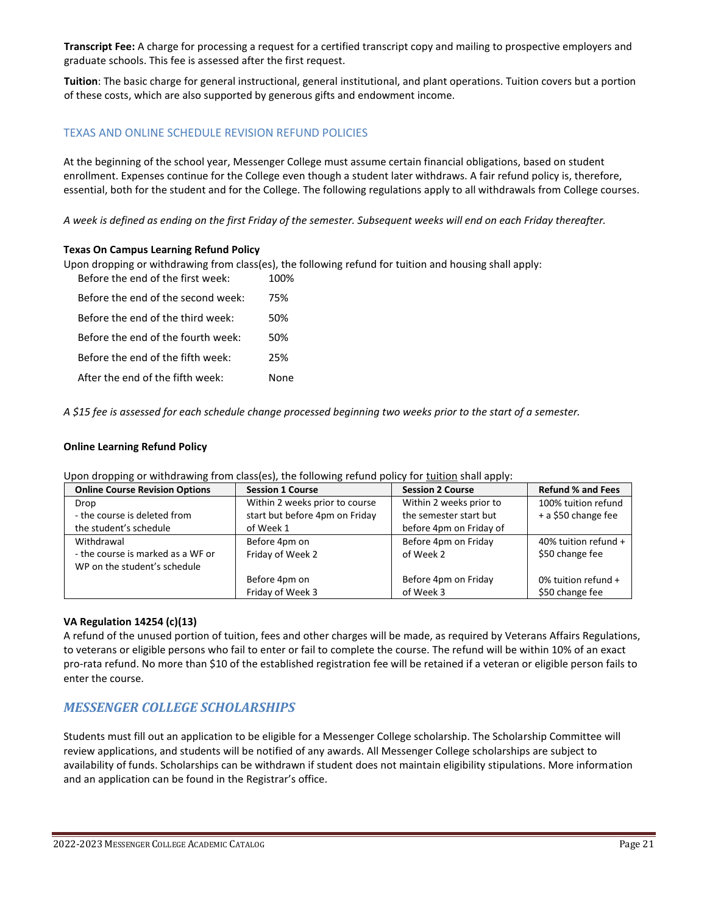**Transcript Fee:** A charge for processing a request for a certified transcript copy and mailing to prospective employers and graduate schools. This fee is assessed after the first request.

**Tuition**: The basic charge for general instructional, general institutional, and plant operations. Tuition covers but a portion of these costs, which are also supported by generous gifts and endowment income.

## TEXAS AND ONLINE SCHEDULE REVISION REFUND POLICIES

At the beginning of the school year, Messenger College must assume certain financial obligations, based on student enrollment. Expenses continue for the College even though a student later withdraws. A fair refund policy is, therefore, essential, both for the student and for the College. The following regulations apply to all withdrawals from College courses.

*A week is defined as ending on the first Friday of the semester. Subsequent weeks will end on each Friday thereafter.*

### Texas On Campus Learning Refund Policy

Upon dropping or withdrawing from class(es), the following refund for tuition and housing shall apply:

| | |
|---|---|
| Before the end of the first week: | 100% |
| Before the end of the second week: | 75% |
| Before the end of the third week: | 50% |
| Before the end of the fourth week: | 50% |
| Before the end of the fifth week: | 25% |
| After the end of the fifth week: | None |

*A $15 fee is assessed for each schedule change processed beginning two weeks prior to the start of a semester.*

### Online Learning Refund Policy

Upon dropping or withdrawing from class(es), the following refund policy for tuition shall apply:

| Online Course Revision Options | Session 1 Course | Session 2 Course | Refund % and Fees |
|---|---|---|---|
| Drop<br>- the course is deleted from the student's schedule | Within 2 weeks prior to course start but before 4pm on Friday of Week 1 | Within 2 weeks prior to the semester start but before 4pm on Friday of | 100% tuition refund + a $50 change fee |
| Withdrawal<br>- the course is marked as a WF or WP on the student's schedule | Before 4pm on Friday of Week 2 | Before 4pm on Friday of Week 2 | 40% tuition refund + $50 change fee |
| | Before 4pm on Friday of Week 3 | Before 4pm on Friday of Week 3 | 0% tuition refund + $50 change fee |

### VA Regulation 14254 (c)(13)

A refund of the unused portion of tuition, fees and other charges will be made, as required by Veterans Affairs Regulations, to veterans or eligible persons who fail to enter or fail to complete the course. The refund will be within 10% of an exact pro-rata refund. No more than $10 of the established registration fee will be retained if a veteran or eligible person fails to enter the course.

## *MESSENGER COLLEGE SCHOLARSHIPS*

Students must fill out an application to be eligible for a Messenger College scholarship. The Scholarship Committee will review applications, and students will be notified of any awards. All Messenger College scholarships are subject to availability of funds. Scholarships can be withdrawn if student does not maintain eligibility stipulations. More information and an application can be found in the Registrar's office.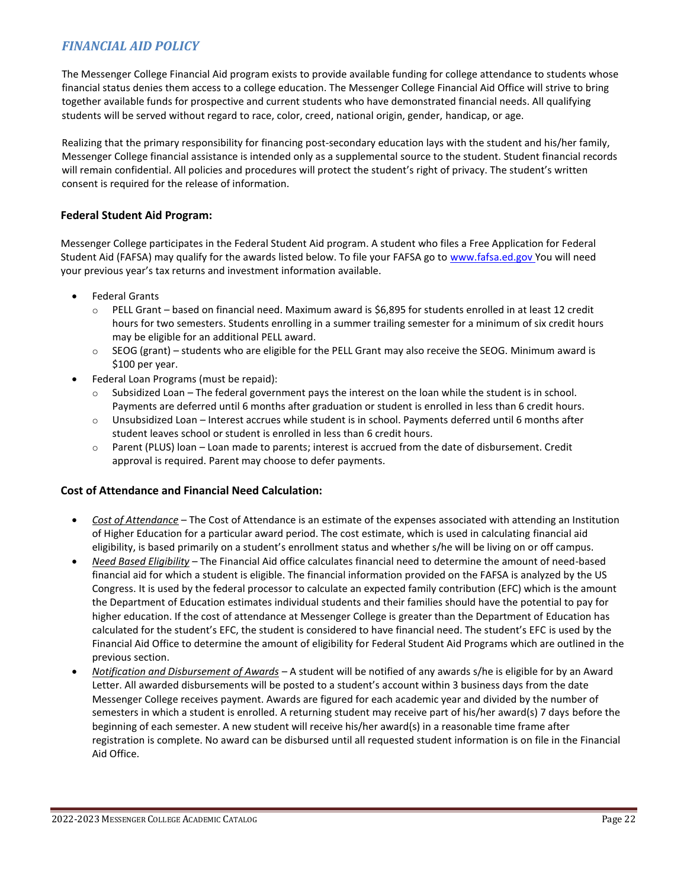## *FINANCIAL AID POLICY*

The Messenger College Financial Aid program exists to provide available funding for college attendance to students whose financial status denies them access to a college education. The Messenger College Financial Aid Office will strive to bring together available funds for prospective and current students who have demonstrated financial needs. All qualifying students will be served without regard to race, color, creed, national origin, gender, handicap, or age.

Realizing that the primary responsibility for financing post-secondary education lays with the student and his/her family, Messenger College financial assistance is intended only as a supplemental source to the student. Student financial records will remain confidential. All policies and procedures will protect the student's right of privacy. The student's written consent is required for the release of information.

### Federal Student Aid Program:

Messenger College participates in the Federal Student Aid program. A student who files a Free Application for Federal Student Aid (FAFSA) may qualify for the awards listed below. To file your FAFSA go to www.fafsa.ed.gov You will need your previous year's tax returns and investment information available.

- Federal Grants
  - PELL Grant – based on financial need. Maximum award is $6,895 for students enrolled in at least 12 credit hours for two semesters. Students enrolling in a summer trailing semester for a minimum of six credit hours may be eligible for an additional PELL award.
  - SEOG (grant) – students who are eligible for the PELL Grant may also receive the SEOG. Minimum award is $100 per year.
- Federal Loan Programs (must be repaid):
  - Subsidized Loan – The federal government pays the interest on the loan while the student is in school. Payments are deferred until 6 months after graduation or student is enrolled in less than 6 credit hours.
  - Unsubsidized Loan – Interest accrues while student is in school. Payments deferred until 6 months after student leaves school or student is enrolled in less than 6 credit hours.
  - Parent (PLUS) loan – Loan made to parents; interest is accrued from the date of disbursement. Credit approval is required. Parent may choose to defer payments.

### Cost of Attendance and Financial Need Calculation:

- *Cost of Attendance* – The Cost of Attendance is an estimate of the expenses associated with attending an Institution of Higher Education for a particular award period. The cost estimate, which is used in calculating financial aid eligibility, is based primarily on a student's enrollment status and whether s/he will be living on or off campus.
- *Need Based Eligibility* – The Financial Aid office calculates financial need to determine the amount of need-based financial aid for which a student is eligible. The financial information provided on the FAFSA is analyzed by the US Congress. It is used by the federal processor to calculate an expected family contribution (EFC) which is the amount the Department of Education estimates individual students and their families should have the potential to pay for higher education. If the cost of attendance at Messenger College is greater than the Department of Education has calculated for the student's EFC, the student is considered to have financial need. The student's EFC is used by the Financial Aid Office to determine the amount of eligibility for Federal Student Aid Programs which are outlined in the previous section.
- *Notification and Disbursement of Awards* – A student will be notified of any awards s/he is eligible for by an Award Letter. All awarded disbursements will be posted to a student's account within 3 business days from the date Messenger College receives payment. Awards are figured for each academic year and divided by the number of semesters in which a student is enrolled. A returning student may receive part of his/her award(s) 7 days before the beginning of each semester. A new student will receive his/her award(s) in a reasonable time frame after registration is complete. No award can be disbursed until all requested student information is on file in the Financial Aid Office.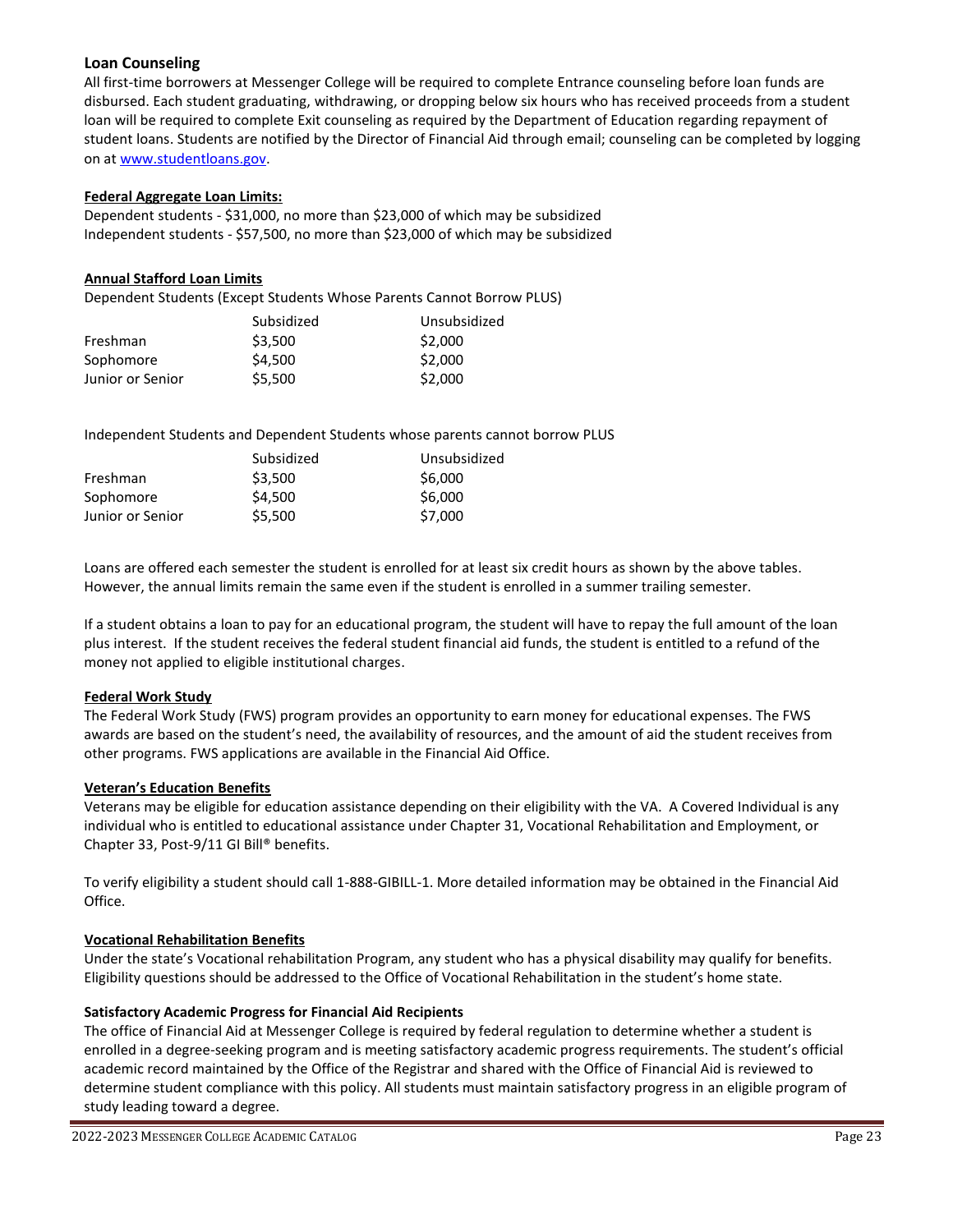### Loan Counseling

All first-time borrowers at Messenger College will be required to complete Entrance counseling before loan funds are disbursed. Each student graduating, withdrawing, or dropping below six hours who has received proceeds from a student loan will be required to complete Exit counseling as required by the Department of Education regarding repayment of student loans. Students are notified by the Director of Financial Aid through email; counseling can be completed by logging on at [www.studentloans.gov](http://www.studentloans.gov).

**Federal Aggregate Loan Limits:**

Dependent students - $31,000, no more than $23,000 of which may be subsidized
Independent students - $57,500, no more than $23,000 of which may be subsidized

**Annual Stafford Loan Limits**

Dependent Students (Except Students Whose Parents Cannot Borrow PLUS)

| | Subsidized | Unsubsidized |
|---|---|---|
| Freshman | $3,500 | $2,000 |
| Sophomore | $4,500 | $2,000 |
| Junior or Senior | $5,500 | $2,000 |

Independent Students and Dependent Students whose parents cannot borrow PLUS

| | Subsidized | Unsubsidized |
|---|---|---|
| Freshman | $3,500 | $6,000 |
| Sophomore | $4,500 | $6,000 |
| Junior or Senior | $5,500 | $7,000 |

Loans are offered each semester the student is enrolled for at least six credit hours as shown by the above tables. However, the annual limits remain the same even if the student is enrolled in a summer trailing semester.

If a student obtains a loan to pay for an educational program, the student will have to repay the full amount of the loan plus interest. If the student receives the federal student financial aid funds, the student is entitled to a refund of the money not applied to eligible institutional charges.

**Federal Work Study**

The Federal Work Study (FWS) program provides an opportunity to earn money for educational expenses. The FWS awards are based on the student's need, the availability of resources, and the amount of aid the student receives from other programs. FWS applications are available in the Financial Aid Office.

**Veteran's Education Benefits**

Veterans may be eligible for education assistance depending on their eligibility with the VA. A Covered Individual is any individual who is entitled to educational assistance under Chapter 31, Vocational Rehabilitation and Employment, or Chapter 33, Post-9/11 GI Bill® benefits.

To verify eligibility a student should call 1-888-GIBILL-1. More detailed information may be obtained in the Financial Aid Office.

**Vocational Rehabilitation Benefits**

Under the state's Vocational rehabilitation Program, any student who has a physical disability may qualify for benefits. Eligibility questions should be addressed to the Office of Vocational Rehabilitation in the student's home state.

**Satisfactory Academic Progress for Financial Aid Recipients**

The office of Financial Aid at Messenger College is required by federal regulation to determine whether a student is enrolled in a degree-seeking program and is meeting satisfactory academic progress requirements. The student's official academic record maintained by the Office of the Registrar and shared with the Office of Financial Aid is reviewed to determine student compliance with this policy. All students must maintain satisfactory progress in an eligible program of study leading toward a degree.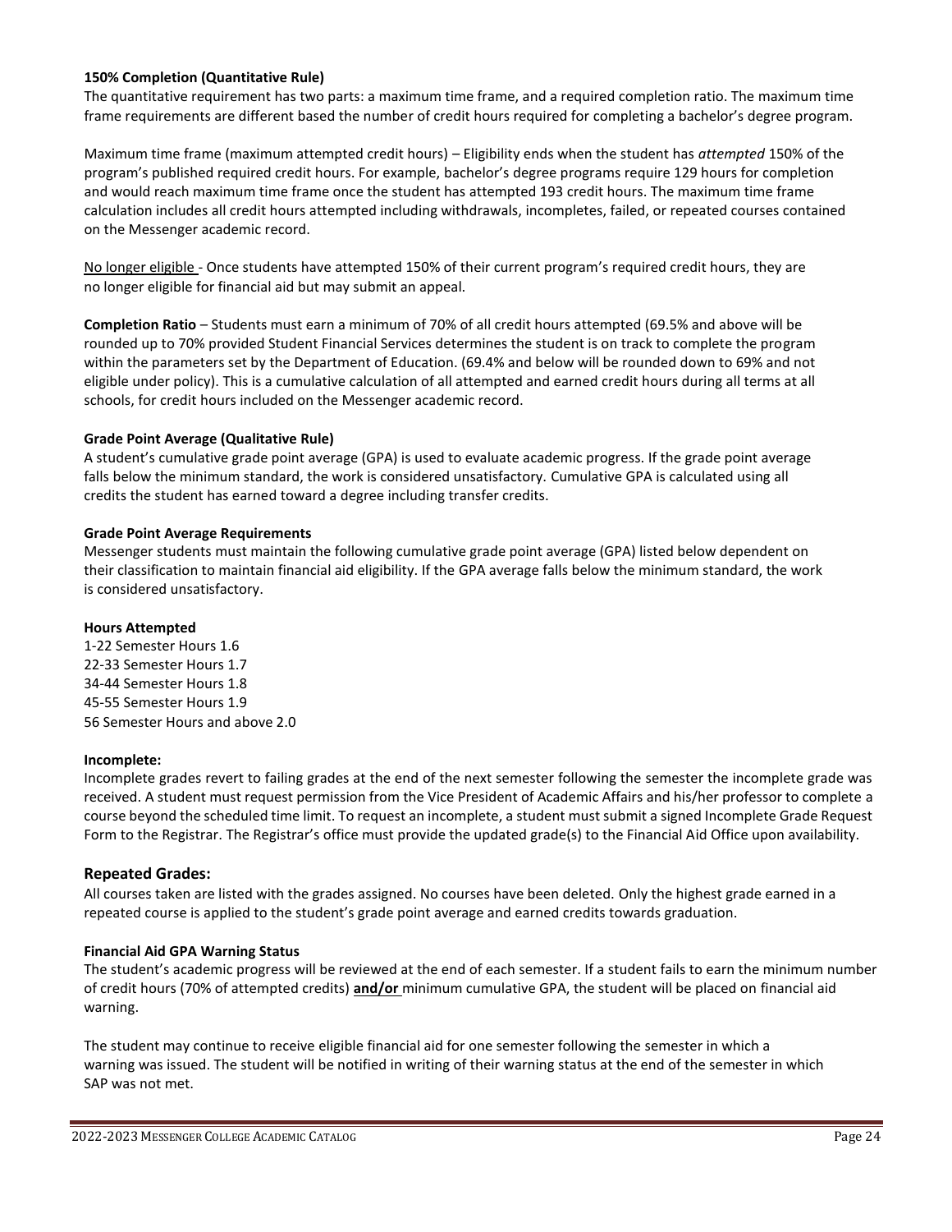**150% Completion (Quantitative Rule)**

The quantitative requirement has two parts: a maximum time frame, and a required completion ratio. The maximum time frame requirements are different based the number of credit hours required for completing a bachelor's degree program.

Maximum time frame (maximum attempted credit hours) – Eligibility ends when the student has *attempted* 150% of the program's published required credit hours. For example, bachelor's degree programs require 129 hours for completion and would reach maximum time frame once the student has attempted 193 credit hours. The maximum time frame calculation includes all credit hours attempted including withdrawals, incompletes, failed, or repeated courses contained on the Messenger academic record.

No longer eligible - Once students have attempted 150% of their current program's required credit hours, they are no longer eligible for financial aid but may submit an appeal.

**Completion Ratio** – Students must earn a minimum of 70% of all credit hours attempted (69.5% and above will be rounded up to 70% provided Student Financial Services determines the student is on track to complete the program within the parameters set by the Department of Education. (69.4% and below will be rounded down to 69% and not eligible under policy). This is a cumulative calculation of all attempted and earned credit hours during all terms at all schools, for credit hours included on the Messenger academic record.

**Grade Point Average (Qualitative Rule)**

A student's cumulative grade point average (GPA) is used to evaluate academic progress. If the grade point average falls below the minimum standard, the work is considered unsatisfactory. Cumulative GPA is calculated using all credits the student has earned toward a degree including transfer credits.

**Grade Point Average Requirements**

Messenger students must maintain the following cumulative grade point average (GPA) listed below dependent on their classification to maintain financial aid eligibility. If the GPA average falls below the minimum standard, the work is considered unsatisfactory.

**Hours Attempted**

1-22 Semester Hours 1.6
22-33 Semester Hours 1.7
34-44 Semester Hours 1.8
45-55 Semester Hours 1.9
56 Semester Hours and above 2.0

**Incomplete:**

Incomplete grades revert to failing grades at the end of the next semester following the semester the incomplete grade was received. A student must request permission from the Vice President of Academic Affairs and his/her professor to complete a course beyond the scheduled time limit. To request an incomplete, a student must submit a signed Incomplete Grade Request Form to the Registrar. The Registrar's office must provide the updated grade(s) to the Financial Aid Office upon availability.

### Repeated Grades:

All courses taken are listed with the grades assigned. No courses have been deleted. Only the highest grade earned in a repeated course is applied to the student's grade point average and earned credits towards graduation.

**Financial Aid GPA Warning Status**

The student's academic progress will be reviewed at the end of each semester. If a student fails to earn the minimum number of credit hours (70% of attempted credits) **and/or** minimum cumulative GPA, the student will be placed on financial aid warning.

The student may continue to receive eligible financial aid for one semester following the semester in which a warning was issued. The student will be notified in writing of their warning status at the end of the semester in which SAP was not met.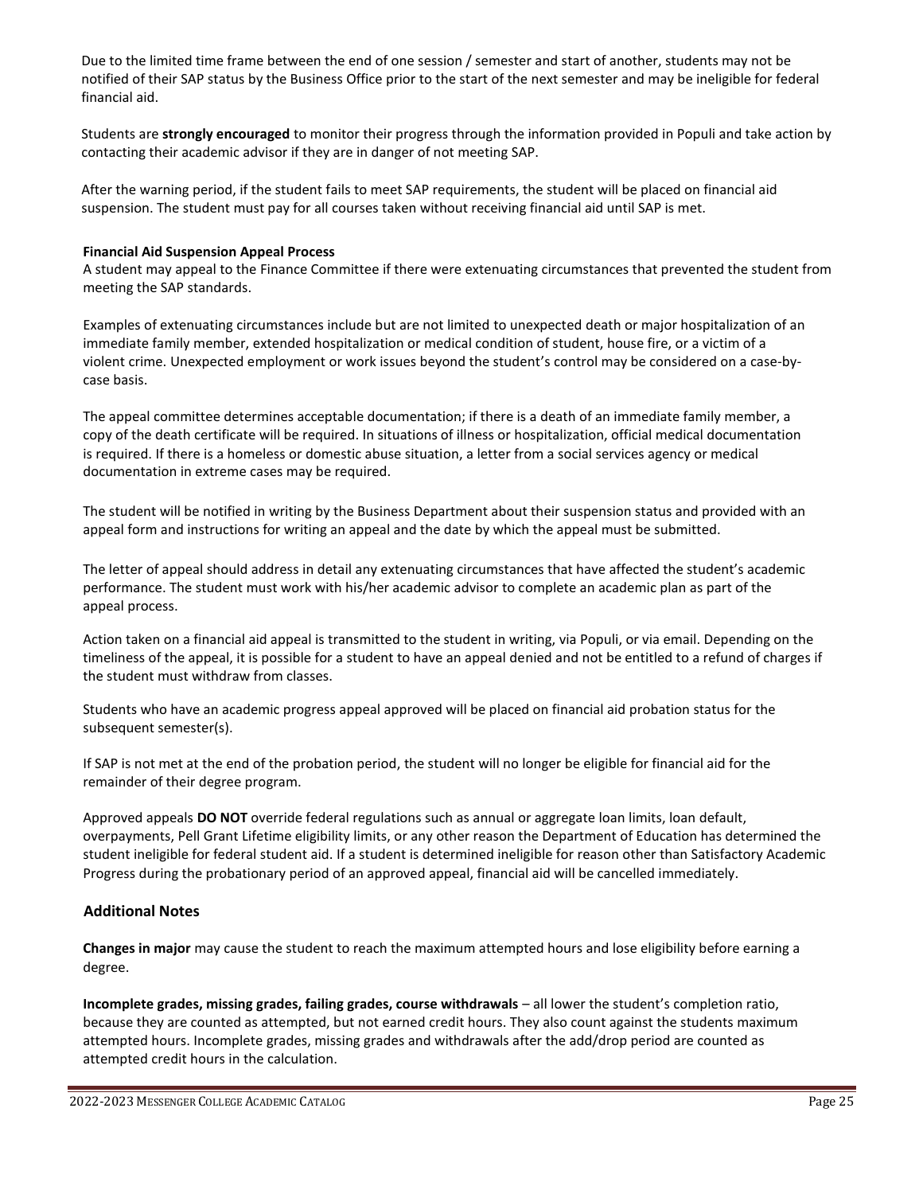Due to the limited time frame between the end of one session / semester and start of another, students may not be notified of their SAP status by the Business Office prior to the start of the next semester and may be ineligible for federal financial aid.

Students are **strongly encouraged** to monitor their progress through the information provided in Populi and take action by contacting their academic advisor if they are in danger of not meeting SAP.

After the warning period, if the student fails to meet SAP requirements, the student will be placed on financial aid suspension. The student must pay for all courses taken without receiving financial aid until SAP is met.

**Financial Aid Suspension Appeal Process**

A student may appeal to the Finance Committee if there were extenuating circumstances that prevented the student from meeting the SAP standards.

Examples of extenuating circumstances include but are not limited to unexpected death or major hospitalization of an immediate family member, extended hospitalization or medical condition of student, house fire, or a victim of a violent crime. Unexpected employment or work issues beyond the student's control may be considered on a case-by-case basis.

The appeal committee determines acceptable documentation; if there is a death of an immediate family member, a copy of the death certificate will be required. In situations of illness or hospitalization, official medical documentation is required. If there is a homeless or domestic abuse situation, a letter from a social services agency or medical documentation in extreme cases may be required.

The student will be notified in writing by the Business Department about their suspension status and provided with an appeal form and instructions for writing an appeal and the date by which the appeal must be submitted.

The letter of appeal should address in detail any extenuating circumstances that have affected the student's academic performance. The student must work with his/her academic advisor to complete an academic plan as part of the appeal process.

Action taken on a financial aid appeal is transmitted to the student in writing, via Populi, or via email. Depending on the timeliness of the appeal, it is possible for a student to have an appeal denied and not be entitled to a refund of charges if the student must withdraw from classes.

Students who have an academic progress appeal approved will be placed on financial aid probation status for the subsequent semester(s).

If SAP is not met at the end of the probation period, the student will no longer be eligible for financial aid for the remainder of their degree program.

Approved appeals **DO NOT** override federal regulations such as annual or aggregate loan limits, loan default, overpayments, Pell Grant Lifetime eligibility limits, or any other reason the Department of Education has determined the student ineligible for federal student aid. If a student is determined ineligible for reason other than Satisfactory Academic Progress during the probationary period of an approved appeal, financial aid will be cancelled immediately.

### Additional Notes

**Changes in major** may cause the student to reach the maximum attempted hours and lose eligibility before earning a degree.

**Incomplete grades, missing grades, failing grades, course withdrawals** – all lower the student's completion ratio, because they are counted as attempted, but not earned credit hours. They also count against the students maximum attempted hours. Incomplete grades, missing grades and withdrawals after the add/drop period are counted as attempted credit hours in the calculation.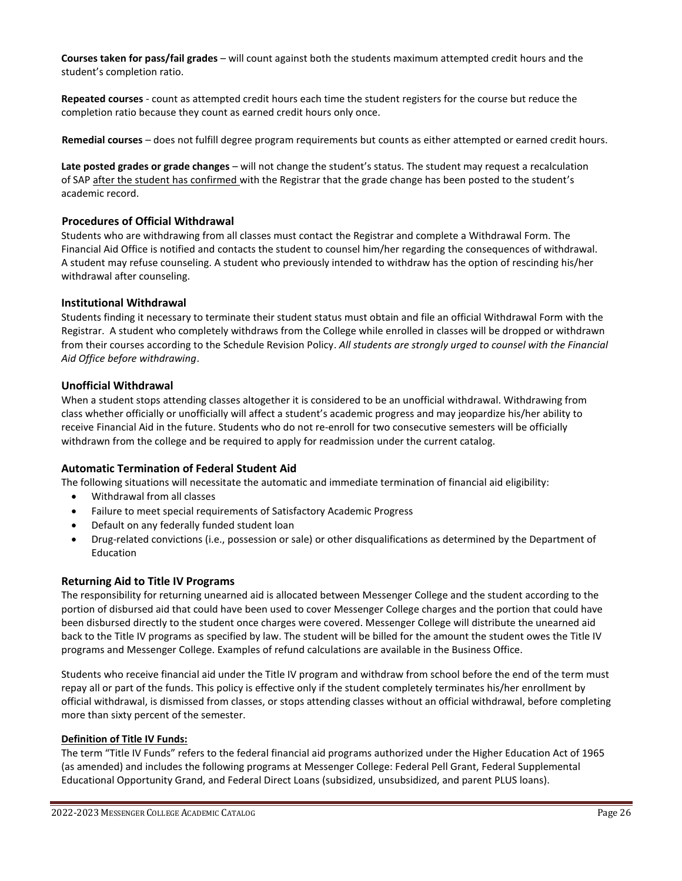**Courses taken for pass/fail grades** – will count against both the students maximum attempted credit hours and the student's completion ratio.

**Repeated courses** - count as attempted credit hours each time the student registers for the course but reduce the completion ratio because they count as earned credit hours only once.

**Remedial courses** – does not fulfill degree program requirements but counts as either attempted or earned credit hours.

**Late posted grades or grade changes** – will not change the student's status. The student may request a recalculation of SAP <u>after the student has confirmed</u> with the Registrar that the grade change has been posted to the student's academic record.

### Procedures of Official Withdrawal

Students who are withdrawing from all classes must contact the Registrar and complete a Withdrawal Form. The Financial Aid Office is notified and contacts the student to counsel him/her regarding the consequences of withdrawal. A student may refuse counseling. A student who previously intended to withdraw has the option of rescinding his/her withdrawal after counseling.

### Institutional Withdrawal

Students finding it necessary to terminate their student status must obtain and file an official Withdrawal Form with the Registrar. A student who completely withdraws from the College while enrolled in classes will be dropped or withdrawn from their courses according to the Schedule Revision Policy. *All students are strongly urged to counsel with the Financial Aid Office before withdrawing*.

### Unofficial Withdrawal

When a student stops attending classes altogether it is considered to be an unofficial withdrawal. Withdrawing from class whether officially or unofficially will affect a student's academic progress and may jeopardize his/her ability to receive Financial Aid in the future. Students who do not re-enroll for two consecutive semesters will be officially withdrawn from the college and be required to apply for readmission under the current catalog.

### Automatic Termination of Federal Student Aid

The following situations will necessitate the automatic and immediate termination of financial aid eligibility:

- Withdrawal from all classes
- Failure to meet special requirements of Satisfactory Academic Progress
- Default on any federally funded student loan
- Drug-related convictions (i.e., possession or sale) or other disqualifications as determined by the Department of Education

### Returning Aid to Title IV Programs

The responsibility for returning unearned aid is allocated between Messenger College and the student according to the portion of disbursed aid that could have been used to cover Messenger College charges and the portion that could have been disbursed directly to the student once charges were covered. Messenger College will distribute the unearned aid back to the Title IV programs as specified by law. The student will be billed for the amount the student owes the Title IV programs and Messenger College. Examples of refund calculations are available in the Business Office.

Students who receive financial aid under the Title IV program and withdraw from school before the end of the term must repay all or part of the funds. This policy is effective only if the student completely terminates his/her enrollment by official withdrawal, is dismissed from classes, or stops attending classes without an official withdrawal, before completing more than sixty percent of the semester.

**<u>Definition of Title IV Funds:</u>**

The term "Title IV Funds" refers to the federal financial aid programs authorized under the Higher Education Act of 1965 (as amended) and includes the following programs at Messenger College: Federal Pell Grant, Federal Supplemental Educational Opportunity Grand, and Federal Direct Loans (subsidized, unsubsidized, and parent PLUS loans).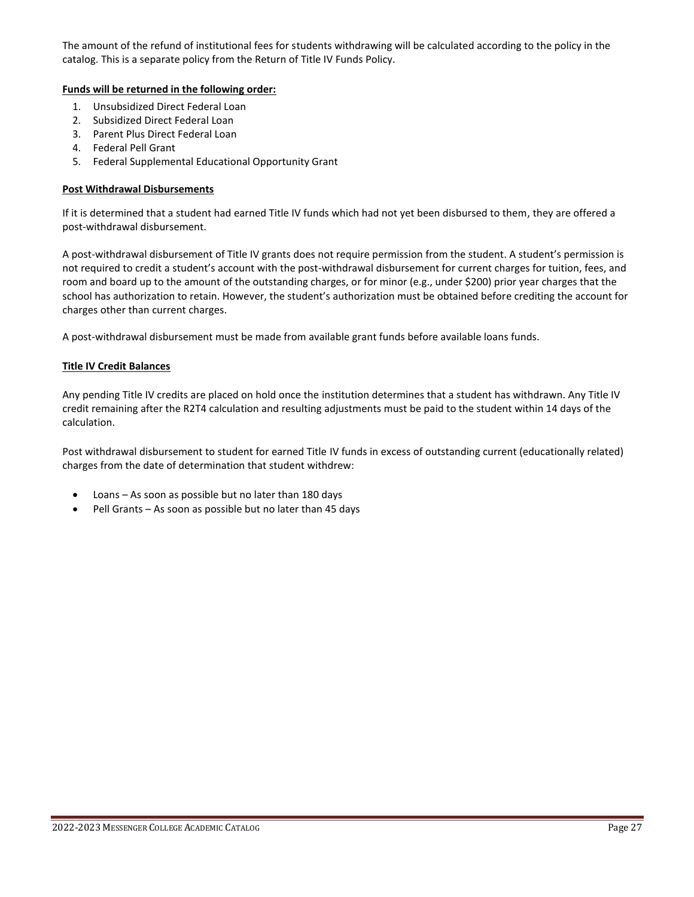The amount of the refund of institutional fees for students withdrawing will be calculated according to the policy in the catalog. This is a separate policy from the Return of Title IV Funds Policy.

**Funds will be returned in the following order:**

1. Unsubsidized Direct Federal Loan
2. Subsidized Direct Federal Loan
3. Parent Plus Direct Federal Loan
4. Federal Pell Grant
5. Federal Supplemental Educational Opportunity Grant

**Post Withdrawal Disbursements**

If it is determined that a student had earned Title IV funds which had not yet been disbursed to them, they are offered a post-withdrawal disbursement.

A post-withdrawal disbursement of Title IV grants does not require permission from the student. A student's permission is not required to credit a student's account with the post-withdrawal disbursement for current charges for tuition, fees, and room and board up to the amount of the outstanding charges, or for minor (e.g., under $200) prior year charges that the school has authorization to retain. However, the student's authorization must be obtained before crediting the account for charges other than current charges.

A post-withdrawal disbursement must be made from available grant funds before available loans funds.

**Title IV Credit Balances**

Any pending Title IV credits are placed on hold once the institution determines that a student has withdrawn. Any Title IV credit remaining after the R2T4 calculation and resulting adjustments must be paid to the student within 14 days of the calculation.

Post withdrawal disbursement to student for earned Title IV funds in excess of outstanding current (educationally related) charges from the date of determination that student withdrew:

- Loans – As soon as possible but no later than 180 days
- Pell Grants – As soon as possible but no later than 45 days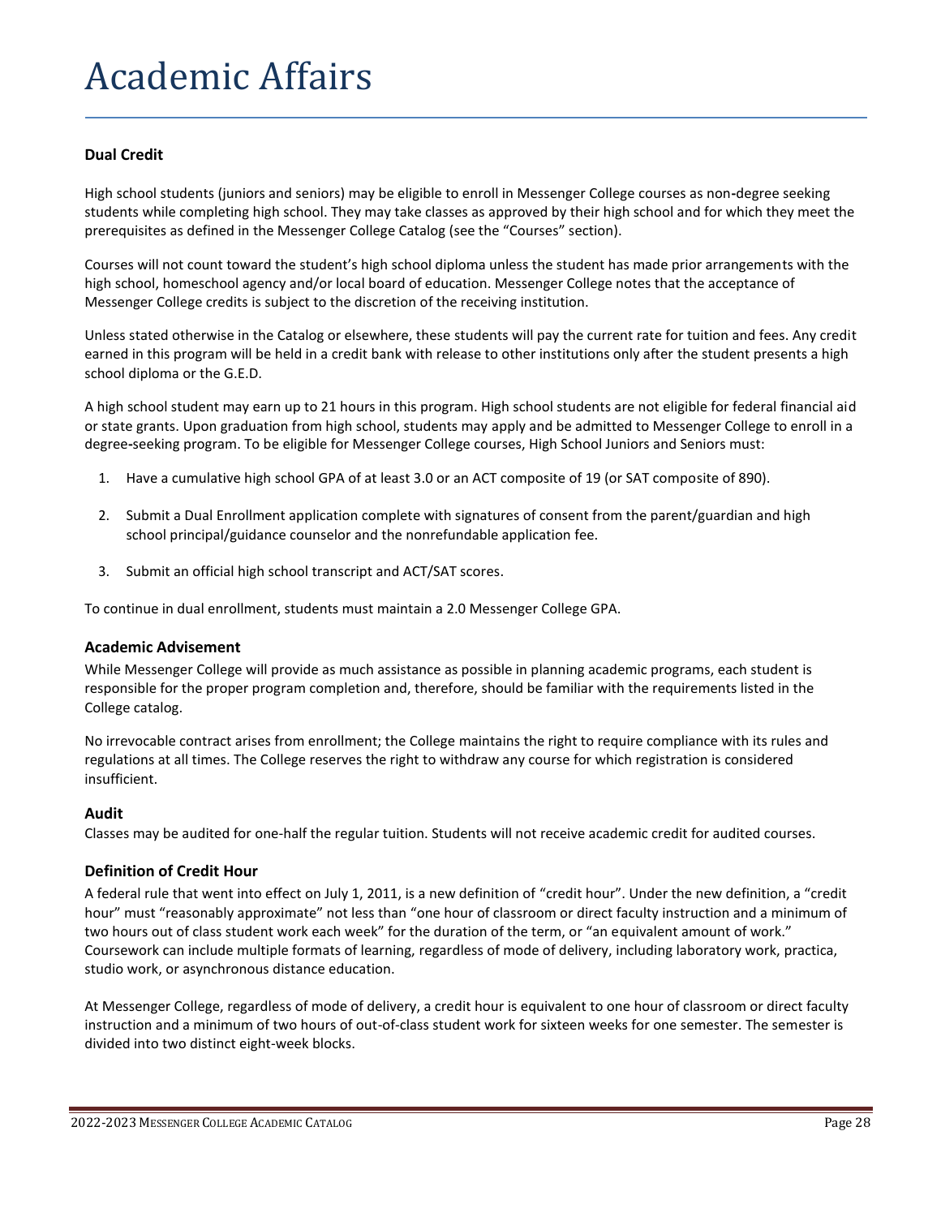# Academic Affairs

**Dual Credit**

High school students (juniors and seniors) may be eligible to enroll in Messenger College courses as non-degree seeking students while completing high school. They may take classes as approved by their high school and for which they meet the prerequisites as defined in the Messenger College Catalog (see the "Courses" section).

Courses will not count toward the student's high school diploma unless the student has made prior arrangements with the high school, homeschool agency and/or local board of education. Messenger College notes that the acceptance of Messenger College credits is subject to the discretion of the receiving institution.

Unless stated otherwise in the Catalog or elsewhere, these students will pay the current rate for tuition and fees. Any credit earned in this program will be held in a credit bank with release to other institutions only after the student presents a high school diploma or the G.E.D.

A high school student may earn up to 21 hours in this program. High school students are not eligible for federal financial aid or state grants. Upon graduation from high school, students may apply and be admitted to Messenger College to enroll in a degree-seeking program. To be eligible for Messenger College courses, High School Juniors and Seniors must:

1. Have a cumulative high school GPA of at least 3.0 or an ACT composite of 19 (or SAT composite of 890).
2. Submit a Dual Enrollment application complete with signatures of consent from the parent/guardian and high school principal/guidance counselor and the nonrefundable application fee.
3. Submit an official high school transcript and ACT/SAT scores.

To continue in dual enrollment, students must maintain a 2.0 Messenger College GPA.

### Academic Advisement

While Messenger College will provide as much assistance as possible in planning academic programs, each student is responsible for the proper program completion and, therefore, should be familiar with the requirements listed in the College catalog.

No irrevocable contract arises from enrollment; the College maintains the right to require compliance with its rules and regulations at all times. The College reserves the right to withdraw any course for which registration is considered insufficient.

### Audit

Classes may be audited for one-half the regular tuition. Students will not receive academic credit for audited courses.

### Definition of Credit Hour

A federal rule that went into effect on July 1, 2011, is a new definition of "credit hour". Under the new definition, a "credit hour" must "reasonably approximate" not less than "one hour of classroom or direct faculty instruction and a minimum of two hours out of class student work each week" for the duration of the term, or "an equivalent amount of work." Coursework can include multiple formats of learning, regardless of mode of delivery, including laboratory work, practica, studio work, or asynchronous distance education.

At Messenger College, regardless of mode of delivery, a credit hour is equivalent to one hour of classroom or direct faculty instruction and a minimum of two hours of out-of-class student work for sixteen weeks for one semester. The semester is divided into two distinct eight-week blocks.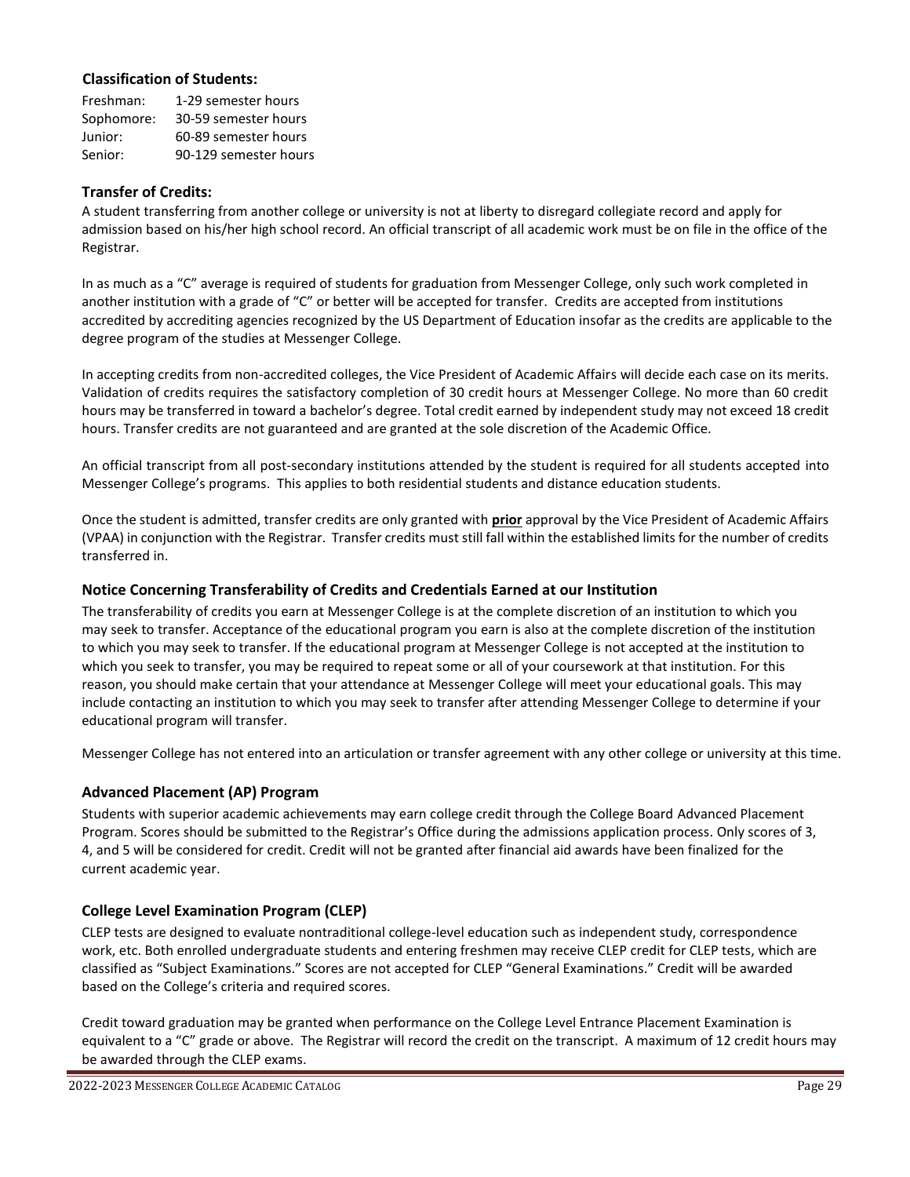### Classification of Students:

| | |
|---|---|
| Freshman: | 1-29 semester hours |
| Sophomore: | 30-59 semester hours |
| Junior: | 60-89 semester hours |
| Senior: | 90-129 semester hours |

### Transfer of Credits:

A student transferring from another college or university is not at liberty to disregard collegiate record and apply for admission based on his/her high school record. An official transcript of all academic work must be on file in the office of the Registrar.

In as much as a "C" average is required of students for graduation from Messenger College, only such work completed in another institution with a grade of "C" or better will be accepted for transfer. Credits are accepted from institutions accredited by accrediting agencies recognized by the US Department of Education insofar as the credits are applicable to the degree program of the studies at Messenger College.

In accepting credits from non-accredited colleges, the Vice President of Academic Affairs will decide each case on its merits. Validation of credits requires the satisfactory completion of 30 credit hours at Messenger College. No more than 60 credit hours may be transferred in toward a bachelor's degree. Total credit earned by independent study may not exceed 18 credit hours. Transfer credits are not guaranteed and are granted at the sole discretion of the Academic Office.

An official transcript from all post-secondary institutions attended by the student is required for all students accepted into Messenger College's programs. This applies to both residential students and distance education students.

Once the student is admitted, transfer credits are only granted with **prior** approval by the Vice President of Academic Affairs (VPAA) in conjunction with the Registrar. Transfer credits must still fall within the established limits for the number of credits transferred in.

### Notice Concerning Transferability of Credits and Credentials Earned at our Institution

The transferability of credits you earn at Messenger College is at the complete discretion of an institution to which you may seek to transfer. Acceptance of the educational program you earn is also at the complete discretion of the institution to which you may seek to transfer. If the educational program at Messenger College is not accepted at the institution to which you seek to transfer, you may be required to repeat some or all of your coursework at that institution. For this reason, you should make certain that your attendance at Messenger College will meet your educational goals. This may include contacting an institution to which you may seek to transfer after attending Messenger College to determine if your educational program will transfer.

Messenger College has not entered into an articulation or transfer agreement with any other college or university at this time.

### Advanced Placement (AP) Program

Students with superior academic achievements may earn college credit through the College Board Advanced Placement Program. Scores should be submitted to the Registrar's Office during the admissions application process. Only scores of 3, 4, and 5 will be considered for credit. Credit will not be granted after financial aid awards have been finalized for the current academic year.

### College Level Examination Program (CLEP)

CLEP tests are designed to evaluate nontraditional college-level education such as independent study, correspondence work, etc. Both enrolled undergraduate students and entering freshmen may receive CLEP credit for CLEP tests, which are classified as "Subject Examinations." Scores are not accepted for CLEP "General Examinations." Credit will be awarded based on the College's criteria and required scores.

Credit toward graduation may be granted when performance on the College Level Entrance Placement Examination is equivalent to a "C" grade or above. The Registrar will record the credit on the transcript. A maximum of 12 credit hours may be awarded through the CLEP exams.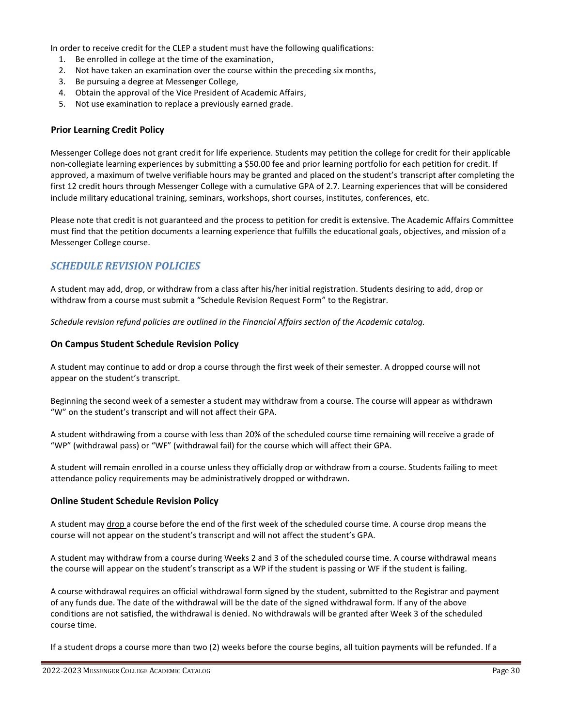In order to receive credit for the CLEP a student must have the following qualifications:

1. Be enrolled in college at the time of the examination,
2. Not have taken an examination over the course within the preceding six months,
3. Be pursuing a degree at Messenger College,
4. Obtain the approval of the Vice President of Academic Affairs,
5. Not use examination to replace a previously earned grade.

### Prior Learning Credit Policy

Messenger College does not grant credit for life experience. Students may petition the college for credit for their applicable non-collegiate learning experiences by submitting a $50.00 fee and prior learning portfolio for each petition for credit. If approved, a maximum of twelve verifiable hours may be granted and placed on the student's transcript after completing the first 12 credit hours through Messenger College with a cumulative GPA of 2.7. Learning experiences that will be considered include military educational training, seminars, workshops, short courses, institutes, conferences, etc.

Please note that credit is not guaranteed and the process to petition for credit is extensive. The Academic Affairs Committee must find that the petition documents a learning experience that fulfills the educational goals, objectives, and mission of a Messenger College course.

## *SCHEDULE REVISION POLICIES*

A student may add, drop, or withdraw from a class after his/her initial registration. Students desiring to add, drop or withdraw from a course must submit a "Schedule Revision Request Form" to the Registrar.

*Schedule revision refund policies are outlined in the Financial Affairs section of the Academic catalog.*

### On Campus Student Schedule Revision Policy

A student may continue to add or drop a course through the first week of their semester. A dropped course will not appear on the student's transcript.

Beginning the second week of a semester a student may withdraw from a course. The course will appear as withdrawn "W" on the student's transcript and will not affect their GPA.

A student withdrawing from a course with less than 20% of the scheduled course time remaining will receive a grade of "WP" (withdrawal pass) or "WF" (withdrawal fail) for the course which will affect their GPA.

A student will remain enrolled in a course unless they officially drop or withdraw from a course. Students failing to meet attendance policy requirements may be administratively dropped or withdrawn.

### Online Student Schedule Revision Policy

A student may drop a course before the end of the first week of the scheduled course time. A course drop means the course will not appear on the student's transcript and will not affect the student's GPA.

A student may withdraw from a course during Weeks 2 and 3 of the scheduled course time. A course withdrawal means the course will appear on the student's transcript as a WP if the student is passing or WF if the student is failing.

A course withdrawal requires an official withdrawal form signed by the student, submitted to the Registrar and payment of any funds due. The date of the withdrawal will be the date of the signed withdrawal form. If any of the above conditions are not satisfied, the withdrawal is denied. No withdrawals will be granted after Week 3 of the scheduled course time.

If a student drops a course more than two (2) weeks before the course begins, all tuition payments will be refunded. If a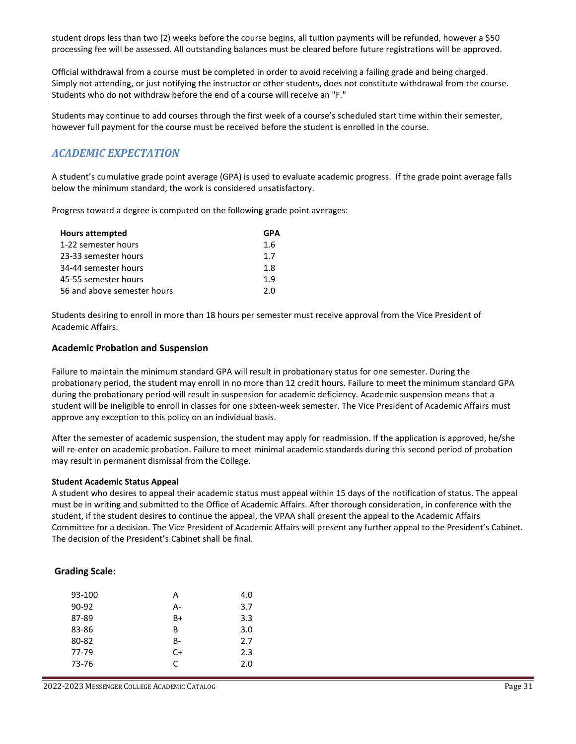student drops less than two (2) weeks before the course begins, all tuition payments will be refunded, however a $50 processing fee will be assessed. All outstanding balances must be cleared before future registrations will be approved.

Official withdrawal from a course must be completed in order to avoid receiving a failing grade and being charged. Simply not attending, or just notifying the instructor or other students, does not constitute withdrawal from the course. Students who do not withdraw before the end of a course will receive an "F."

Students may continue to add courses through the first week of a course's scheduled start time within their semester, however full payment for the course must be received before the student is enrolled in the course.

## *ACADEMIC EXPECTATION*

A student's cumulative grade point average (GPA) is used to evaluate academic progress. If the grade point average falls below the minimum standard, the work is considered unsatisfactory.

Progress toward a degree is computed on the following grade point averages:

| Hours attempted | GPA |
|---|---|
| 1-22 semester hours | 1.6 |
| 23-33 semester hours | 1.7 |
| 34-44 semester hours | 1.8 |
| 45-55 semester hours | 1.9 |
| 56 and above semester hours | 2.0 |

Students desiring to enroll in more than 18 hours per semester must receive approval from the Vice President of Academic Affairs.

### Academic Probation and Suspension

Failure to maintain the minimum standard GPA will result in probationary status for one semester. During the probationary period, the student may enroll in no more than 12 credit hours. Failure to meet the minimum standard GPA during the probationary period will result in suspension for academic deficiency. Academic suspension means that a student will be ineligible to enroll in classes for one sixteen-week semester. The Vice President of Academic Affairs must approve any exception to this policy on an individual basis.

After the semester of academic suspension, the student may apply for readmission. If the application is approved, he/she will re-enter on academic probation. Failure to meet minimal academic standards during this second period of probation may result in permanent dismissal from the College.

#### Student Academic Status Appeal

A student who desires to appeal their academic status must appeal within 15 days of the notification of status. The appeal must be in writing and submitted to the Office of Academic Affairs. After thorough consideration, in conference with the student, if the student desires to continue the appeal, the VPAA shall present the appeal to the Academic Affairs Committee for a decision. The Vice President of Academic Affairs will present any further appeal to the President's Cabinet. The decision of the President's Cabinet shall be final.

### Grading Scale:

| | | |
|---|---|---|
| 93-100 | A | 4.0 |
| 90-92 | A- | 3.7 |
| 87-89 | B+ | 3.3 |
| 83-86 | B | 3.0 |
| 80-82 | B- | 2.7 |
| 77-79 | C+ | 2.3 |
| 73-76 | C | 2.0 |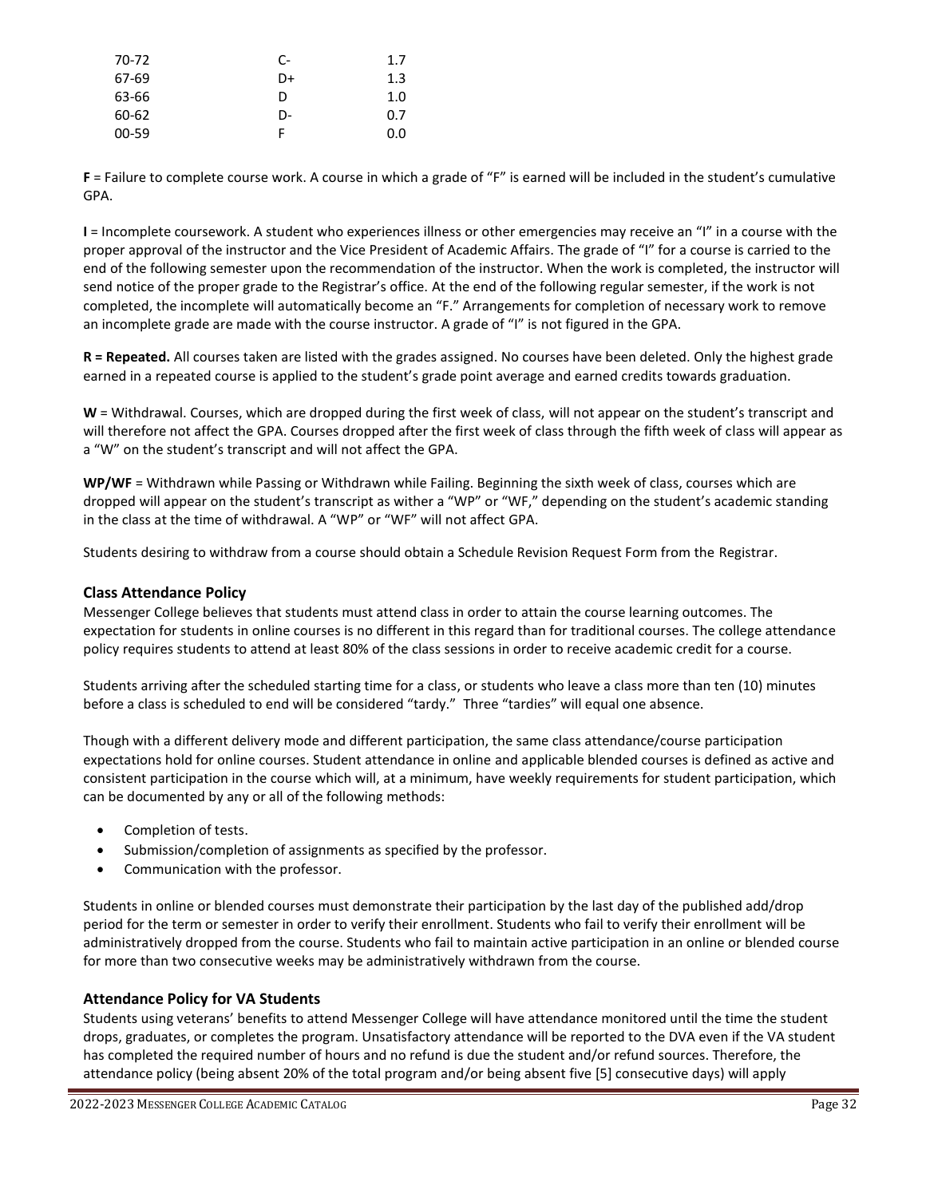| | | |
|---|---|---|
| 70-72 | C- | 1.7 |
| 67-69 | D+ | 1.3 |
| 63-66 | D | 1.0 |
| 60-62 | D- | 0.7 |
| 00-59 | F | 0.0 |

**F** = Failure to complete course work. A course in which a grade of "F" is earned will be included in the student's cumulative GPA.

**I** = Incomplete coursework. A student who experiences illness or other emergencies may receive an "I" in a course with the proper approval of the instructor and the Vice President of Academic Affairs. The grade of "I" for a course is carried to the end of the following semester upon the recommendation of the instructor. When the work is completed, the instructor will send notice of the proper grade to the Registrar's office. At the end of the following regular semester, if the work is not completed, the incomplete will automatically become an "F." Arrangements for completion of necessary work to remove an incomplete grade are made with the course instructor. A grade of "I" is not figured in the GPA.

**R = Repeated.** All courses taken are listed with the grades assigned. No courses have been deleted. Only the highest grade earned in a repeated course is applied to the student's grade point average and earned credits towards graduation.

**W** = Withdrawal. Courses, which are dropped during the first week of class, will not appear on the student's transcript and will therefore not affect the GPA. Courses dropped after the first week of class through the fifth week of class will appear as a "W" on the student's transcript and will not affect the GPA.

**WP/WF** = Withdrawn while Passing or Withdrawn while Failing. Beginning the sixth week of class, courses which are dropped will appear on the student's transcript as wither a "WP" or "WF," depending on the student's academic standing in the class at the time of withdrawal. A "WP" or "WF" will not affect GPA.

Students desiring to withdraw from a course should obtain a Schedule Revision Request Form from the Registrar.

### Class Attendance Policy

Messenger College believes that students must attend class in order to attain the course learning outcomes. The expectation for students in online courses is no different in this regard than for traditional courses. The college attendance policy requires students to attend at least 80% of the class sessions in order to receive academic credit for a course.

Students arriving after the scheduled starting time for a class, or students who leave a class more than ten (10) minutes before a class is scheduled to end will be considered "tardy." Three "tardies" will equal one absence.

Though with a different delivery mode and different participation, the same class attendance/course participation expectations hold for online courses. Student attendance in online and applicable blended courses is defined as active and consistent participation in the course which will, at a minimum, have weekly requirements for student participation, which can be documented by any or all of the following methods:

- Completion of tests.
- Submission/completion of assignments as specified by the professor.
- Communication with the professor.

Students in online or blended courses must demonstrate their participation by the last day of the published add/drop period for the term or semester in order to verify their enrollment. Students who fail to verify their enrollment will be administratively dropped from the course. Students who fail to maintain active participation in an online or blended course for more than two consecutive weeks may be administratively withdrawn from the course.

### Attendance Policy for VA Students

Students using veterans' benefits to attend Messenger College will have attendance monitored until the time the student drops, graduates, or completes the program. Unsatisfactory attendance will be reported to the DVA even if the VA student has completed the required number of hours and no refund is due the student and/or refund sources. Therefore, the attendance policy (being absent 20% of the total program and/or being absent five [5] consecutive days) will apply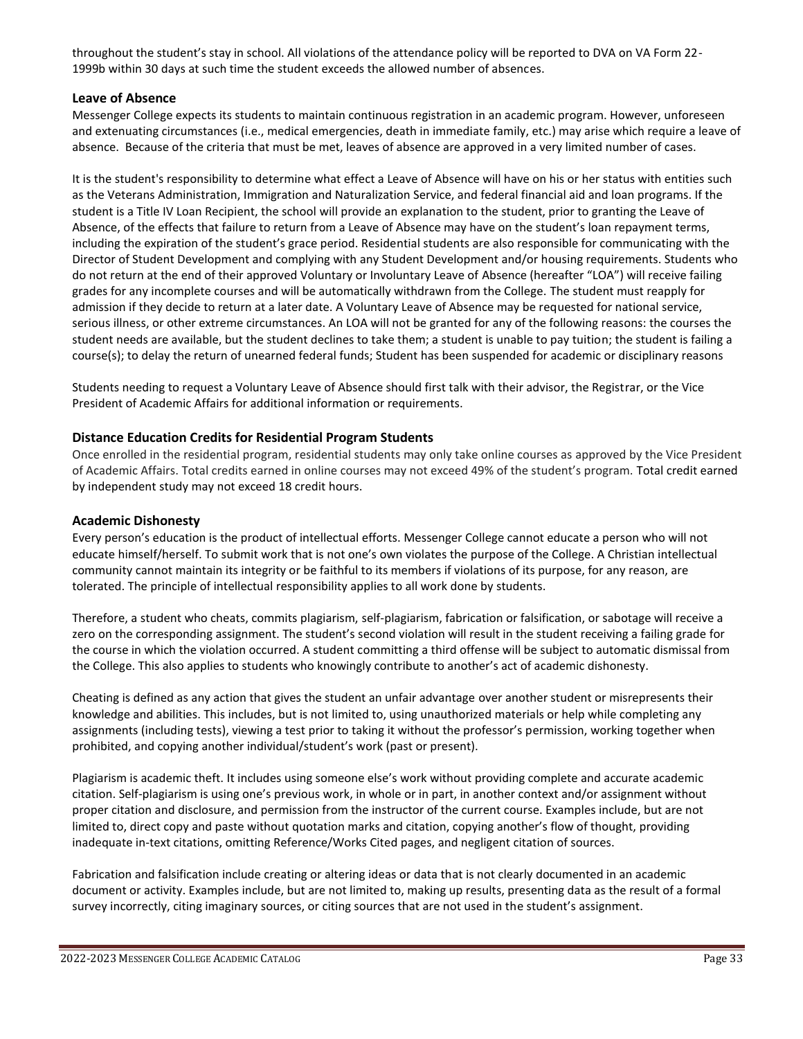throughout the student's stay in school. All violations of the attendance policy will be reported to DVA on VA Form 22-1999b within 30 days at such time the student exceeds the allowed number of absences.

### Leave of Absence

Messenger College expects its students to maintain continuous registration in an academic program. However, unforeseen and extenuating circumstances (i.e., medical emergencies, death in immediate family, etc.) may arise which require a leave of absence. Because of the criteria that must be met, leaves of absence are approved in a very limited number of cases.

It is the student's responsibility to determine what effect a Leave of Absence will have on his or her status with entities such as the Veterans Administration, Immigration and Naturalization Service, and federal financial aid and loan programs. If the student is a Title IV Loan Recipient, the school will provide an explanation to the student, prior to granting the Leave of Absence, of the effects that failure to return from a Leave of Absence may have on the student's loan repayment terms, including the expiration of the student's grace period. Residential students are also responsible for communicating with the Director of Student Development and complying with any Student Development and/or housing requirements. Students who do not return at the end of their approved Voluntary or Involuntary Leave of Absence (hereafter "LOA") will receive failing grades for any incomplete courses and will be automatically withdrawn from the College. The student must reapply for admission if they decide to return at a later date. A Voluntary Leave of Absence may be requested for national service, serious illness, or other extreme circumstances. An LOA will not be granted for any of the following reasons: the courses the student needs are available, but the student declines to take them; a student is unable to pay tuition; the student is failing a course(s); to delay the return of unearned federal funds; Student has been suspended for academic or disciplinary reasons

Students needing to request a Voluntary Leave of Absence should first talk with their advisor, the Registrar, or the Vice President of Academic Affairs for additional information or requirements.

### Distance Education Credits for Residential Program Students

Once enrolled in the residential program, residential students may only take online courses as approved by the Vice President of Academic Affairs. Total credits earned in online courses may not exceed 49% of the student's program. Total credit earned by independent study may not exceed 18 credit hours.

### Academic Dishonesty

Every person's education is the product of intellectual efforts. Messenger College cannot educate a person who will not educate himself/herself. To submit work that is not one's own violates the purpose of the College. A Christian intellectual community cannot maintain its integrity or be faithful to its members if violations of its purpose, for any reason, are tolerated. The principle of intellectual responsibility applies to all work done by students.

Therefore, a student who cheats, commits plagiarism, self-plagiarism, fabrication or falsification, or sabotage will receive a zero on the corresponding assignment. The student's second violation will result in the student receiving a failing grade for the course in which the violation occurred. A student committing a third offense will be subject to automatic dismissal from the College. This also applies to students who knowingly contribute to another's act of academic dishonesty.

Cheating is defined as any action that gives the student an unfair advantage over another student or misrepresents their knowledge and abilities. This includes, but is not limited to, using unauthorized materials or help while completing any assignments (including tests), viewing a test prior to taking it without the professor's permission, working together when prohibited, and copying another individual/student's work (past or present).

Plagiarism is academic theft. It includes using someone else's work without providing complete and accurate academic citation. Self-plagiarism is using one's previous work, in whole or in part, in another context and/or assignment without proper citation and disclosure, and permission from the instructor of the current course. Examples include, but are not limited to, direct copy and paste without quotation marks and citation, copying another's flow of thought, providing inadequate in-text citations, omitting Reference/Works Cited pages, and negligent citation of sources.

Fabrication and falsification include creating or altering ideas or data that is not clearly documented in an academic document or activity. Examples include, but are not limited to, making up results, presenting data as the result of a formal survey incorrectly, citing imaginary sources, or citing sources that are not used in the student's assignment.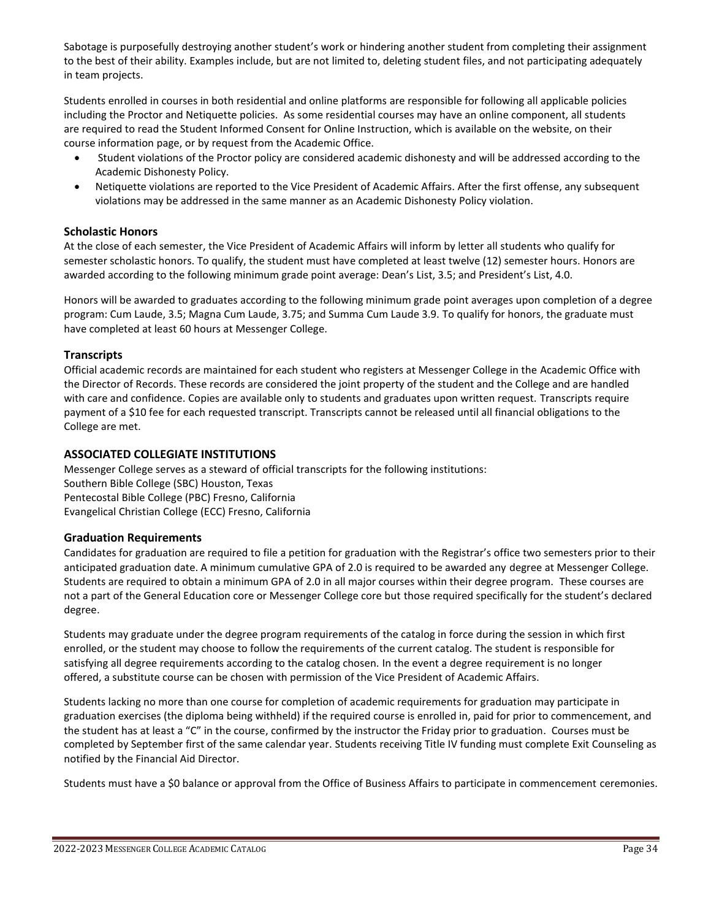Sabotage is purposefully destroying another student's work or hindering another student from completing their assignment to the best of their ability. Examples include, but are not limited to, deleting student files, and not participating adequately in team projects.

Students enrolled in courses in both residential and online platforms are responsible for following all applicable policies including the Proctor and Netiquette policies. As some residential courses may have an online component, all students are required to read the Student Informed Consent for Online Instruction, which is available on the website, on their course information page, or by request from the Academic Office.

- Student violations of the Proctor policy are considered academic dishonesty and will be addressed according to the Academic Dishonesty Policy.
- Netiquette violations are reported to the Vice President of Academic Affairs. After the first offense, any subsequent violations may be addressed in the same manner as an Academic Dishonesty Policy violation.

### Scholastic Honors

At the close of each semester, the Vice President of Academic Affairs will inform by letter all students who qualify for semester scholastic honors. To qualify, the student must have completed at least twelve (12) semester hours. Honors are awarded according to the following minimum grade point average: Dean's List, 3.5; and President's List, 4.0.

Honors will be awarded to graduates according to the following minimum grade point averages upon completion of a degree program: Cum Laude, 3.5; Magna Cum Laude, 3.75; and Summa Cum Laude 3.9. To qualify for honors, the graduate must have completed at least 60 hours at Messenger College.

### Transcripts

Official academic records are maintained for each student who registers at Messenger College in the Academic Office with the Director of Records. These records are considered the joint property of the student and the College and are handled with care and confidence. Copies are available only to students and graduates upon written request. Transcripts require payment of a $10 fee for each requested transcript. Transcripts cannot be released until all financial obligations to the College are met.

### ASSOCIATED COLLEGIATE INSTITUTIONS

Messenger College serves as a steward of official transcripts for the following institutions:
Southern Bible College (SBC) Houston, Texas
Pentecostal Bible College (PBC) Fresno, California
Evangelical Christian College (ECC) Fresno, California

### Graduation Requirements

Candidates for graduation are required to file a petition for graduation with the Registrar's office two semesters prior to their anticipated graduation date. A minimum cumulative GPA of 2.0 is required to be awarded any degree at Messenger College. Students are required to obtain a minimum GPA of 2.0 in all major courses within their degree program. These courses are not a part of the General Education core or Messenger College core but those required specifically for the student's declared degree.

Students may graduate under the degree program requirements of the catalog in force during the session in which first enrolled, or the student may choose to follow the requirements of the current catalog. The student is responsible for satisfying all degree requirements according to the catalog chosen. In the event a degree requirement is no longer offered, a substitute course can be chosen with permission of the Vice President of Academic Affairs.

Students lacking no more than one course for completion of academic requirements for graduation may participate in graduation exercises (the diploma being withheld) if the required course is enrolled in, paid for prior to commencement, and the student has at least a "C" in the course, confirmed by the instructor the Friday prior to graduation. Courses must be completed by September first of the same calendar year. Students receiving Title IV funding must complete Exit Counseling as notified by the Financial Aid Director.

Students must have a $0 balance or approval from the Office of Business Affairs to participate in commencement ceremonies.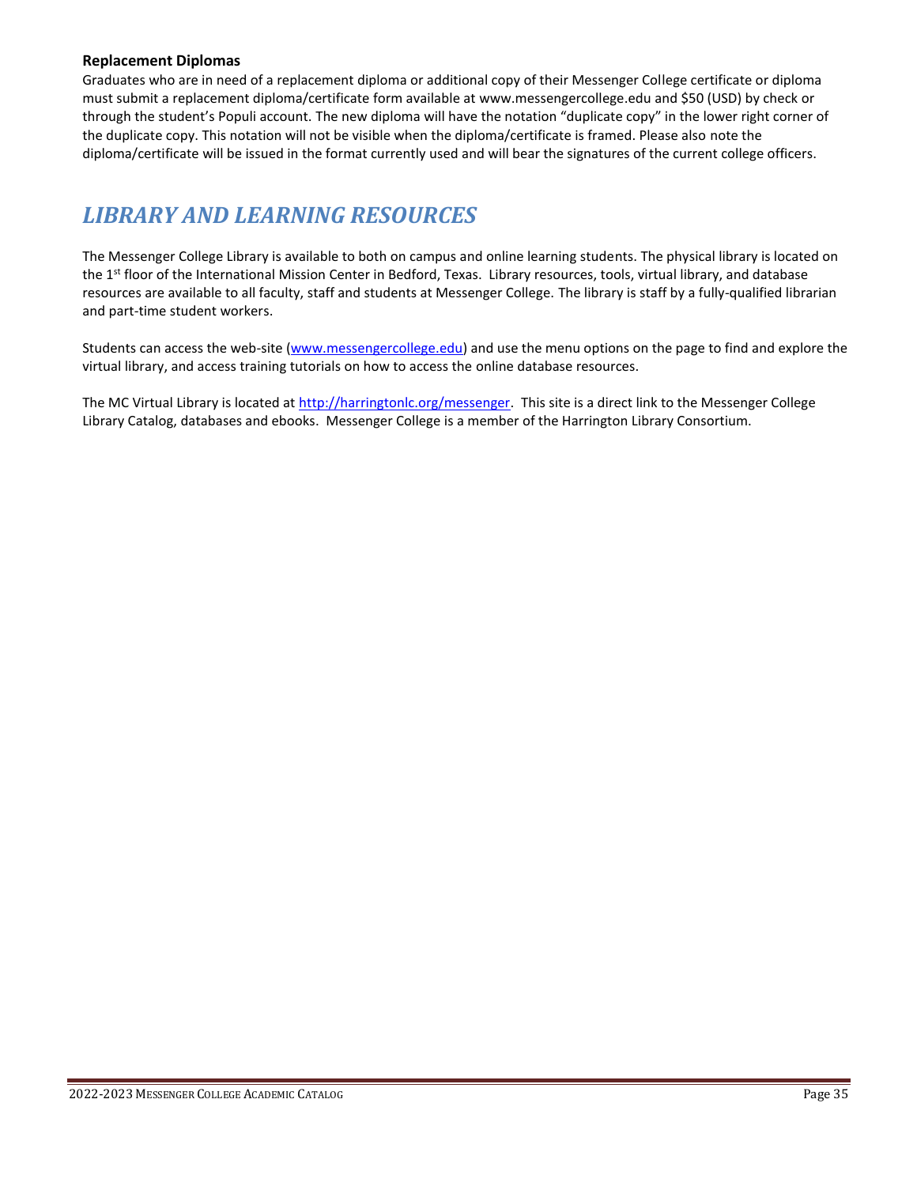### Replacement Diplomas

Graduates who are in need of a replacement diploma or additional copy of their Messenger College certificate or diploma must submit a replacement diploma/certificate form available at www.messengercollege.edu and $50 (USD) by check or through the student's Populi account. The new diploma will have the notation "duplicate copy" in the lower right corner of the duplicate copy. This notation will not be visible when the diploma/certificate is framed. Please also note the diploma/certificate will be issued in the format currently used and will bear the signatures of the current college officers.

# *LIBRARY AND LEARNING RESOURCES*

The Messenger College Library is available to both on campus and online learning students. The physical library is located on the 1st floor of the International Mission Center in Bedford, Texas. Library resources, tools, virtual library, and database resources are available to all faculty, staff and students at Messenger College. The library is staff by a fully-qualified librarian and part-time student workers.

Students can access the web-site (www.messengercollege.edu) and use the menu options on the page to find and explore the virtual library, and access training tutorials on how to access the online database resources.

The MC Virtual Library is located at http://harringtonlc.org/messenger. This site is a direct link to the Messenger College Library Catalog, databases and ebooks. Messenger College is a member of the Harrington Library Consortium.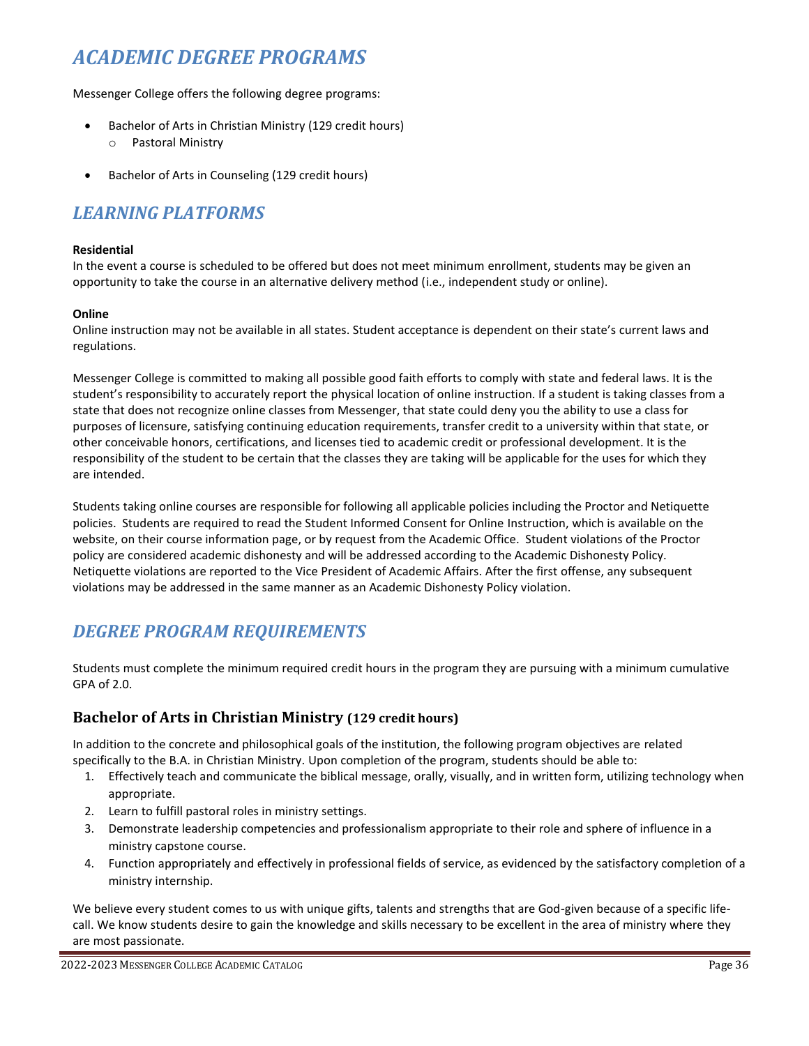# *ACADEMIC DEGREE PROGRAMS*

Messenger College offers the following degree programs:

- Bachelor of Arts in Christian Ministry (129 credit hours)
    - Pastoral Ministry

- Bachelor of Arts in Counseling (129 credit hours)

# *LEARNING PLATFORMS*

**Residential**
In the event a course is scheduled to be offered but does not meet minimum enrollment, students may be given an opportunity to take the course in an alternative delivery method (i.e., independent study or online).

**Online**
Online instruction may not be available in all states. Student acceptance is dependent on their state's current laws and regulations.

Messenger College is committed to making all possible good faith efforts to comply with state and federal laws. It is the student's responsibility to accurately report the physical location of online instruction. If a student is taking classes from a state that does not recognize online classes from Messenger, that state could deny you the ability to use a class for purposes of licensure, satisfying continuing education requirements, transfer credit to a university within that state, or other conceivable honors, certifications, and licenses tied to academic credit or professional development. It is the responsibility of the student to be certain that the classes they are taking will be applicable for the uses for which they are intended.

Students taking online courses are responsible for following all applicable policies including the Proctor and Netiquette policies. Students are required to read the Student Informed Consent for Online Instruction, which is available on the website, on their course information page, or by request from the Academic Office. Student violations of the Proctor policy are considered academic dishonesty and will be addressed according to the Academic Dishonesty Policy. Netiquette violations are reported to the Vice President of Academic Affairs. After the first offense, any subsequent violations may be addressed in the same manner as an Academic Dishonesty Policy violation.

# *DEGREE PROGRAM REQUIREMENTS*

Students must complete the minimum required credit hours in the program they are pursuing with a minimum cumulative GPA of 2.0.

## Bachelor of Arts in Christian Ministry (129 credit hours)

In addition to the concrete and philosophical goals of the institution, the following program objectives are related specifically to the B.A. in Christian Ministry. Upon completion of the program, students should be able to:

1. Effectively teach and communicate the biblical message, orally, visually, and in written form, utilizing technology when appropriate.
2. Learn to fulfill pastoral roles in ministry settings.
3. Demonstrate leadership competencies and professionalism appropriate to their role and sphere of influence in a ministry capstone course.
4. Function appropriately and effectively in professional fields of service, as evidenced by the satisfactory completion of a ministry internship.

We believe every student comes to us with unique gifts, talents and strengths that are God-given because of a specific life-call. We know students desire to gain the knowledge and skills necessary to be excellent in the area of ministry where they are most passionate.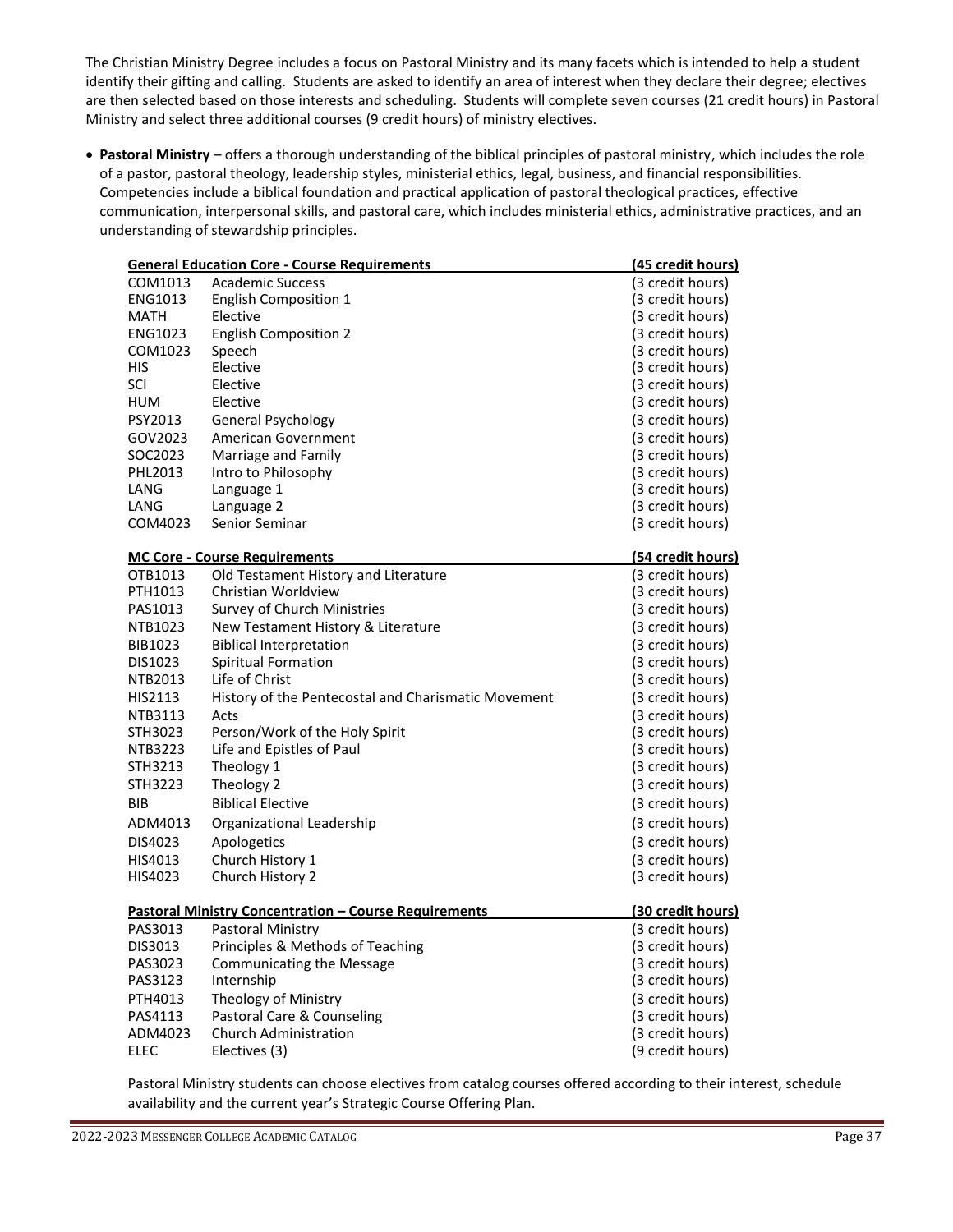The Christian Ministry Degree includes a focus on Pastoral Ministry and its many facets which is intended to help a student identify their gifting and calling. Students are asked to identify an area of interest when they declare their degree; electives are then selected based on those interests and scheduling. Students will complete seven courses (21 credit hours) in Pastoral Ministry and select three additional courses (9 credit hours) of ministry electives.

- **Pastoral Ministry** – offers a thorough understanding of the biblical principles of pastoral ministry, which includes the role of a pastor, pastoral theology, leadership styles, ministerial ethics, legal, business, and financial responsibilities. Competencies include a biblical foundation and practical application of pastoral theological practices, effective communication, interpersonal skills, and pastoral care, which includes ministerial ethics, administrative practices, and an understanding of stewardship principles.

| **General Education Core - Course Requirements** | | **(45 credit hours)** |
|---|---|---|
| COM1013 | Academic Success | (3 credit hours) |
| ENG1013 | English Composition 1 | (3 credit hours) |
| MATH | Elective | (3 credit hours) |
| ENG1023 | English Composition 2 | (3 credit hours) |
| COM1023 | Speech | (3 credit hours) |
| HIS | Elective | (3 credit hours) |
| SCI | Elective | (3 credit hours) |
| HUM | Elective | (3 credit hours) |
| PSY2013 | General Psychology | (3 credit hours) |
| GOV2023 | American Government | (3 credit hours) |
| SOC2023 | Marriage and Family | (3 credit hours) |
| PHL2013 | Intro to Philosophy | (3 credit hours) |
| LANG | Language 1 | (3 credit hours) |
| LANG | Language 2 | (3 credit hours) |
| COM4023 | Senior Seminar | (3 credit hours) |

| **MC Core - Course Requirements** | | **(54 credit hours)** |
|---|---|---|
| OTB1013 | Old Testament History and Literature | (3 credit hours) |
| PTH1013 | Christian Worldview | (3 credit hours) |
| PAS1013 | Survey of Church Ministries | (3 credit hours) |
| NTB1023 | New Testament History & Literature | (3 credit hours) |
| BIB1023 | Biblical Interpretation | (3 credit hours) |
| DIS1023 | Spiritual Formation | (3 credit hours) |
| NTB2013 | Life of Christ | (3 credit hours) |
| HIS2113 | History of the Pentecostal and Charismatic Movement | (3 credit hours) |
| NTB3113 | Acts | (3 credit hours) |
| STH3023 | Person/Work of the Holy Spirit | (3 credit hours) |
| NTB3223 | Life and Epistles of Paul | (3 credit hours) |
| STH3213 | Theology 1 | (3 credit hours) |
| STH3223 | Theology 2 | (3 credit hours) |
| BIB | Biblical Elective | (3 credit hours) |
| ADM4013 | Organizational Leadership | (3 credit hours) |
| DIS4023 | Apologetics | (3 credit hours) |
| HIS4013 | Church History 1 | (3 credit hours) |
| HIS4023 | Church History 2 | (3 credit hours) |

| **Pastoral Ministry Concentration – Course Requirements** | | **(30 credit hours)** |
|---|---|---|
| PAS3013 | Pastoral Ministry | (3 credit hours) |
| DIS3013 | Principles & Methods of Teaching | (3 credit hours) |
| PAS3023 | Communicating the Message | (3 credit hours) |
| PAS3123 | Internship | (3 credit hours) |
| PTH4013 | Theology of Ministry | (3 credit hours) |
| PAS4113 | Pastoral Care & Counseling | (3 credit hours) |
| ADM4023 | Church Administration | (3 credit hours) |
| ELEC | Electives (3) | (9 credit hours) |

Pastoral Ministry students can choose electives from catalog courses offered according to their interest, schedule availability and the current year's Strategic Course Offering Plan.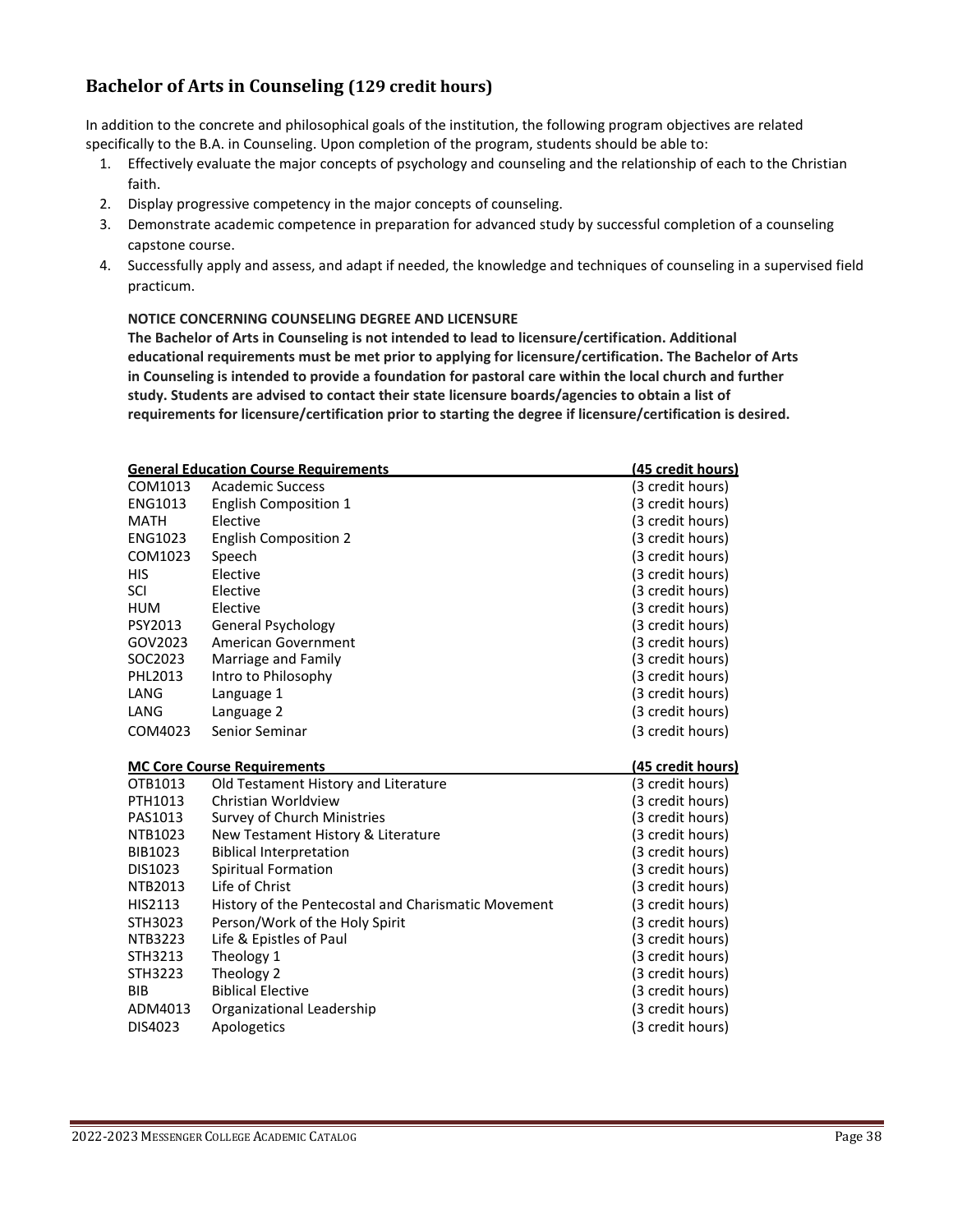## Bachelor of Arts in Counseling (129 credit hours)

In addition to the concrete and philosophical goals of the institution, the following program objectives are related specifically to the B.A. in Counseling. Upon completion of the program, students should be able to:

1. Effectively evaluate the major concepts of psychology and counseling and the relationship of each to the Christian faith.
2. Display progressive competency in the major concepts of counseling.
3. Demonstrate academic competence in preparation for advanced study by successful completion of a counseling capstone course.
4. Successfully apply and assess, and adapt if needed, the knowledge and techniques of counseling in a supervised field practicum.

**NOTICE CONCERNING COUNSELING DEGREE AND LICENSURE**

**The Bachelor of Arts in Counseling is not intended to lead to licensure/certification. Additional educational requirements must be met prior to applying for licensure/certification. The Bachelor of Arts in Counseling is intended to provide a foundation for pastoral care within the local church and further study. Students are advised to contact their state licensure boards/agencies to obtain a list of requirements for licensure/certification prior to starting the degree if licensure/certification is desired.**

| General Education Course Requirements | | (45 credit hours) |
|---|---|---|
| COM1013 | Academic Success | (3 credit hours) |
| ENG1013 | English Composition 1 | (3 credit hours) |
| MATH | Elective | (3 credit hours) |
| ENG1023 | English Composition 2 | (3 credit hours) |
| COM1023 | Speech | (3 credit hours) |
| HIS | Elective | (3 credit hours) |
| SCI | Elective | (3 credit hours) |
| HUM | Elective | (3 credit hours) |
| PSY2013 | General Psychology | (3 credit hours) |
| GOV2023 | American Government | (3 credit hours) |
| SOC2023 | Marriage and Family | (3 credit hours) |
| PHL2013 | Intro to Philosophy | (3 credit hours) |
| LANG | Language 1 | (3 credit hours) |
| LANG | Language 2 | (3 credit hours) |
| COM4023 | Senior Seminar | (3 credit hours) |

| MC Core Course Requirements | | (45 credit hours) |
|---|---|---|
| OTB1013 | Old Testament History and Literature | (3 credit hours) |
| PTH1013 | Christian Worldview | (3 credit hours) |
| PAS1013 | Survey of Church Ministries | (3 credit hours) |
| NTB1023 | New Testament History & Literature | (3 credit hours) |
| BIB1023 | Biblical Interpretation | (3 credit hours) |
| DIS1023 | Spiritual Formation | (3 credit hours) |
| NTB2013 | Life of Christ | (3 credit hours) |
| HIS2113 | History of the Pentecostal and Charismatic Movement | (3 credit hours) |
| STH3023 | Person/Work of the Holy Spirit | (3 credit hours) |
| NTB3223 | Life & Epistles of Paul | (3 credit hours) |
| STH3213 | Theology 1 | (3 credit hours) |
| STH3223 | Theology 2 | (3 credit hours) |
| BIB | Biblical Elective | (3 credit hours) |
| ADM4013 | Organizational Leadership | (3 credit hours) |
| DIS4023 | Apologetics | (3 credit hours) |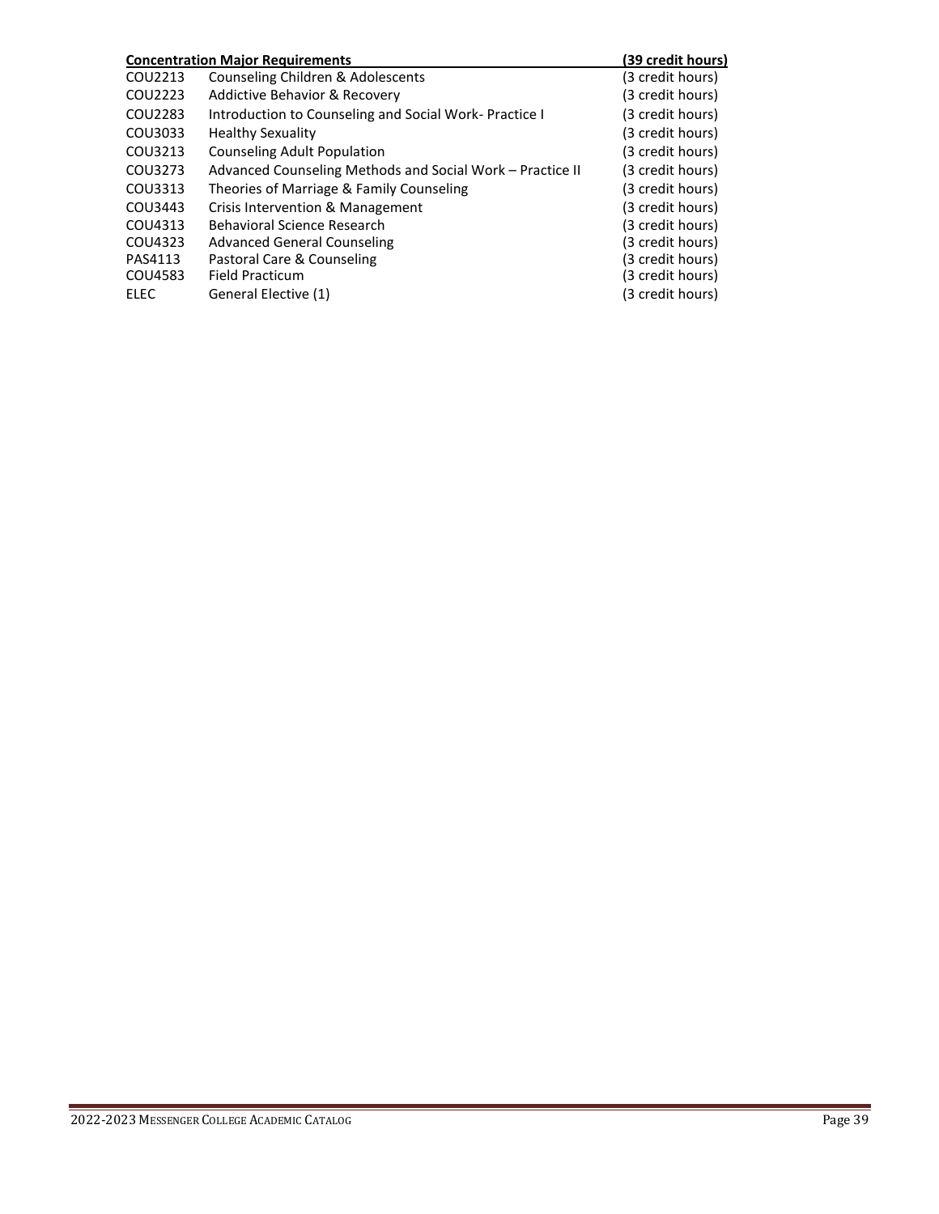| Concentration Major Requirements | | (39 credit hours) |
|---|---|---|
| COU2213 | Counseling Children & Adolescents | (3 credit hours) |
| COU2223 | Addictive Behavior & Recovery | (3 credit hours) |
| COU2283 | Introduction to Counseling and Social Work- Practice I | (3 credit hours) |
| COU3033 | Healthy Sexuality | (3 credit hours) |
| COU3213 | Counseling Adult Population | (3 credit hours) |
| COU3273 | Advanced Counseling Methods and Social Work – Practice II | (3 credit hours) |
| COU3313 | Theories of Marriage & Family Counseling | (3 credit hours) |
| COU3443 | Crisis Intervention & Management | (3 credit hours) |
| COU4313 | Behavioral Science Research | (3 credit hours) |
| COU4323 | Advanced General Counseling | (3 credit hours) |
| PAS4113 | Pastoral Care & Counseling | (3 credit hours) |
| COU4583 | Field Practicum | (3 credit hours) |
| ELEC | General Elective (1) | (3 credit hours) |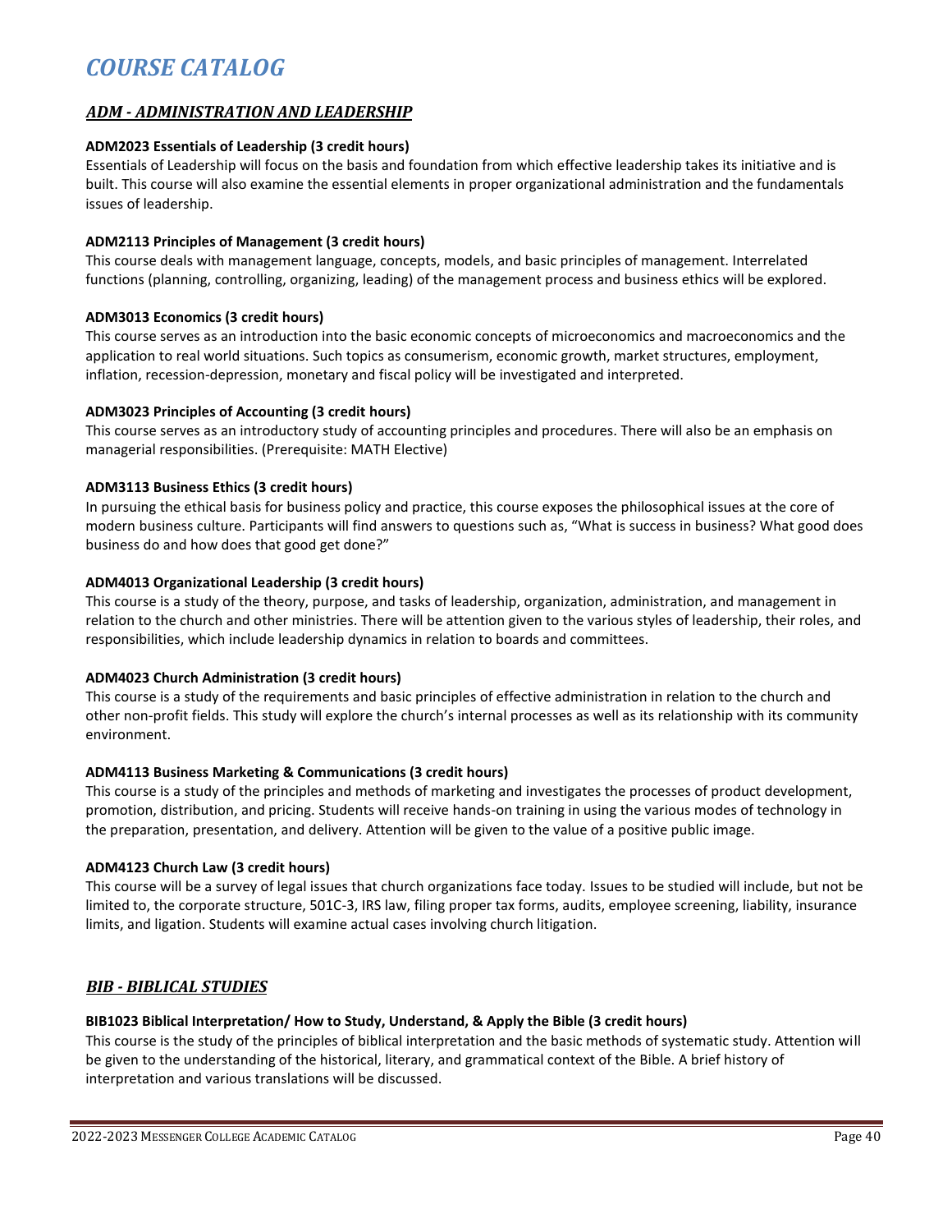# *COURSE CATALOG*

## *ADM - ADMINISTRATION AND LEADERSHIP*

**ADM2023 Essentials of Leadership (3 credit hours)**

Essentials of Leadership will focus on the basis and foundation from which effective leadership takes its initiative and is built. This course will also examine the essential elements in proper organizational administration and the fundamentals issues of leadership.

**ADM2113 Principles of Management (3 credit hours)**

This course deals with management language, concepts, models, and basic principles of management. Interrelated functions (planning, controlling, organizing, leading) of the management process and business ethics will be explored.

**ADM3013 Economics (3 credit hours)**

This course serves as an introduction into the basic economic concepts of microeconomics and macroeconomics and the application to real world situations. Such topics as consumerism, economic growth, market structures, employment, inflation, recession-depression, monetary and fiscal policy will be investigated and interpreted.

**ADM3023 Principles of Accounting (3 credit hours)**

This course serves as an introductory study of accounting principles and procedures. There will also be an emphasis on managerial responsibilities. (Prerequisite: MATH Elective)

**ADM3113 Business Ethics (3 credit hours)**

In pursuing the ethical basis for business policy and practice, this course exposes the philosophical issues at the core of modern business culture. Participants will find answers to questions such as, "What is success in business? What good does business do and how does that good get done?"

**ADM4013 Organizational Leadership (3 credit hours)**

This course is a study of the theory, purpose, and tasks of leadership, organization, administration, and management in relation to the church and other ministries. There will be attention given to the various styles of leadership, their roles, and responsibilities, which include leadership dynamics in relation to boards and committees.

**ADM4023 Church Administration (3 credit hours)**

This course is a study of the requirements and basic principles of effective administration in relation to the church and other non-profit fields. This study will explore the church's internal processes as well as its relationship with its community environment.

**ADM4113 Business Marketing & Communications (3 credit hours)**

This course is a study of the principles and methods of marketing and investigates the processes of product development, promotion, distribution, and pricing. Students will receive hands-on training in using the various modes of technology in the preparation, presentation, and delivery. Attention will be given to the value of a positive public image.

**ADM4123 Church Law (3 credit hours)**

This course will be a survey of legal issues that church organizations face today. Issues to be studied will include, but not be limited to, the corporate structure, 501C-3, IRS law, filing proper tax forms, audits, employee screening, liability, insurance limits, and ligation. Students will examine actual cases involving church litigation.

## *BIB - BIBLICAL STUDIES*

**BIB1023 Biblical Interpretation/ How to Study, Understand, & Apply the Bible (3 credit hours)**

This course is the study of the principles of biblical interpretation and the basic methods of systematic study. Attention will be given to the understanding of the historical, literary, and grammatical context of the Bible. A brief history of interpretation and various translations will be discussed.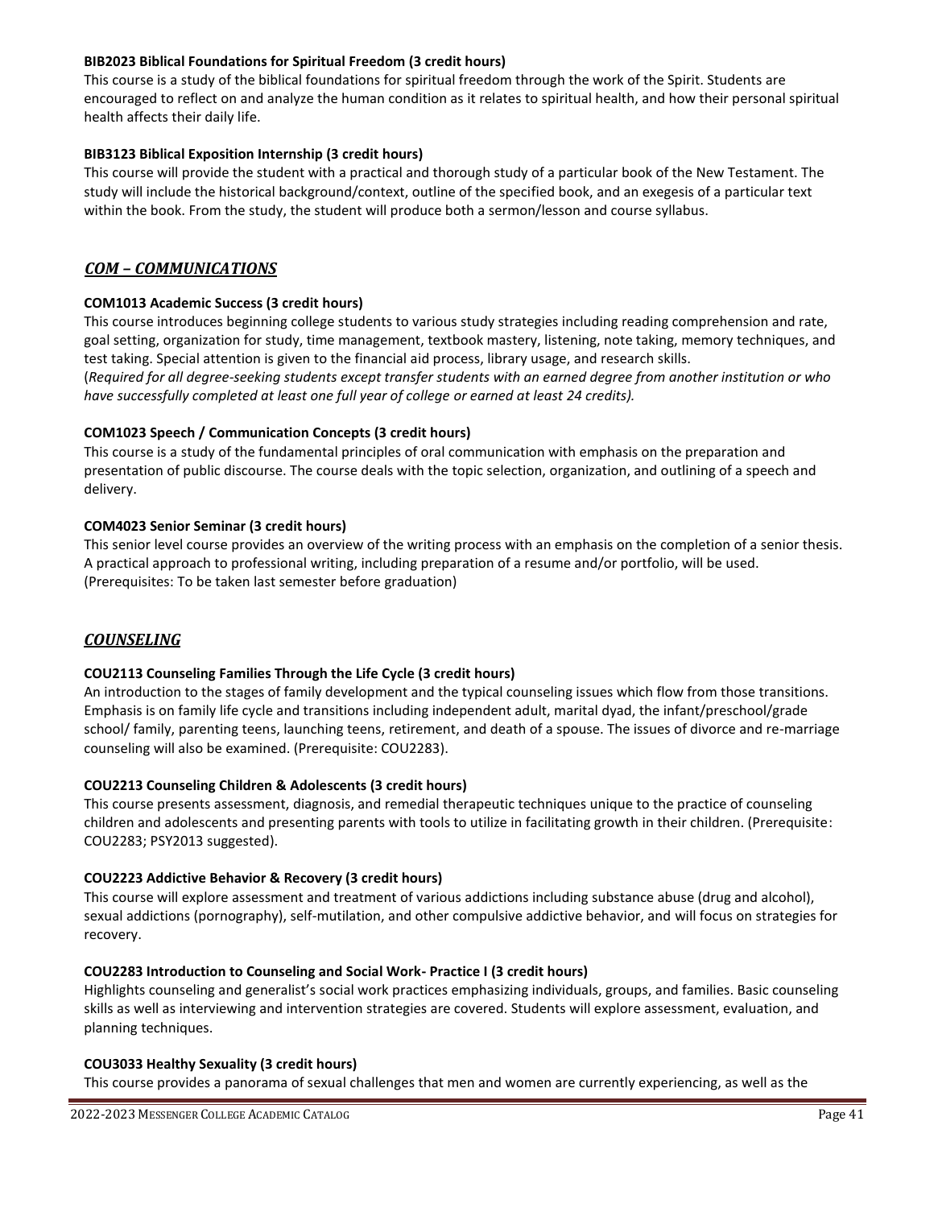**BIB2023 Biblical Foundations for Spiritual Freedom (3 credit hours)**
This course is a study of the biblical foundations for spiritual freedom through the work of the Spirit. Students are encouraged to reflect on and analyze the human condition as it relates to spiritual health, and how their personal spiritual health affects their daily life.

**BIB3123 Biblical Exposition Internship (3 credit hours)**
This course will provide the student with a practical and thorough study of a particular book of the New Testament. The study will include the historical background/context, outline of the specified book, and an exegesis of a particular text within the book. From the study, the student will produce both a sermon/lesson and course syllabus.

## ***COM – COMMUNICATIONS***

**COM1013 Academic Success (3 credit hours)**
This course introduces beginning college students to various study strategies including reading comprehension and rate, goal setting, organization for study, time management, textbook mastery, listening, note taking, memory techniques, and test taking. Special attention is given to the financial aid process, library usage, and research skills.
(*Required for all degree-seeking students except transfer students with an earned degree from another institution or who have successfully completed at least one full year of college or earned at least 24 credits).*

**COM1023 Speech / Communication Concepts (3 credit hours)**
This course is a study of the fundamental principles of oral communication with emphasis on the preparation and presentation of public discourse. The course deals with the topic selection, organization, and outlining of a speech and delivery.

**COM4023 Senior Seminar (3 credit hours)**
This senior level course provides an overview of the writing process with an emphasis on the completion of a senior thesis. A practical approach to professional writing, including preparation of a resume and/or portfolio, will be used. (Prerequisites: To be taken last semester before graduation)

## ***COUNSELING***

**COU2113 Counseling Families Through the Life Cycle (3 credit hours)**
An introduction to the stages of family development and the typical counseling issues which flow from those transitions. Emphasis is on family life cycle and transitions including independent adult, marital dyad, the infant/preschool/grade school/ family, parenting teens, launching teens, retirement, and death of a spouse. The issues of divorce and re-marriage counseling will also be examined. (Prerequisite: COU2283).

**COU2213 Counseling Children & Adolescents (3 credit hours)**
This course presents assessment, diagnosis, and remedial therapeutic techniques unique to the practice of counseling children and adolescents and presenting parents with tools to utilize in facilitating growth in their children. (Prerequisite: COU2283; PSY2013 suggested).

**COU2223 Addictive Behavior & Recovery (3 credit hours)**
This course will explore assessment and treatment of various addictions including substance abuse (drug and alcohol), sexual addictions (pornography), self-mutilation, and other compulsive addictive behavior, and will focus on strategies for recovery.

**COU2283 Introduction to Counseling and Social Work- Practice I (3 credit hours)**
Highlights counseling and generalist's social work practices emphasizing individuals, groups, and families. Basic counseling skills as well as interviewing and intervention strategies are covered. Students will explore assessment, evaluation, and planning techniques.

**COU3033 Healthy Sexuality (3 credit hours)**
This course provides a panorama of sexual challenges that men and women are currently experiencing, as well as the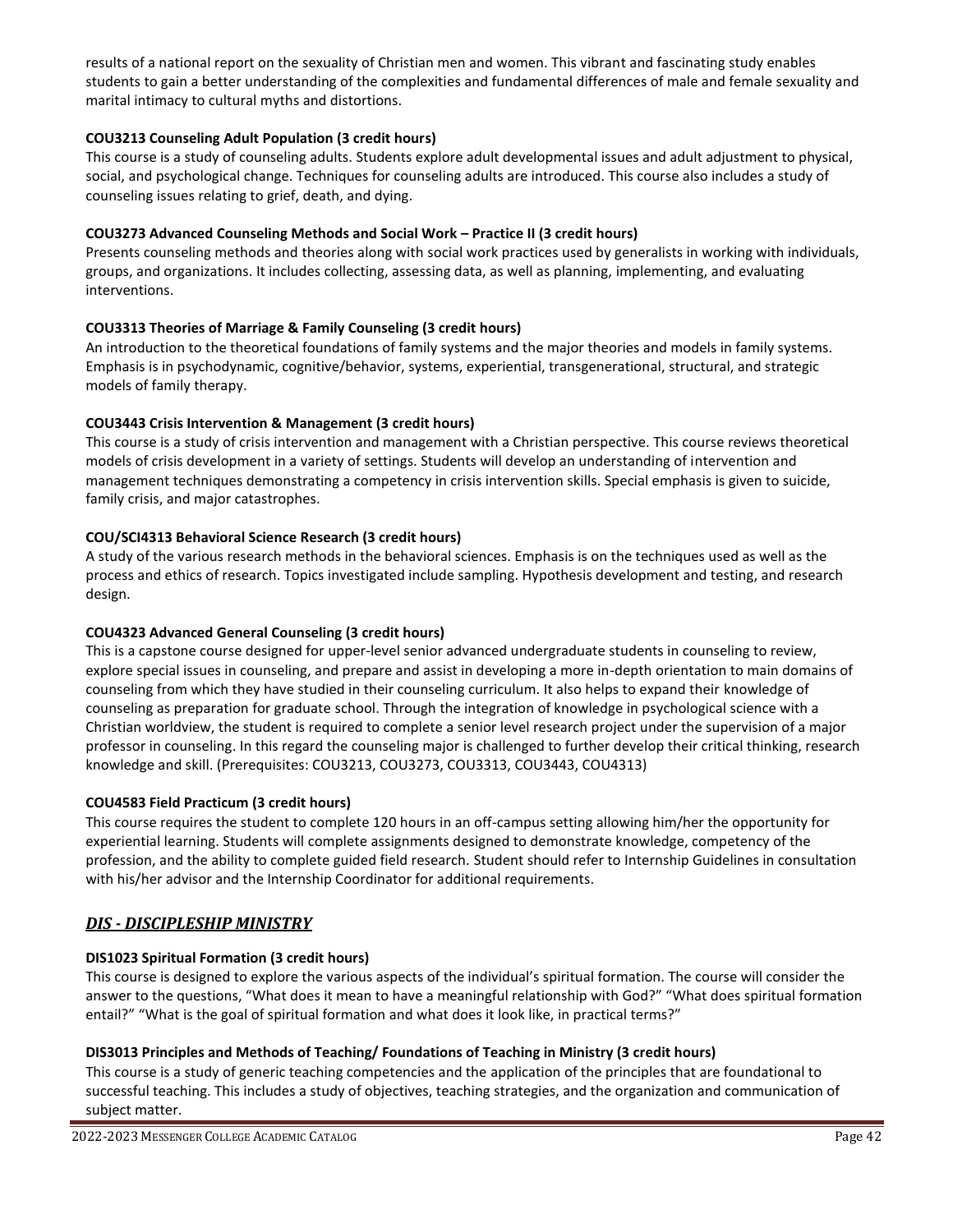results of a national report on the sexuality of Christian men and women. This vibrant and fascinating study enables students to gain a better understanding of the complexities and fundamental differences of male and female sexuality and marital intimacy to cultural myths and distortions.

**COU3213 Counseling Adult Population (3 credit hours)**
This course is a study of counseling adults. Students explore adult developmental issues and adult adjustment to physical, social, and psychological change. Techniques for counseling adults are introduced. This course also includes a study of counseling issues relating to grief, death, and dying.

**COU3273 Advanced Counseling Methods and Social Work – Practice II (3 credit hours)**
Presents counseling methods and theories along with social work practices used by generalists in working with individuals, groups, and organizations. It includes collecting, assessing data, as well as planning, implementing, and evaluating interventions.

**COU3313 Theories of Marriage & Family Counseling (3 credit hours)**
An introduction to the theoretical foundations of family systems and the major theories and models in family systems. Emphasis is in psychodynamic, cognitive/behavior, systems, experiential, transgenerational, structural, and strategic models of family therapy.

**COU3443 Crisis Intervention & Management (3 credit hours)**
This course is a study of crisis intervention and management with a Christian perspective. This course reviews theoretical models of crisis development in a variety of settings. Students will develop an understanding of intervention and management techniques demonstrating a competency in crisis intervention skills. Special emphasis is given to suicide, family crisis, and major catastrophes.

**COU/SCI4313 Behavioral Science Research (3 credit hours)**
A study of the various research methods in the behavioral sciences. Emphasis is on the techniques used as well as the process and ethics of research. Topics investigated include sampling. Hypothesis development and testing, and research design.

**COU4323 Advanced General Counseling (3 credit hours)**
This is a capstone course designed for upper-level senior advanced undergraduate students in counseling to review, explore special issues in counseling, and prepare and assist in developing a more in-depth orientation to main domains of counseling from which they have studied in their counseling curriculum. It also helps to expand their knowledge of counseling as preparation for graduate school. Through the integration of knowledge in psychological science with a Christian worldview, the student is required to complete a senior level research project under the supervision of a major professor in counseling. In this regard the counseling major is challenged to further develop their critical thinking, research knowledge and skill. (Prerequisites: COU3213, COU3273, COU3313, COU3443, COU4313)

**COU4583 Field Practicum (3 credit hours)**
This course requires the student to complete 120 hours in an off-campus setting allowing him/her the opportunity for experiential learning. Students will complete assignments designed to demonstrate knowledge, competency of the profession, and the ability to complete guided field research. Student should refer to Internship Guidelines in consultation with his/her advisor and the Internship Coordinator for additional requirements.

## *DIS - DISCIPLESHIP MINISTRY*

**DIS1023 Spiritual Formation (3 credit hours)**
This course is designed to explore the various aspects of the individual's spiritual formation. The course will consider the answer to the questions, "What does it mean to have a meaningful relationship with God?" "What does spiritual formation entail?" "What is the goal of spiritual formation and what does it look like, in practical terms?"

**DIS3013 Principles and Methods of Teaching/ Foundations of Teaching in Ministry (3 credit hours)**
This course is a study of generic teaching competencies and the application of the principles that are foundational to successful teaching. This includes a study of objectives, teaching strategies, and the organization and communication of subject matter.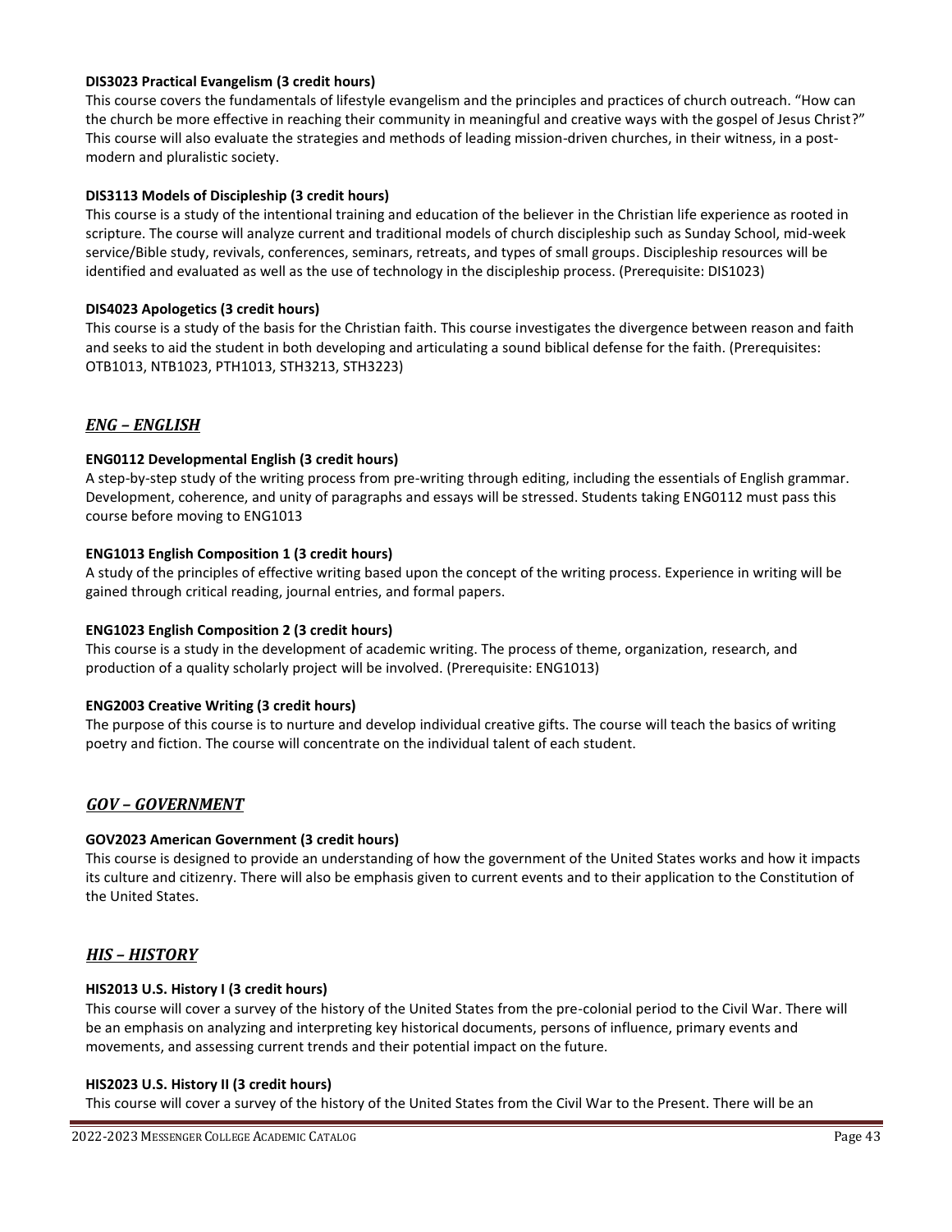**DIS3023 Practical Evangelism (3 credit hours)**
This course covers the fundamentals of lifestyle evangelism and the principles and practices of church outreach. "How can the church be more effective in reaching their community in meaningful and creative ways with the gospel of Jesus Christ?" This course will also evaluate the strategies and methods of leading mission-driven churches, in their witness, in a post-modern and pluralistic society.

**DIS3113 Models of Discipleship (3 credit hours)**
This course is a study of the intentional training and education of the believer in the Christian life experience as rooted in scripture. The course will analyze current and traditional models of church discipleship such as Sunday School, mid-week service/Bible study, revivals, conferences, seminars, retreats, and types of small groups. Discipleship resources will be identified and evaluated as well as the use of technology in the discipleship process. (Prerequisite: DIS1023)

**DIS4023 Apologetics (3 credit hours)**
This course is a study of the basis for the Christian faith. This course investigates the divergence between reason and faith and seeks to aid the student in both developing and articulating a sound biblical defense for the faith. (Prerequisites: OTB1013, NTB1023, PTH1013, STH3213, STH3223)

## *ENG – ENGLISH*

**ENG0112 Developmental English (3 credit hours)**
A step-by-step study of the writing process from pre-writing through editing, including the essentials of English grammar. Development, coherence, and unity of paragraphs and essays will be stressed. Students taking ENG0112 must pass this course before moving to ENG1013

**ENG1013 English Composition 1 (3 credit hours)**
A study of the principles of effective writing based upon the concept of the writing process. Experience in writing will be gained through critical reading, journal entries, and formal papers.

**ENG1023 English Composition 2 (3 credit hours)**
This course is a study in the development of academic writing. The process of theme, organization, research, and production of a quality scholarly project will be involved. (Prerequisite: ENG1013)

**ENG2003 Creative Writing (3 credit hours)**
The purpose of this course is to nurture and develop individual creative gifts. The course will teach the basics of writing poetry and fiction. The course will concentrate on the individual talent of each student.

## *GOV – GOVERNMENT*

**GOV2023 American Government (3 credit hours)**
This course is designed to provide an understanding of how the government of the United States works and how it impacts its culture and citizenry. There will also be emphasis given to current events and to their application to the Constitution of the United States.

## *HIS – HISTORY*

**HIS2013 U.S. History I (3 credit hours)**
This course will cover a survey of the history of the United States from the pre-colonial period to the Civil War. There will be an emphasis on analyzing and interpreting key historical documents, persons of influence, primary events and movements, and assessing current trends and their potential impact on the future.

**HIS2023 U.S. History II (3 credit hours)**
This course will cover a survey of the history of the United States from the Civil War to the Present. There will be an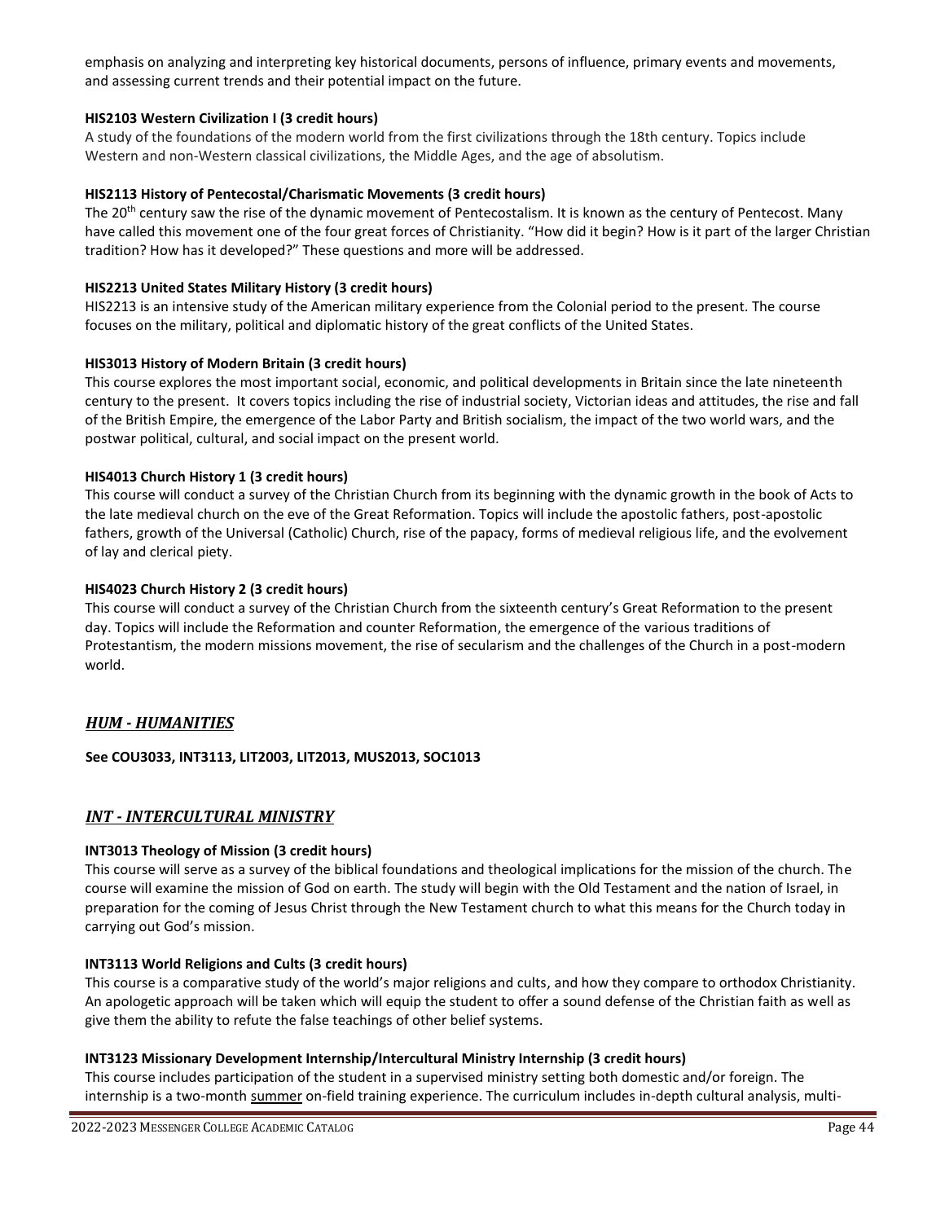emphasis on analyzing and interpreting key historical documents, persons of influence, primary events and movements, and assessing current trends and their potential impact on the future.

**HIS2103 Western Civilization I (3 credit hours)**

A study of the foundations of the modern world from the first civilizations through the 18th century. Topics include Western and non-Western classical civilizations, the Middle Ages, and the age of absolutism.

**HIS2113 History of Pentecostal/Charismatic Movements (3 credit hours)**

The 20th century saw the rise of the dynamic movement of Pentecostalism. It is known as the century of Pentecost. Many have called this movement one of the four great forces of Christianity. "How did it begin? How is it part of the larger Christian tradition? How has it developed?" These questions and more will be addressed.

**HIS2213 United States Military History (3 credit hours)**

HIS2213 is an intensive study of the American military experience from the Colonial period to the present. The course focuses on the military, political and diplomatic history of the great conflicts of the United States.

**HIS3013 History of Modern Britain (3 credit hours)**

This course explores the most important social, economic, and political developments in Britain since the late nineteenth century to the present. It covers topics including the rise of industrial society, Victorian ideas and attitudes, the rise and fall of the British Empire, the emergence of the Labor Party and British socialism, the impact of the two world wars, and the postwar political, cultural, and social impact on the present world.

**HIS4013 Church History 1 (3 credit hours)**

This course will conduct a survey of the Christian Church from its beginning with the dynamic growth in the book of Acts to the late medieval church on the eve of the Great Reformation. Topics will include the apostolic fathers, post-apostolic fathers, growth of the Universal (Catholic) Church, rise of the papacy, forms of medieval religious life, and the evolvement of lay and clerical piety.

**HIS4023 Church History 2 (3 credit hours)**

This course will conduct a survey of the Christian Church from the sixteenth century's Great Reformation to the present day. Topics will include the Reformation and counter Reformation, the emergence of the various traditions of Protestantism, the modern missions movement, the rise of secularism and the challenges of the Church in a post-modern world.

## *HUM - HUMANITIES*

**See COU3033, INT3113, LIT2003, LIT2013, MUS2013, SOC1013**

## *INT - INTERCULTURAL MINISTRY*

**INT3013 Theology of Mission (3 credit hours)**

This course will serve as a survey of the biblical foundations and theological implications for the mission of the church. The course will examine the mission of God on earth. The study will begin with the Old Testament and the nation of Israel, in preparation for the coming of Jesus Christ through the New Testament church to what this means for the Church today in carrying out God's mission.

**INT3113 World Religions and Cults (3 credit hours)**

This course is a comparative study of the world's major religions and cults, and how they compare to orthodox Christianity. An apologetic approach will be taken which will equip the student to offer a sound defense of the Christian faith as well as give them the ability to refute the false teachings of other belief systems.

**INT3123 Missionary Development Internship/Intercultural Ministry Internship (3 credit hours)**

This course includes participation of the student in a supervised ministry setting both domestic and/or foreign. The internship is a two-month summer on-field training experience. The curriculum includes in-depth cultural analysis, multi-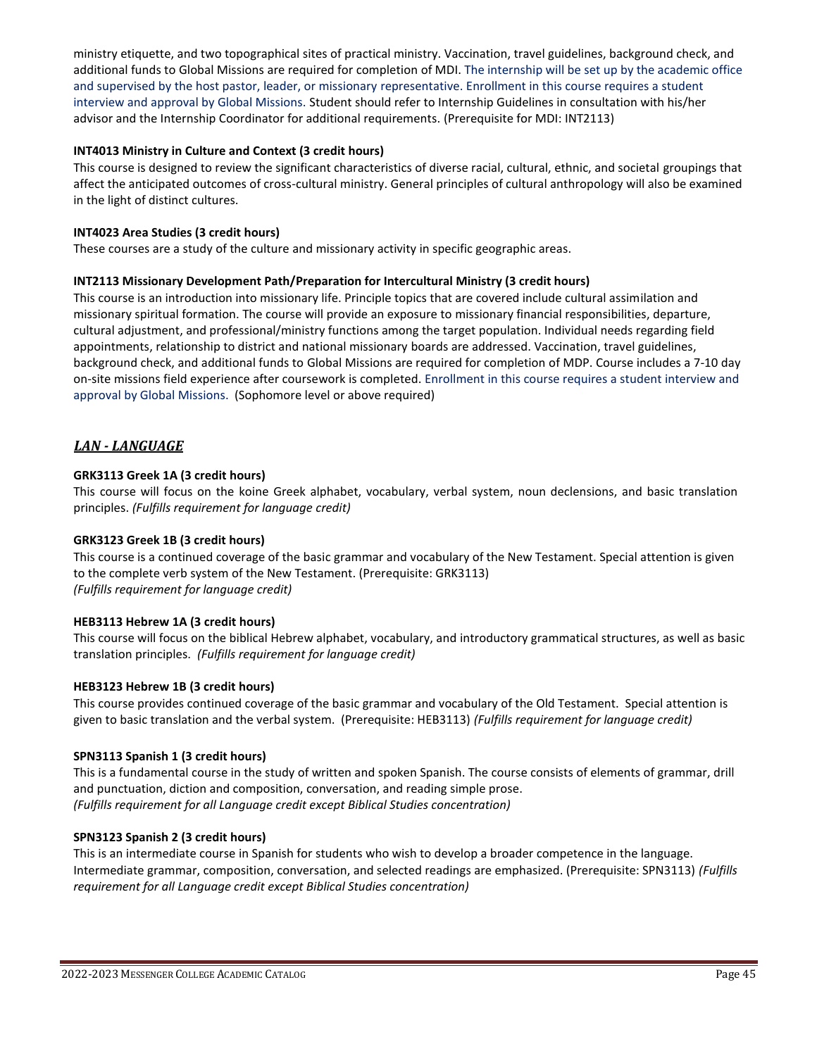ministry etiquette, and two topographical sites of practical ministry. Vaccination, travel guidelines, background check, and additional funds to Global Missions are required for completion of MDI. The internship will be set up by the academic office and supervised by the host pastor, leader, or missionary representative. Enrollment in this course requires a student interview and approval by Global Missions. Student should refer to Internship Guidelines in consultation with his/her advisor and the Internship Coordinator for additional requirements. (Prerequisite for MDI: INT2113)

**INT4013 Ministry in Culture and Context (3 credit hours)**
This course is designed to review the significant characteristics of diverse racial, cultural, ethnic, and societal groupings that affect the anticipated outcomes of cross-cultural ministry. General principles of cultural anthropology will also be examined in the light of distinct cultures.

**INT4023 Area Studies (3 credit hours)**
These courses are a study of the culture and missionary activity in specific geographic areas.

**INT2113 Missionary Development Path/Preparation for Intercultural Ministry (3 credit hours)**
This course is an introduction into missionary life. Principle topics that are covered include cultural assimilation and missionary spiritual formation. The course will provide an exposure to missionary financial responsibilities, departure, cultural adjustment, and professional/ministry functions among the target population. Individual needs regarding field appointments, relationship to district and national missionary boards are addressed. Vaccination, travel guidelines, background check, and additional funds to Global Missions are required for completion of MDP. Course includes a 7-10 day on-site missions field experience after coursework is completed. Enrollment in this course requires a student interview and approval by Global Missions. (Sophomore level or above required)

## *LAN - LANGUAGE*

**GRK3113 Greek 1A (3 credit hours)**
This course will focus on the koine Greek alphabet, vocabulary, verbal system, noun declensions, and basic translation principles. *(Fulfills requirement for language credit)*

**GRK3123 Greek 1B (3 credit hours)**
This course is a continued coverage of the basic grammar and vocabulary of the New Testament. Special attention is given to the complete verb system of the New Testament. (Prerequisite: GRK3113)
*(Fulfills requirement for language credit)*

**HEB3113 Hebrew 1A (3 credit hours)**
This course will focus on the biblical Hebrew alphabet, vocabulary, and introductory grammatical structures, as well as basic translation principles. *(Fulfills requirement for language credit)*

**HEB3123 Hebrew 1B (3 credit hours)**
This course provides continued coverage of the basic grammar and vocabulary of the Old Testament. Special attention is given to basic translation and the verbal system. (Prerequisite: HEB3113) *(Fulfills requirement for language credit)*

**SPN3113 Spanish 1 (3 credit hours)**
This is a fundamental course in the study of written and spoken Spanish. The course consists of elements of grammar, drill and punctuation, diction and composition, conversation, and reading simple prose.
*(Fulfills requirement for all Language credit except Biblical Studies concentration)*

**SPN3123 Spanish 2 (3 credit hours)**
This is an intermediate course in Spanish for students who wish to develop a broader competence in the language. Intermediate grammar, composition, conversation, and selected readings are emphasized. (Prerequisite: SPN3113) *(Fulfills requirement for all Language credit except Biblical Studies concentration)*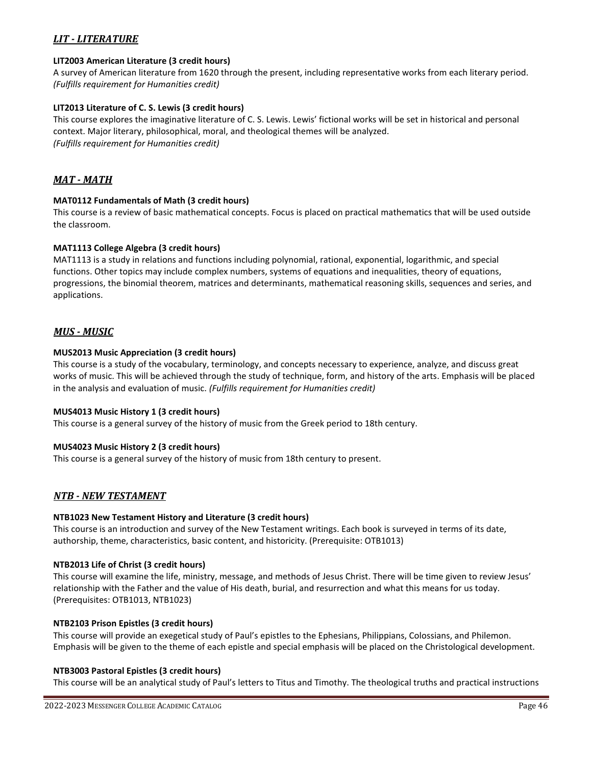## *LIT - LITERATURE*

**LIT2003 American Literature (3 credit hours)**
A survey of American literature from 1620 through the present, including representative works from each literary period.
*(Fulfills requirement for Humanities credit)*

**LIT2013 Literature of C. S. Lewis (3 credit hours)**
This course explores the imaginative literature of C. S. Lewis. Lewis' fictional works will be set in historical and personal context. Major literary, philosophical, moral, and theological themes will be analyzed.
*(Fulfills requirement for Humanities credit)*

## *MAT - MATH*

**MAT0112 Fundamentals of Math (3 credit hours)**
This course is a review of basic mathematical concepts. Focus is placed on practical mathematics that will be used outside the classroom.

**MAT1113 College Algebra (3 credit hours)**
MAT1113 is a study in relations and functions including polynomial, rational, exponential, logarithmic, and special functions. Other topics may include complex numbers, systems of equations and inequalities, theory of equations, progressions, the binomial theorem, matrices and determinants, mathematical reasoning skills, sequences and series, and applications.

## *MUS - MUSIC*

**MUS2013 Music Appreciation (3 credit hours)**
This course is a study of the vocabulary, terminology, and concepts necessary to experience, analyze, and discuss great works of music. This will be achieved through the study of technique, form, and history of the arts. Emphasis will be placed in the analysis and evaluation of music. *(Fulfills requirement for Humanities credit)*

**MUS4013 Music History 1 (3 credit hours)**
This course is a general survey of the history of music from the Greek period to 18th century.

**MUS4023 Music History 2 (3 credit hours)**
This course is a general survey of the history of music from 18th century to present.

## *NTB - NEW TESTAMENT*

**NTB1023 New Testament History and Literature (3 credit hours)**
This course is an introduction and survey of the New Testament writings. Each book is surveyed in terms of its date, authorship, theme, characteristics, basic content, and historicity. (Prerequisite: OTB1013)

**NTB2013 Life of Christ (3 credit hours)**
This course will examine the life, ministry, message, and methods of Jesus Christ. There will be time given to review Jesus' relationship with the Father and the value of His death, burial, and resurrection and what this means for us today. (Prerequisites: OTB1013, NTB1023)

**NTB2103 Prison Epistles (3 credit hours)**
This course will provide an exegetical study of Paul's epistles to the Ephesians, Philippians, Colossians, and Philemon. Emphasis will be given to the theme of each epistle and special emphasis will be placed on the Christological development.

**NTB3003 Pastoral Epistles (3 credit hours)**
This course will be an analytical study of Paul's letters to Titus and Timothy. The theological truths and practical instructions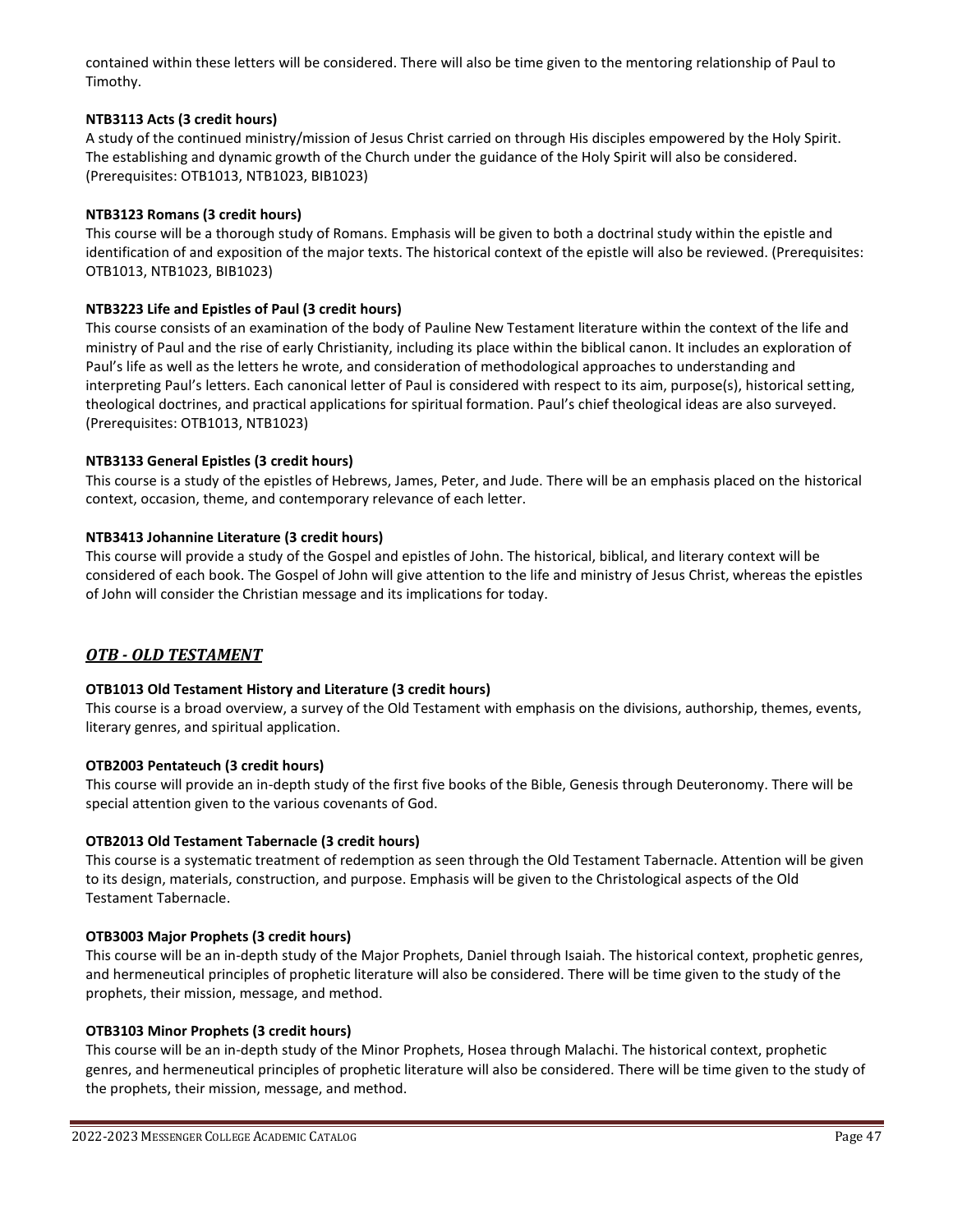contained within these letters will be considered. There will also be time given to the mentoring relationship of Paul to Timothy.

**NTB3113 Acts (3 credit hours)**
A study of the continued ministry/mission of Jesus Christ carried on through His disciples empowered by the Holy Spirit. The establishing and dynamic growth of the Church under the guidance of the Holy Spirit will also be considered. (Prerequisites: OTB1013, NTB1023, BIB1023)

**NTB3123 Romans (3 credit hours)**
This course will be a thorough study of Romans. Emphasis will be given to both a doctrinal study within the epistle and identification of and exposition of the major texts. The historical context of the epistle will also be reviewed. (Prerequisites: OTB1013, NTB1023, BIB1023)

**NTB3223 Life and Epistles of Paul (3 credit hours)**
This course consists of an examination of the body of Pauline New Testament literature within the context of the life and ministry of Paul and the rise of early Christianity, including its place within the biblical canon. It includes an exploration of Paul's life as well as the letters he wrote, and consideration of methodological approaches to understanding and interpreting Paul's letters. Each canonical letter of Paul is considered with respect to its aim, purpose(s), historical setting, theological doctrines, and practical applications for spiritual formation. Paul's chief theological ideas are also surveyed. (Prerequisites: OTB1013, NTB1023)

**NTB3133 General Epistles (3 credit hours)**
This course is a study of the epistles of Hebrews, James, Peter, and Jude. There will be an emphasis placed on the historical context, occasion, theme, and contemporary relevance of each letter.

**NTB3413 Johannine Literature (3 credit hours)**
This course will provide a study of the Gospel and epistles of John. The historical, biblical, and literary context will be considered of each book. The Gospel of John will give attention to the life and ministry of Jesus Christ, whereas the epistles of John will consider the Christian message and its implications for today.

## *OTB - OLD TESTAMENT*

**OTB1013 Old Testament History and Literature (3 credit hours)**
This course is a broad overview, a survey of the Old Testament with emphasis on the divisions, authorship, themes, events, literary genres, and spiritual application.

**OTB2003 Pentateuch (3 credit hours)**
This course will provide an in-depth study of the first five books of the Bible, Genesis through Deuteronomy. There will be special attention given to the various covenants of God.

**OTB2013 Old Testament Tabernacle (3 credit hours)**
This course is a systematic treatment of redemption as seen through the Old Testament Tabernacle. Attention will be given to its design, materials, construction, and purpose. Emphasis will be given to the Christological aspects of the Old Testament Tabernacle.

**OTB3003 Major Prophets (3 credit hours)**
This course will be an in-depth study of the Major Prophets, Daniel through Isaiah. The historical context, prophetic genres, and hermeneutical principles of prophetic literature will also be considered. There will be time given to the study of the prophets, their mission, message, and method.

**OTB3103 Minor Prophets (3 credit hours)**
This course will be an in-depth study of the Minor Prophets, Hosea through Malachi. The historical context, prophetic genres, and hermeneutical principles of prophetic literature will also be considered. There will be time given to the study of the prophets, their mission, message, and method.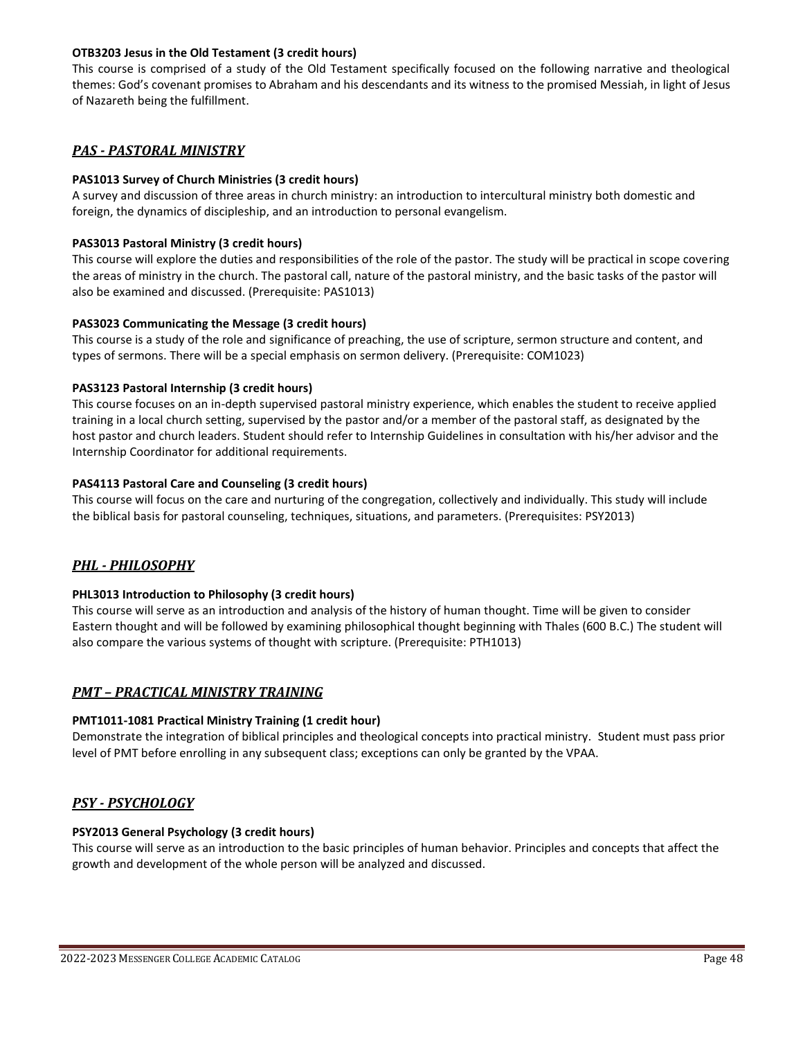**OTB3203 Jesus in the Old Testament (3 credit hours)**
This course is comprised of a study of the Old Testament specifically focused on the following narrative and theological themes: God's covenant promises to Abraham and his descendants and its witness to the promised Messiah, in light of Jesus of Nazareth being the fulfillment.

## *PAS - PASTORAL MINISTRY*

**PAS1013 Survey of Church Ministries (3 credit hours)**
A survey and discussion of three areas in church ministry: an introduction to intercultural ministry both domestic and foreign, the dynamics of discipleship, and an introduction to personal evangelism.

**PAS3013 Pastoral Ministry (3 credit hours)**
This course will explore the duties and responsibilities of the role of the pastor. The study will be practical in scope covering the areas of ministry in the church. The pastoral call, nature of the pastoral ministry, and the basic tasks of the pastor will also be examined and discussed. (Prerequisite: PAS1013)

**PAS3023 Communicating the Message (3 credit hours)**
This course is a study of the role and significance of preaching, the use of scripture, sermon structure and content, and types of sermons. There will be a special emphasis on sermon delivery. (Prerequisite: COM1023)

**PAS3123 Pastoral Internship (3 credit hours)**
This course focuses on an in-depth supervised pastoral ministry experience, which enables the student to receive applied training in a local church setting, supervised by the pastor and/or a member of the pastoral staff, as designated by the host pastor and church leaders. Student should refer to Internship Guidelines in consultation with his/her advisor and the Internship Coordinator for additional requirements.

**PAS4113 Pastoral Care and Counseling (3 credit hours)**
This course will focus on the care and nurturing of the congregation, collectively and individually. This study will include the biblical basis for pastoral counseling, techniques, situations, and parameters. (Prerequisites: PSY2013)

## *PHL - PHILOSOPHY*

**PHL3013 Introduction to Philosophy (3 credit hours)**
This course will serve as an introduction and analysis of the history of human thought. Time will be given to consider Eastern thought and will be followed by examining philosophical thought beginning with Thales (600 B.C.) The student will also compare the various systems of thought with scripture. (Prerequisite: PTH1013)

## *PMT – PRACTICAL MINISTRY TRAINING*

**PMT1011-1081 Practical Ministry Training (1 credit hour)**
Demonstrate the integration of biblical principles and theological concepts into practical ministry. Student must pass prior level of PMT before enrolling in any subsequent class; exceptions can only be granted by the VPAA.

## *PSY - PSYCHOLOGY*

**PSY2013 General Psychology (3 credit hours)**
This course will serve as an introduction to the basic principles of human behavior. Principles and concepts that affect the growth and development of the whole person will be analyzed and discussed.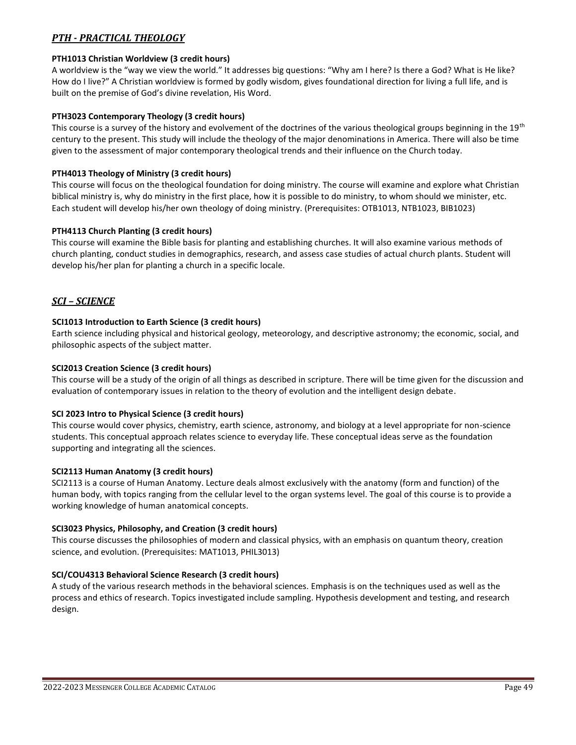## *PTH - PRACTICAL THEOLOGY*

**PTH1013 Christian Worldview (3 credit hours)**

A worldview is the "way we view the world." It addresses big questions: "Why am I here? Is there a God? What is He like? How do I live?" A Christian worldview is formed by godly wisdom, gives foundational direction for living a full life, and is built on the premise of God's divine revelation, His Word.

**PTH3023 Contemporary Theology (3 credit hours)**

This course is a survey of the history and evolvement of the doctrines of the various theological groups beginning in the 19th century to the present. This study will include the theology of the major denominations in America. There will also be time given to the assessment of major contemporary theological trends and their influence on the Church today.

**PTH4013 Theology of Ministry (3 credit hours)**

This course will focus on the theological foundation for doing ministry. The course will examine and explore what Christian biblical ministry is, why do ministry in the first place, how it is possible to do ministry, to whom should we minister, etc. Each student will develop his/her own theology of doing ministry. (Prerequisites: OTB1013, NTB1023, BIB1023)

**PTH4113 Church Planting (3 credit hours)**

This course will examine the Bible basis for planting and establishing churches. It will also examine various methods of church planting, conduct studies in demographics, research, and assess case studies of actual church plants. Student will develop his/her plan for planting a church in a specific locale.

## *SCI – SCIENCE*

**SCI1013 Introduction to Earth Science (3 credit hours)**

Earth science including physical and historical geology, meteorology, and descriptive astronomy; the economic, social, and philosophic aspects of the subject matter.

**SCI2013 Creation Science (3 credit hours)**

This course will be a study of the origin of all things as described in scripture. There will be time given for the discussion and evaluation of contemporary issues in relation to the theory of evolution and the intelligent design debate.

**SCI 2023 Intro to Physical Science (3 credit hours)**

This course would cover physics, chemistry, earth science, astronomy, and biology at a level appropriate for non-science students. This conceptual approach relates science to everyday life. These conceptual ideas serve as the foundation supporting and integrating all the sciences.

**SCI2113 Human Anatomy (3 credit hours)**

SCI2113 is a course of Human Anatomy. Lecture deals almost exclusively with the anatomy (form and function) of the human body, with topics ranging from the cellular level to the organ systems level. The goal of this course is to provide a working knowledge of human anatomical concepts.

**SCI3023 Physics, Philosophy, and Creation (3 credit hours)**

This course discusses the philosophies of modern and classical physics, with an emphasis on quantum theory, creation science, and evolution. (Prerequisites: MAT1013, PHIL3013)

**SCI/COU4313 Behavioral Science Research (3 credit hours)**

A study of the various research methods in the behavioral sciences. Emphasis is on the techniques used as well as the process and ethics of research. Topics investigated include sampling. Hypothesis development and testing, and research design.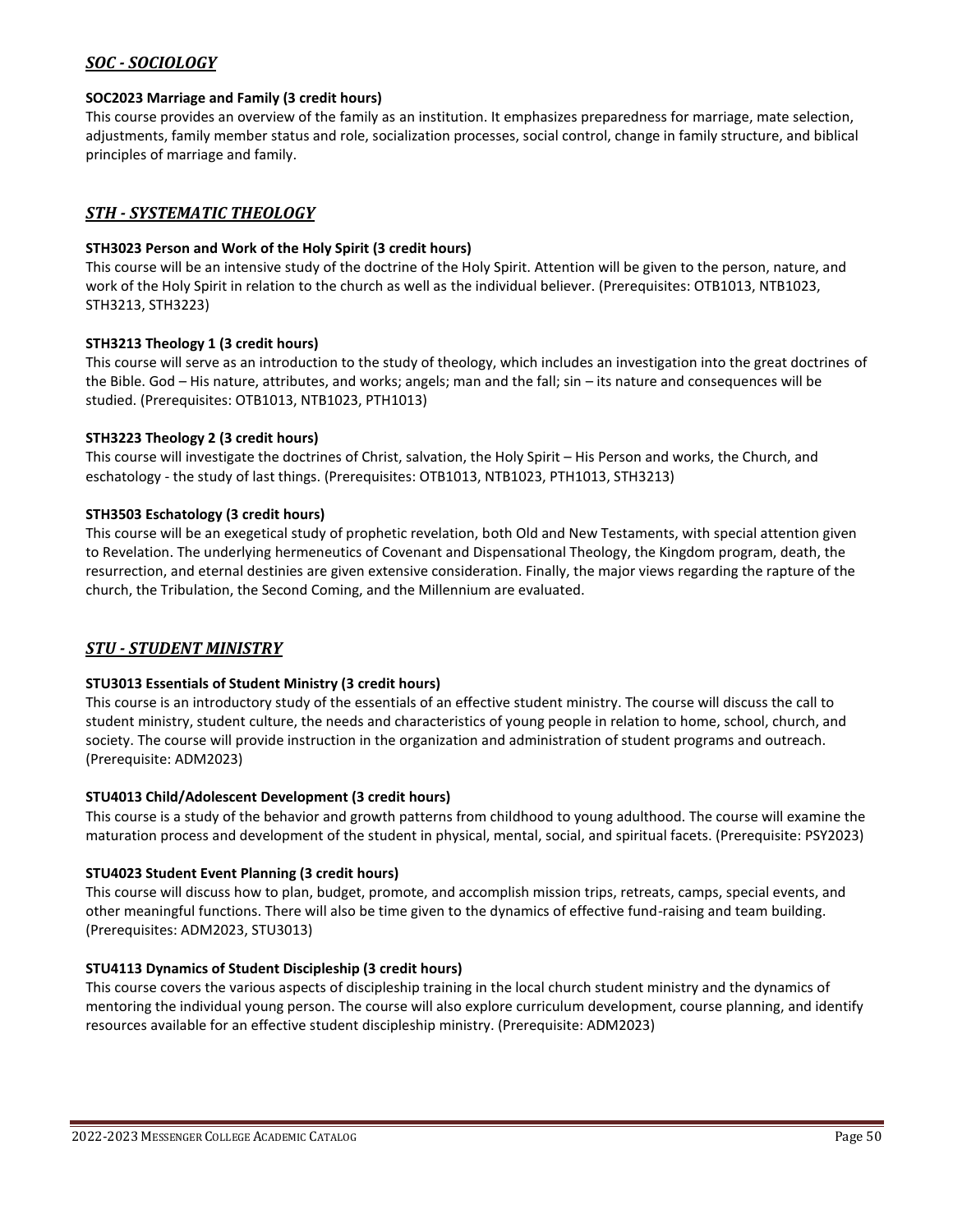## *SOC - SOCIOLOGY*

**SOC2023 Marriage and Family (3 credit hours)**
This course provides an overview of the family as an institution. It emphasizes preparedness for marriage, mate selection, adjustments, family member status and role, socialization processes, social control, change in family structure, and biblical principles of marriage and family.

## *STH - SYSTEMATIC THEOLOGY*

**STH3023 Person and Work of the Holy Spirit (3 credit hours)**
This course will be an intensive study of the doctrine of the Holy Spirit. Attention will be given to the person, nature, and work of the Holy Spirit in relation to the church as well as the individual believer. (Prerequisites: OTB1013, NTB1023, STH3213, STH3223)

**STH3213 Theology 1 (3 credit hours)**
This course will serve as an introduction to the study of theology, which includes an investigation into the great doctrines of the Bible. God – His nature, attributes, and works; angels; man and the fall; sin – its nature and consequences will be studied. (Prerequisites: OTB1013, NTB1023, PTH1013)

**STH3223 Theology 2 (3 credit hours)**
This course will investigate the doctrines of Christ, salvation, the Holy Spirit – His Person and works, the Church, and eschatology - the study of last things. (Prerequisites: OTB1013, NTB1023, PTH1013, STH3213)

**STH3503 Eschatology (3 credit hours)**
This course will be an exegetical study of prophetic revelation, both Old and New Testaments, with special attention given to Revelation. The underlying hermeneutics of Covenant and Dispensational Theology, the Kingdom program, death, the resurrection, and eternal destinies are given extensive consideration. Finally, the major views regarding the rapture of the church, the Tribulation, the Second Coming, and the Millennium are evaluated.

## *STU - STUDENT MINISTRY*

**STU3013 Essentials of Student Ministry (3 credit hours)**
This course is an introductory study of the essentials of an effective student ministry. The course will discuss the call to student ministry, student culture, the needs and characteristics of young people in relation to home, school, church, and society. The course will provide instruction in the organization and administration of student programs and outreach. (Prerequisite: ADM2023)

**STU4013 Child/Adolescent Development (3 credit hours)**
This course is a study of the behavior and growth patterns from childhood to young adulthood. The course will examine the maturation process and development of the student in physical, mental, social, and spiritual facets. (Prerequisite: PSY2023)

**STU4023 Student Event Planning (3 credit hours)**
This course will discuss how to plan, budget, promote, and accomplish mission trips, retreats, camps, special events, and other meaningful functions. There will also be time given to the dynamics of effective fund-raising and team building. (Prerequisites: ADM2023, STU3013)

**STU4113 Dynamics of Student Discipleship (3 credit hours)**
This course covers the various aspects of discipleship training in the local church student ministry and the dynamics of mentoring the individual young person. The course will also explore curriculum development, course planning, and identify resources available for an effective student discipleship ministry. (Prerequisite: ADM2023)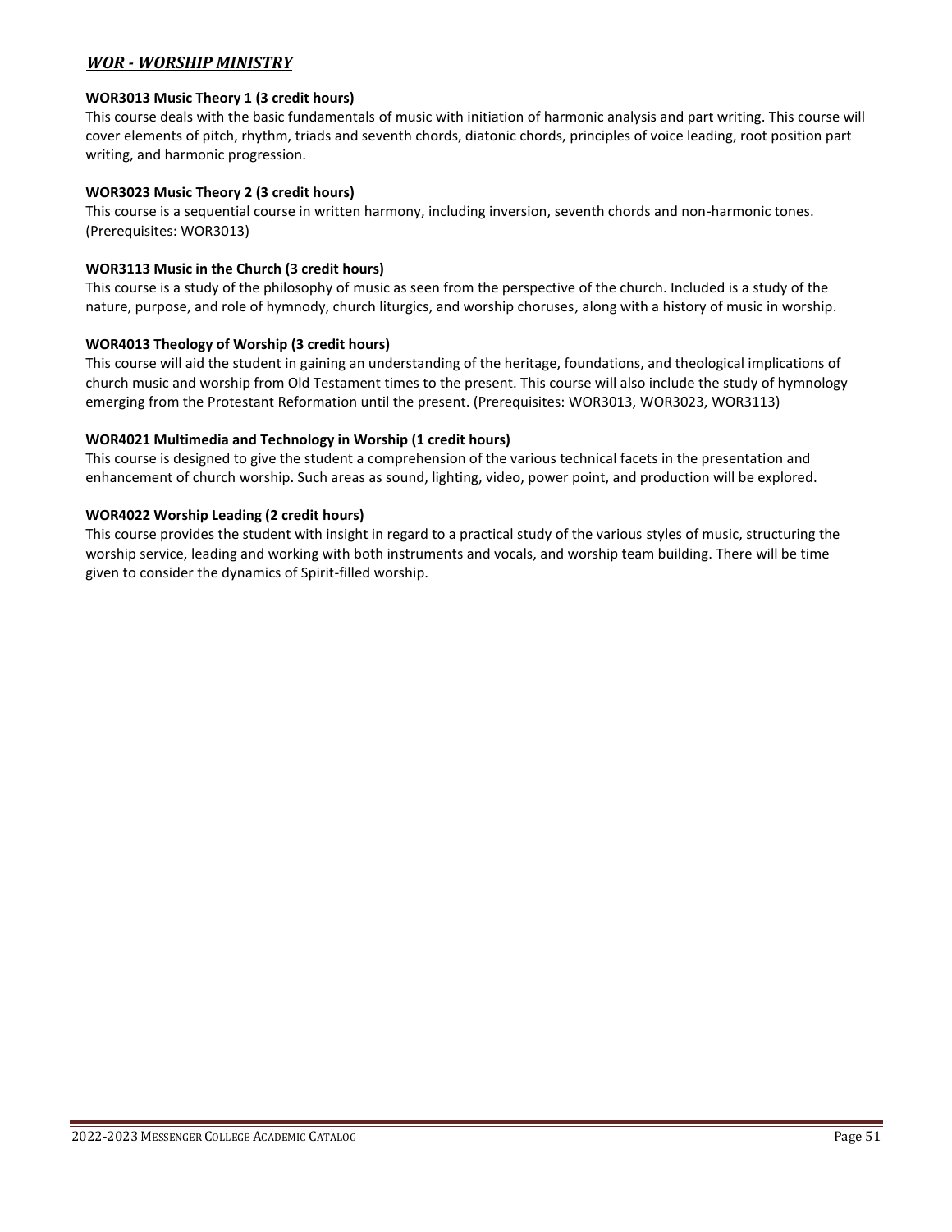## ***WOR - WORSHIP MINISTRY***

**WOR3013 Music Theory 1 (3 credit hours)**
This course deals with the basic fundamentals of music with initiation of harmonic analysis and part writing. This course will cover elements of pitch, rhythm, triads and seventh chords, diatonic chords, principles of voice leading, root position part writing, and harmonic progression.

**WOR3023 Music Theory 2 (3 credit hours)**
This course is a sequential course in written harmony, including inversion, seventh chords and non-harmonic tones. (Prerequisites: WOR3013)

**WOR3113 Music in the Church (3 credit hours)**
This course is a study of the philosophy of music as seen from the perspective of the church. Included is a study of the nature, purpose, and role of hymnody, church liturgics, and worship choruses, along with a history of music in worship.

**WOR4013 Theology of Worship (3 credit hours)**
This course will aid the student in gaining an understanding of the heritage, foundations, and theological implications of church music and worship from Old Testament times to the present. This course will also include the study of hymnology emerging from the Protestant Reformation until the present. (Prerequisites: WOR3013, WOR3023, WOR3113)

**WOR4021 Multimedia and Technology in Worship (1 credit hours)**
This course is designed to give the student a comprehension of the various technical facets in the presentation and enhancement of church worship. Such areas as sound, lighting, video, power point, and production will be explored.

**WOR4022 Worship Leading (2 credit hours)**
This course provides the student with insight in regard to a practical study of the various styles of music, structuring the worship service, leading and working with both instruments and vocals, and worship team building. There will be time given to consider the dynamics of Spirit-filled worship.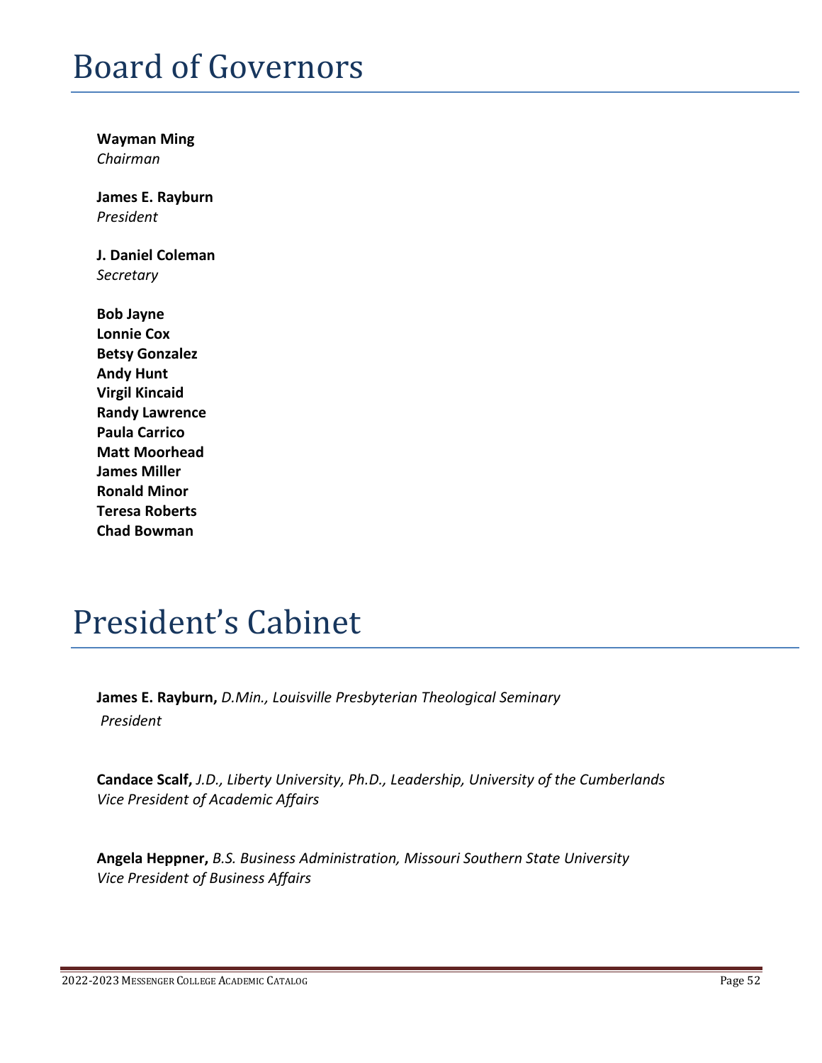# Board of Governors

**Wayman Ming**
*Chairman*

**James E. Rayburn**
*President*

**J. Daniel Coleman**
*Secretary*

**Bob Jayne**
**Lonnie Cox**
**Betsy Gonzalez**
**Andy Hunt**
**Virgil Kincaid**
**Randy Lawrence**
**Paula Carrico**
**Matt Moorhead**
**James Miller**
**Ronald Minor**
**Teresa Roberts**
**Chad Bowman**

# President's Cabinet

**James E. Rayburn,** *D.Min., Louisville Presbyterian Theological Seminary*
*President*

**Candace Scalf,** *J.D., Liberty University, Ph.D., Leadership, University of the Cumberlands*
*Vice President of Academic Affairs*

**Angela Heppner,** *B.S. Business Administration, Missouri Southern State University*
*Vice President of Business Affairs*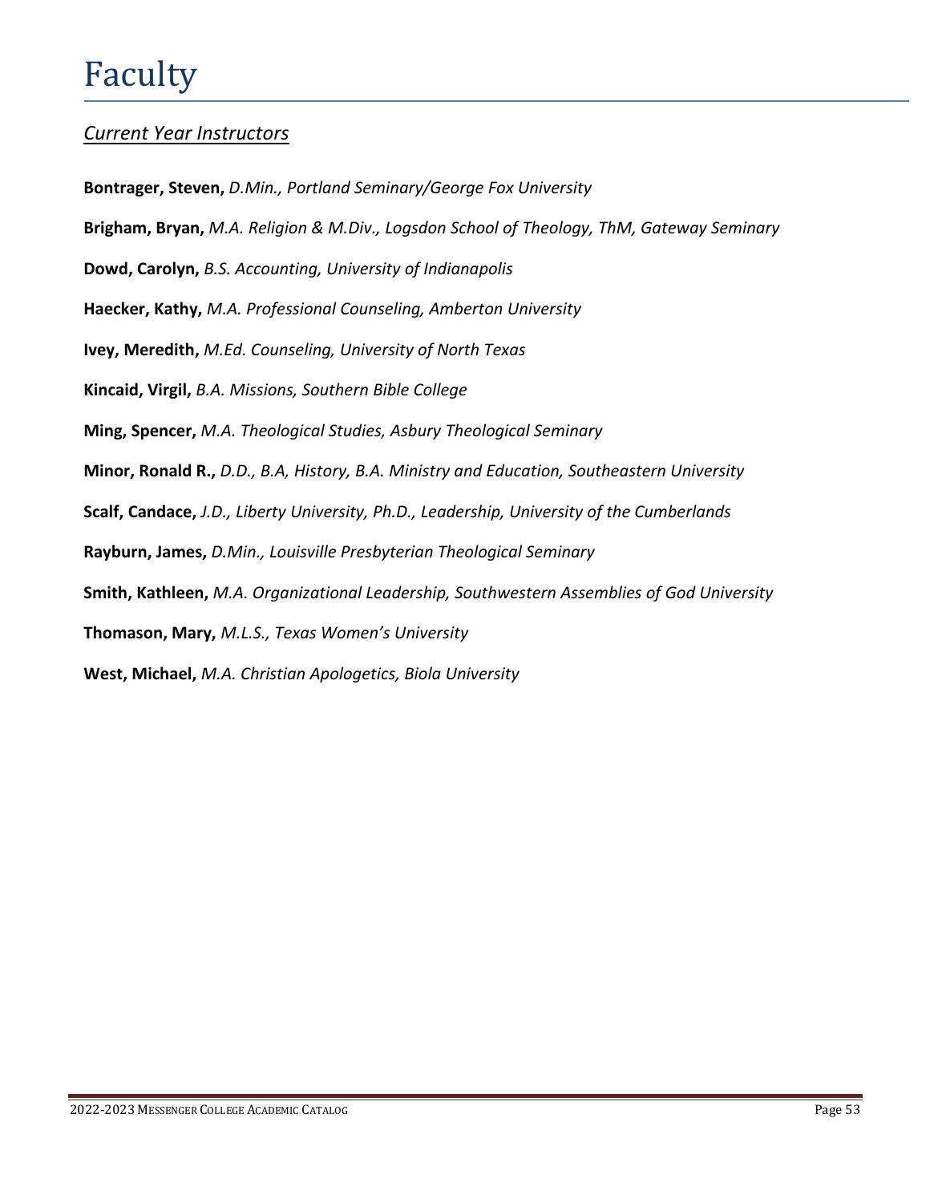# Faculty

## *Current Year Instructors*

**Bontrager, Steven,** *D.Min., Portland Seminary/George Fox University*

**Brigham, Bryan,** *M.A. Religion & M.Div., Logsdon School of Theology, ThM, Gateway Seminary*

**Dowd, Carolyn,** *B.S. Accounting, University of Indianapolis*

**Haecker, Kathy,** *M.A. Professional Counseling, Amberton University*

**Ivey, Meredith,** *M.Ed. Counseling, University of North Texas*

**Kincaid, Virgil,** *B.A. Missions, Southern Bible College*

**Ming, Spencer,** *M.A. Theological Studies, Asbury Theological Seminary*

**Minor, Ronald R.,** *D.D., B.A, History, B.A. Ministry and Education, Southeastern University*

**Scalf, Candace,** *J.D., Liberty University, Ph.D., Leadership, University of the Cumberlands*

**Rayburn, James,** *D.Min., Louisville Presbyterian Theological Seminary*

**Smith, Kathleen,** *M.A. Organizational Leadership, Southwestern Assemblies of God University*

**Thomason, Mary,** *M.L.S., Texas Women's University*

**West, Michael,** *M.A. Christian Apologetics, Biola University*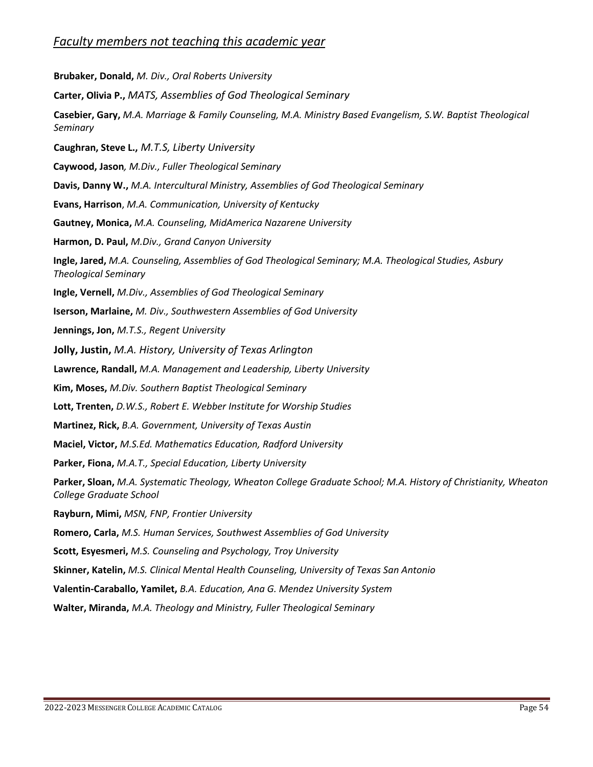## *Faculty members not teaching this academic year*

**Brubaker, Donald,** *M. Div., Oral Roberts University*

**Carter, Olivia P.,** *MATS, Assemblies of God Theological Seminary*

**Casebier, Gary,** *M.A. Marriage & Family Counseling, M.A. Ministry Based Evangelism, S.W. Baptist Theological Seminary*

**Caughran, Steve L.,** *M.T.S, Liberty University*

**Caywood, Jason***, M.Div., Fuller Theological Seminary*

**Davis, Danny W.,** *M.A. Intercultural Ministry, Assemblies of God Theological Seminary*

**Evans, Harrison**, *M.A. Communication, University of Kentucky*

**Gautney, Monica,** *M.A. Counseling, MidAmerica Nazarene University*

**Harmon, D. Paul,** *M.Div., Grand Canyon University*

**Ingle, Jared,** *M.A. Counseling, Assemblies of God Theological Seminary; M.A. Theological Studies, Asbury Theological Seminary*

**Ingle, Vernell,** *M.Div., Assemblies of God Theological Seminary*

**Iserson, Marlaine,** *M. Div., Southwestern Assemblies of God University*

**Jennings, Jon,** *M.T.S., Regent University*

**Jolly, Justin,** *M.A. History, University of Texas Arlington*

**Lawrence, Randall,** *M.A. Management and Leadership, Liberty University*

**Kim, Moses,** *M.Div. Southern Baptist Theological Seminary*

**Lott, Trenten,** *D.W.S., Robert E. Webber Institute for Worship Studies*

**Martinez, Rick,** *B.A. Government, University of Texas Austin*

**Maciel, Victor,** *M.S.Ed. Mathematics Education, Radford University*

**Parker, Fiona,** *M.A.T., Special Education, Liberty University*

**Parker, Sloan,** *M.A. Systematic Theology, Wheaton College Graduate School; M.A. History of Christianity, Wheaton College Graduate School*

**Rayburn, Mimi,** *MSN, FNP, Frontier University*

**Romero, Carla,** *M.S. Human Services, Southwest Assemblies of God University*

**Scott, Esyesmeri,** *M.S. Counseling and Psychology, Troy University*

**Skinner, Katelin,** *M.S. Clinical Mental Health Counseling, University of Texas San Antonio*

**Valentin-Caraballo, Yamilet,** *B.A. Education, Ana G. Mendez University System*

**Walter, Miranda,** *M.A. Theology and Ministry, Fuller Theological Seminary*